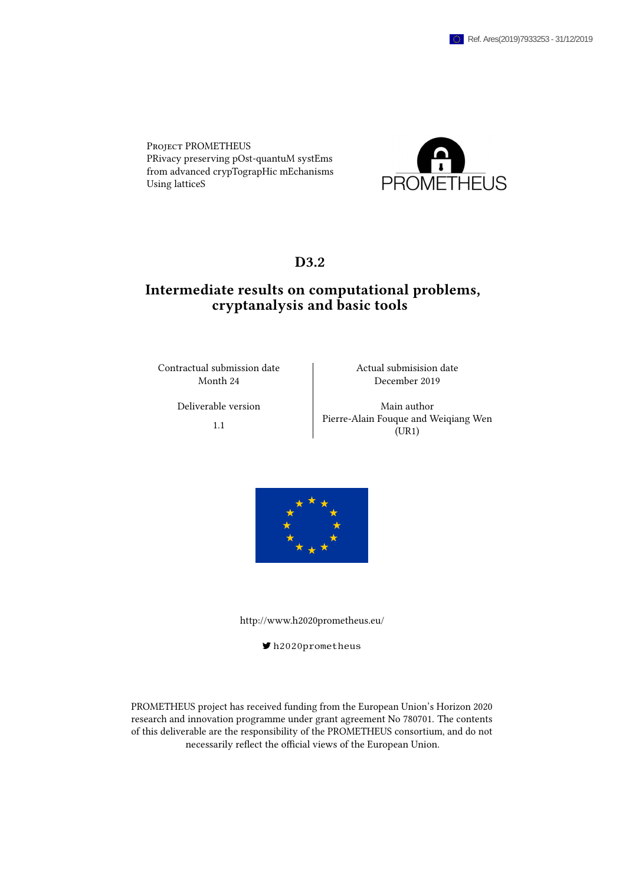Ref. Ares(2019)7933253 - 31/12/2019

Project PROMETHEUS
PRivacy preserving pOst-quantuM systEms
from advanced crypTograpHic mEchanisms
Using latticeS

PROMETHEUS

# D3.2

# Intermediate results on computational problems, cryptanalysis and basic tools

| Contractual submission date | Actual submisision date |
|---|---|
| Month 24 | December 2019 |
| Deliverable version | Main author |
| 1.1 | Pierre-Alain Fouque and Weiqiang Wen (UR1) |

http://www.h2020prometheus.eu/

h2020prometheus

PROMETHEUS project has received funding from the European Union's Horizon 2020 research and innovation programme under grant agreement No 780701. The contents of this deliverable are the responsibility of the PROMETHEUS consortium, and do not necessarily reflect the official views of the European Union.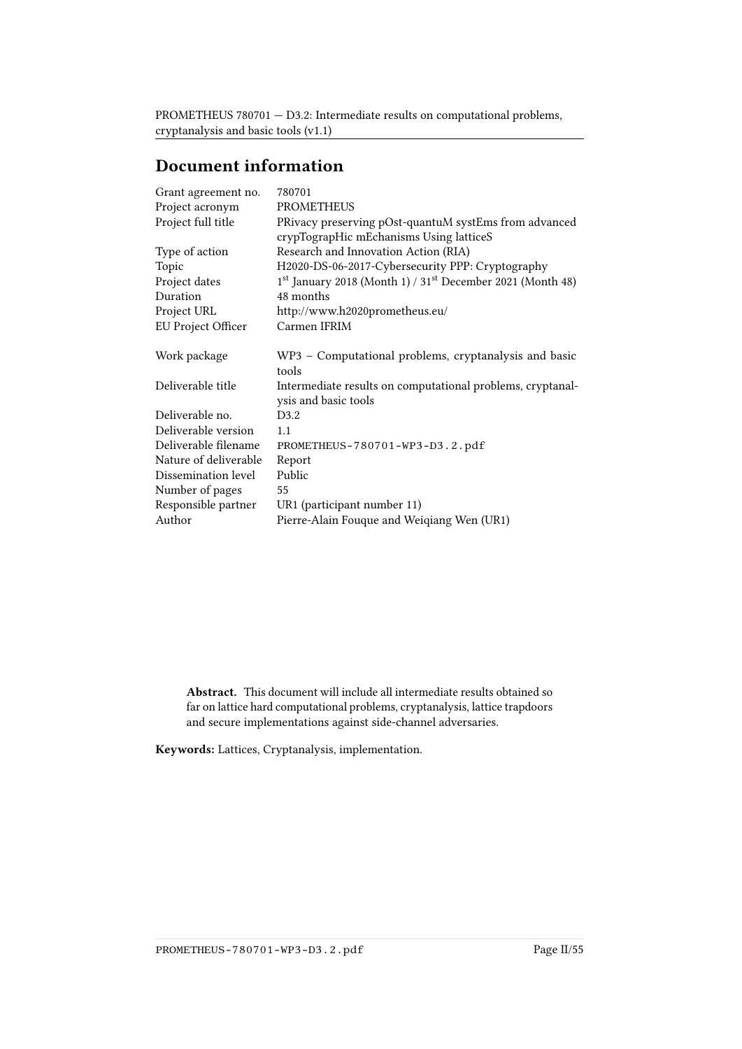## Document information

| | |
|---|---|
| Grant agreement no. | 780701 |
| Project acronym | PROMETHEUS |
| Project full title | PRivacy preserving pOst-quantuM systEms from advanced crypTograpHic mEchanisms Using latticeS |
| Type of action | Research and Innovation Action (RIA) |
| Topic | H2020-DS-06-2017-Cybersecurity PPP: Cryptography |
| Project dates | 1st January 2018 (Month 1) / 31st December 2021 (Month 48) |
| Duration | 48 months |
| Project URL | http://www.h2020prometheus.eu/ |
| EU Project Officer | Carmen IFRIM |
| | |
| Work package | WP3 – Computational problems, cryptanalysis and basic tools |
| Deliverable title | Intermediate results on computational problems, cryptanalysis and basic tools |
| Deliverable no. | D3.2 |
| Deliverable version | 1.1 |
| Deliverable filename | PROMETHEUS-780701-WP3-D3.2.pdf |
| Nature of deliverable | Report |
| Dissemination level | Public |
| Number of pages | 55 |
| Responsible partner | UR1 (participant number 11) |
| Author | Pierre-Alain Fouque and Weiqiang Wen (UR1) |

**Abstract.** This document will include all intermediate results obtained so far on lattice hard computational problems, cryptanalysis, lattice trapdoors and secure implementations against side-channel adversaries.

**Keywords:** Lattices, Cryptanalysis, implementation.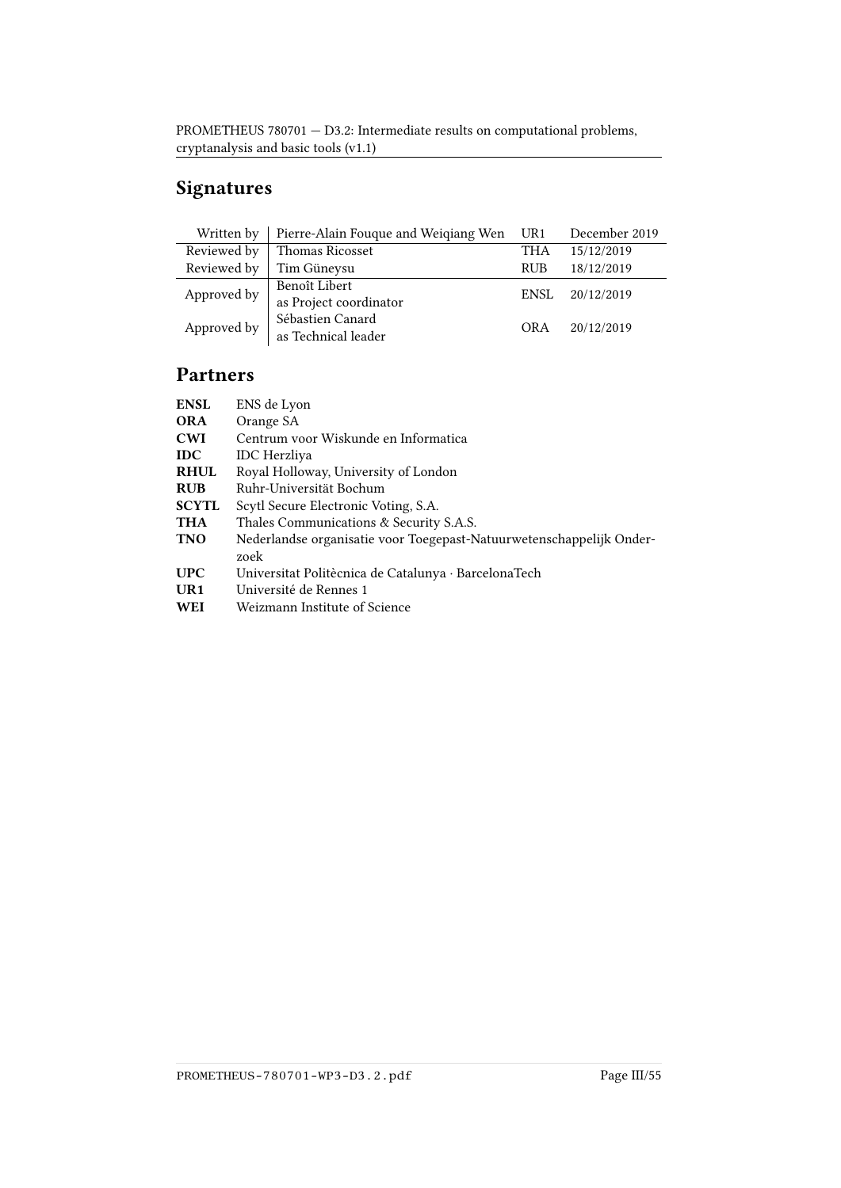## Signatures

| | | | |
|---|---|---|---|
| Written by | Pierre-Alain Fouque and Weiqiang Wen | UR1 | December 2019 |
| Reviewed by | Thomas Ricosset | THA | 15/12/2019 |
| Reviewed by | Tim Güneysu | RUB | 18/12/2019 |
| Approved by | Benoît Libert as Project coordinator | ENSL | 20/12/2019 |
| Approved by | Sébastien Canard as Technical leader | ORA | 20/12/2019 |

## Partners

| | |
|---|---|
| **ENSL** | ENS de Lyon |
| **ORA** | Orange SA |
| **CWI** | Centrum voor Wiskunde en Informatica |
| **IDC** | IDC Herzliya |
| **RHUL** | Royal Holloway, University of London |
| **RUB** | Ruhr-Universität Bochum |
| **SCYTL** | Scytl Secure Electronic Voting, S.A. |
| **THA** | Thales Communications & Security S.A.S. |
| **TNO** | Nederlandse organisatie voor Toegepast-Natuurwetenschappelijk Onderzoek |
| **UPC** | Universitat Politècnica de Catalunya · BarcelonaTech |
| **UR1** | Université de Rennes 1 |
| **WEI** | Weizmann Institute of Science |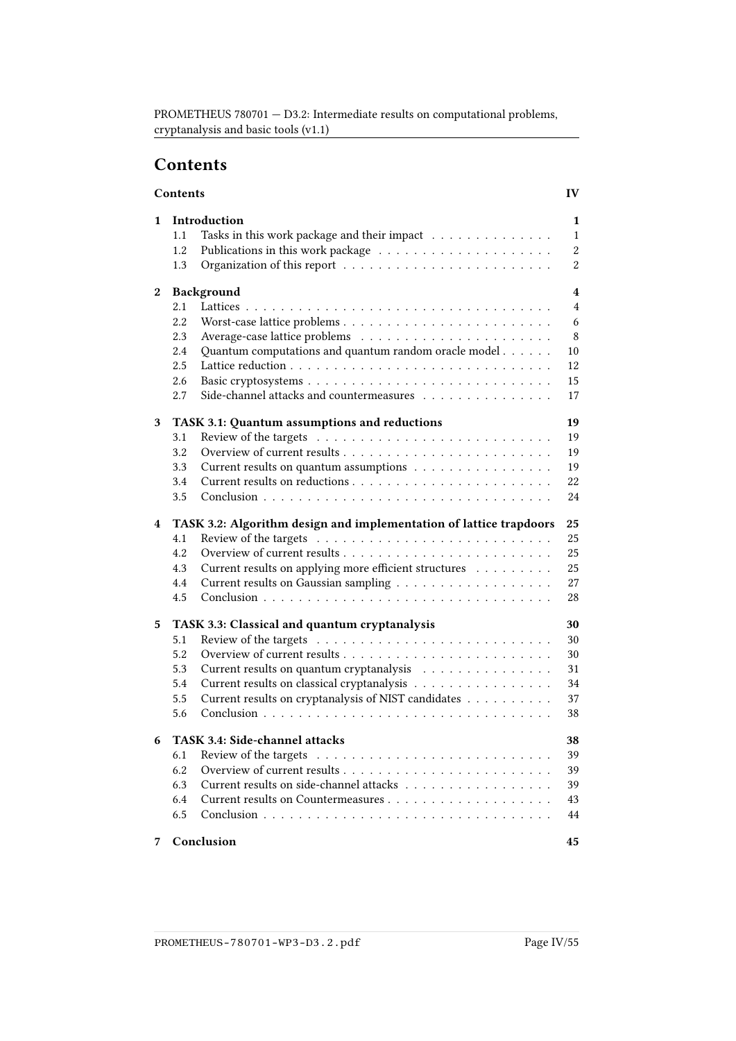# Contents

**Contents** **IV**

**1 Introduction** **1**
- 1.1 Tasks in this work package and their impact . . . . . . . . . . . . . . 1
- 1.2 Publications in this work package . . . . . . . . . . . . . . . . . . . 2
- 1.3 Organization of this report . . . . . . . . . . . . . . . . . . . . . . . 2

**2 Background** **4**
- 2.1 Lattices . . . . . . . . . . . . . . . . . . . . . . . . . . . . . . . . . . 4
- 2.2 Worst-case lattice problems . . . . . . . . . . . . . . . . . . . . . . . 6
- 2.3 Average-case lattice problems . . . . . . . . . . . . . . . . . . . . . 8
- 2.4 Quantum computations and quantum random oracle model . . . . . . 10
- 2.5 Lattice reduction . . . . . . . . . . . . . . . . . . . . . . . . . . . . . 12
- 2.6 Basic cryptosystems . . . . . . . . . . . . . . . . . . . . . . . . . . . 15
- 2.7 Side-channel attacks and countermeasures . . . . . . . . . . . . . . . 17

**3 TASK 3.1: Quantum assumptions and reductions** **19**
- 3.1 Review of the targets . . . . . . . . . . . . . . . . . . . . . . . . . . 19
- 3.2 Overview of current results . . . . . . . . . . . . . . . . . . . . . . . 19
- 3.3 Current results on quantum assumptions . . . . . . . . . . . . . . . 19
- 3.4 Current results on reductions . . . . . . . . . . . . . . . . . . . . . . 22
- 3.5 Conclusion . . . . . . . . . . . . . . . . . . . . . . . . . . . . . . . . 24

**4 TASK 3.2: Algorithm design and implementation of lattice trapdoors** **25**
- 4.1 Review of the targets . . . . . . . . . . . . . . . . . . . . . . . . . . 25
- 4.2 Overview of current results . . . . . . . . . . . . . . . . . . . . . . . 25
- 4.3 Current results on applying more efficient structures . . . . . . . . . 25
- 4.4 Current results on Gaussian sampling . . . . . . . . . . . . . . . . . 27
- 4.5 Conclusion . . . . . . . . . . . . . . . . . . . . . . . . . . . . . . . . 28

**5 TASK 3.3: Classical and quantum cryptanalysis** **30**
- 5.1 Review of the targets . . . . . . . . . . . . . . . . . . . . . . . . . . 30
- 5.2 Overview of current results . . . . . . . . . . . . . . . . . . . . . . . 30
- 5.3 Current results on quantum cryptanalysis . . . . . . . . . . . . . . . 31
- 5.4 Current results on classical cryptanalysis . . . . . . . . . . . . . . . 34
- 5.5 Current results on cryptanalysis of NIST candidates . . . . . . . . . . 37
- 5.6 Conclusion . . . . . . . . . . . . . . . . . . . . . . . . . . . . . . . . 38

**6 TASK 3.4: Side-channel attacks** **38**
- 6.1 Review of the targets . . . . . . . . . . . . . . . . . . . . . . . . . . 39
- 6.2 Overview of current results . . . . . . . . . . . . . . . . . . . . . . . 39
- 6.3 Current results on side-channel attacks . . . . . . . . . . . . . . . . 39
- 6.4 Current results on Countermeasures . . . . . . . . . . . . . . . . . . 43
- 6.5 Conclusion . . . . . . . . . . . . . . . . . . . . . . . . . . . . . . . . 44

**7 Conclusion** **45**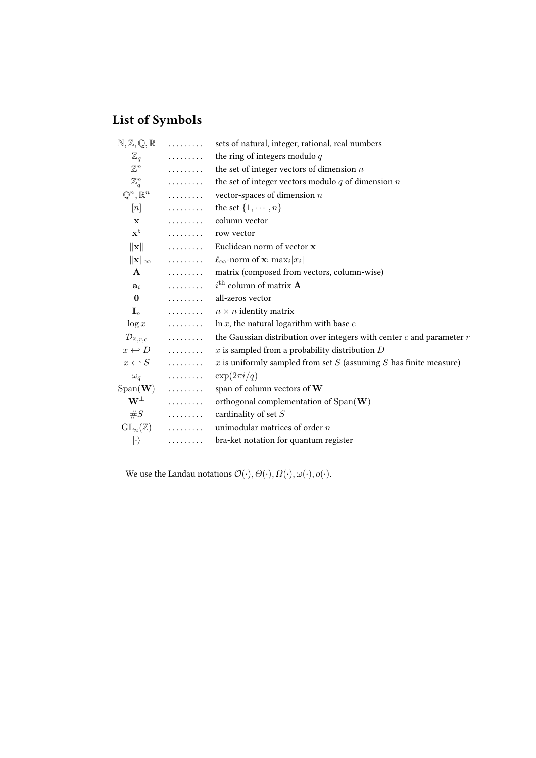## List of Symbols

| Symbol | | Description |
|---|---|---|
| $\mathbb{N}, \mathbb{Z}, \mathbb{Q}, \mathbb{R}$ | ......... | sets of natural, integer, rational, real numbers |
| $\mathbb{Z}_q$ | ......... | the ring of integers modulo $q$ |
| $\mathbb{Z}^n$ | ......... | the set of integer vectors of dimension $n$ |
| $\mathbb{Z}_q^n$ | ......... | the set of integer vectors modulo $q$ of dimension $n$ |
| $\mathbb{Q}^n, \mathbb{R}^n$ | ......... | vector-spaces of dimension $n$ |
| $[n]$ | ......... | the set $\{1, \cdots, n\}$ |
| $\mathbf{x}$ | ......... | column vector |
| $\mathbf{x}^{\mathrm{t}}$ | ......... | row vector |
| $\|\mathbf{x}\|$ | ......... | Euclidean norm of vector $\mathbf{x}$ |
| $\|\mathbf{x}\|_\infty$ | ......... | $\ell_\infty$-norm of $\mathbf{x}$: $\max_i \lvert x_i \rvert$ |
| $\mathbf{A}$ | ......... | matrix (composed from vectors, column-wise) |
| $\mathbf{a}_i$ | ......... | $i^{\text{th}}$ column of matrix $\mathbf{A}$ |
| $\mathbf{0}$ | ......... | all-zeros vector |
| $\mathbf{I}_n$ | ......... | $n \times n$ identity matrix |
| $\log x$ | ......... | $\ln x$, the natural logarithm with base $e$ |
| $\mathcal{D}_{\mathbb{Z},r,c}$ | ......... | the Gaussian distribution over integers with center $c$ and parameter $r$ |
| $x \hookleftarrow D$ | ......... | $x$ is sampled from a probability distribution $D$ |
| $x \hookleftarrow S$ | ......... | $x$ is uniformly sampled from set $S$ (assuming $S$ has finite measure) |
| $\omega_q$ | ......... | $\exp(2\pi i/q)$ |
| $\mathrm{Span}(\mathbf{W})$ | ......... | span of column vectors of $\mathbf{W}$ |
| $\mathbf{W}^\perp$ | ......... | orthogonal complementation of $\mathrm{Span}(\mathbf{W})$ |
| $\#S$ | ......... | cardinality of set $S$ |
| $\mathrm{GL}_n(\mathbb{Z})$ | ......... | unimodular matrices of order $n$ |
| $\lvert\cdot\rangle$ | ......... | bra-ket notation for quantum register |

We use the Landau notations $\mathcal{O}(\cdot), \Theta(\cdot), \Omega(\cdot), \omega(\cdot), o(\cdot)$.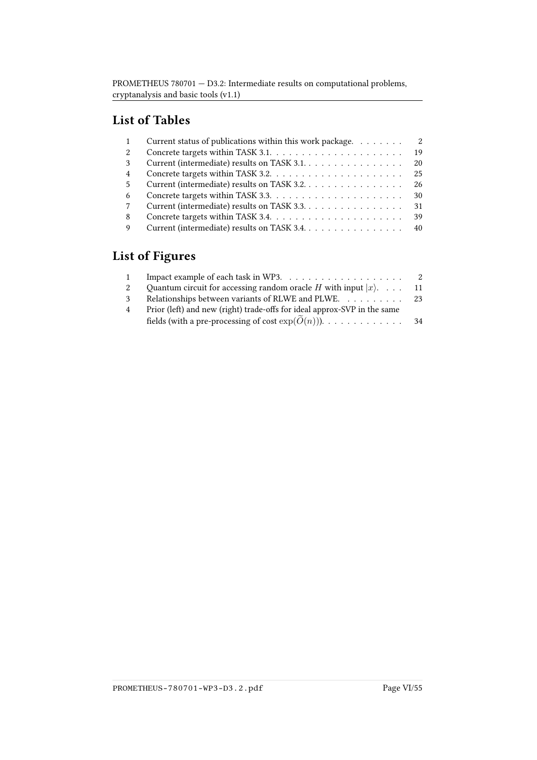## List of Tables

| | | |
|---|---|---|
| 1 | Current status of publications within this work package. | 2 |
| 2 | Concrete targets within TASK 3.1. | 19 |
| 3 | Current (intermediate) results on TASK 3.1. | 20 |
| 4 | Concrete targets within TASK 3.2. | 25 |
| 5 | Current (intermediate) results on TASK 3.2. | 26 |
| 6 | Concrete targets within TASK 3.3. | 30 |
| 7 | Current (intermediate) results on TASK 3.3. | 31 |
| 8 | Concrete targets within TASK 3.4. | 39 |
| 9 | Current (intermediate) results on TASK 3.4. | 40 |

## List of Figures

| | | |
|---|---|---|
| 1 | Impact example of each task in WP3. | 2 |
| 2 | Quantum circuit for accessing random oracle $H$ with input $\|x\rangle$. | 11 |
| 3 | Relationships between variants of RLWE and PLWE. | 23 |
| 4 | Prior (left) and new (right) trade-offs for ideal approx-SVP in the same fields (with a pre-processing of cost $\exp(\widetilde{O}(n))$). | 34 |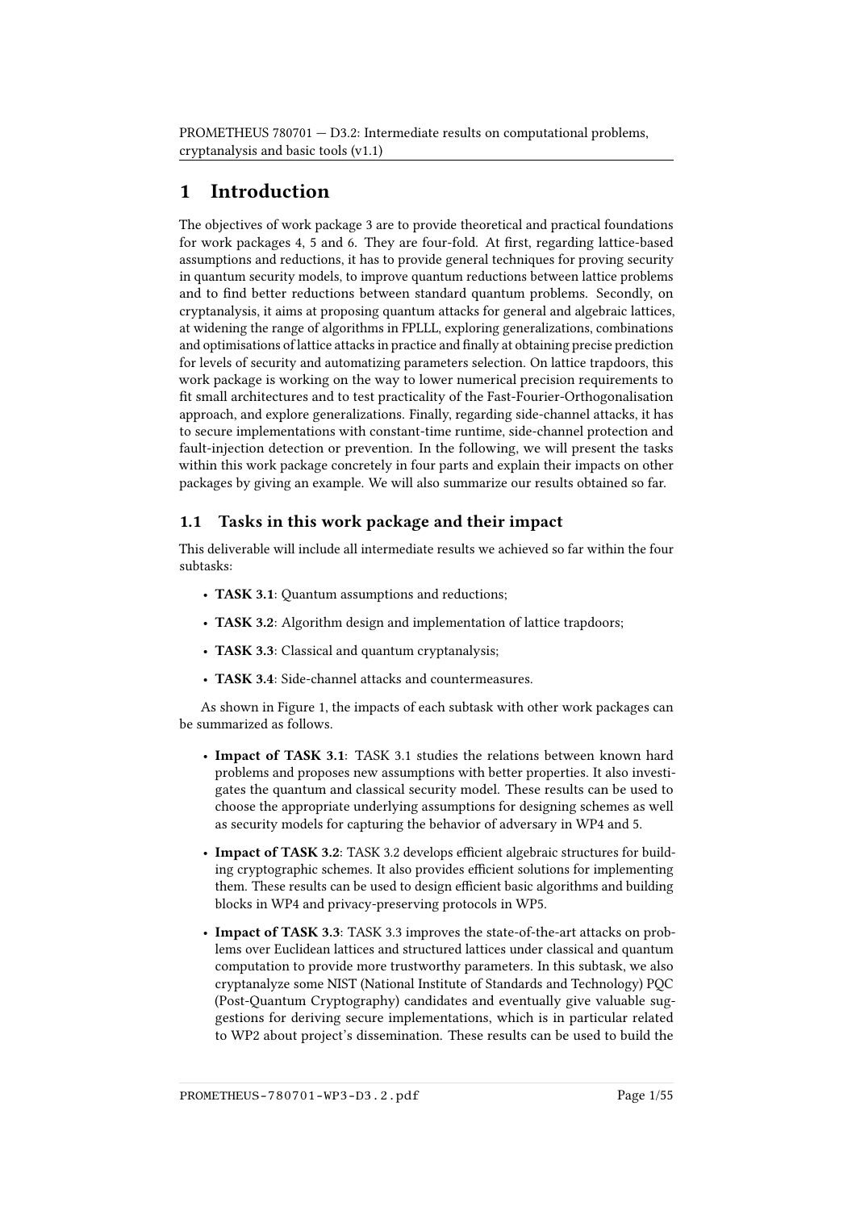# 1 Introduction

The objectives of work package 3 are to provide theoretical and practical foundations for work packages 4, 5 and 6. They are four-fold. At first, regarding lattice-based assumptions and reductions, it has to provide general techniques for proving security in quantum security models, to improve quantum reductions between lattice problems and to find better reductions between standard quantum problems. Secondly, on cryptanalysis, it aims at proposing quantum attacks for general and algebraic lattices, at widening the range of algorithms in FPLLL, exploring generalizations, combinations and optimisations of lattice attacks in practice and finally at obtaining precise prediction for levels of security and automatizing parameters selection. On lattice trapdoors, this work package is working on the way to lower numerical precision requirements to fit small architectures and to test practicality of the Fast-Fourier-Orthogonalisation approach, and explore generalizations. Finally, regarding side-channel attacks, it has to secure implementations with constant-time runtime, side-channel protection and fault-injection detection or prevention. In the following, we will present the tasks within this work package concretely in four parts and explain their impacts on other packages by giving an example. We will also summarize our results obtained so far.

## 1.1 Tasks in this work package and their impact

This deliverable will include all intermediate results we achieved so far within the four subtasks:

- **TASK 3.1**: Quantum assumptions and reductions;
- **TASK 3.2**: Algorithm design and implementation of lattice trapdoors;
- **TASK 3.3**: Classical and quantum cryptanalysis;
- **TASK 3.4**: Side-channel attacks and countermeasures.

As shown in Figure 1, the impacts of each subtask with other work packages can be summarized as follows.

- **Impact of TASK 3.1**: TASK 3.1 studies the relations between known hard problems and proposes new assumptions with better properties. It also investigates the quantum and classical security model. These results can be used to choose the appropriate underlying assumptions for designing schemes as well as security models for capturing the behavior of adversary in WP4 and 5.
- **Impact of TASK 3.2**: TASK 3.2 develops efficient algebraic structures for building cryptographic schemes. It also provides efficient solutions for implementing them. These results can be used to design efficient basic algorithms and building blocks in WP4 and privacy-preserving protocols in WP5.
- **Impact of TASK 3.3**: TASK 3.3 improves the state-of-the-art attacks on problems over Euclidean lattices and structured lattices under classical and quantum computation to provide more trustworthy parameters. In this subtask, we also cryptanalyze some NIST (National Institute of Standards and Technology) PQC (Post-Quantum Cryptography) candidates and eventually give valuable suggestions for deriving secure implementations, which is in particular related to WP2 about project's dissemination. These results can be used to build the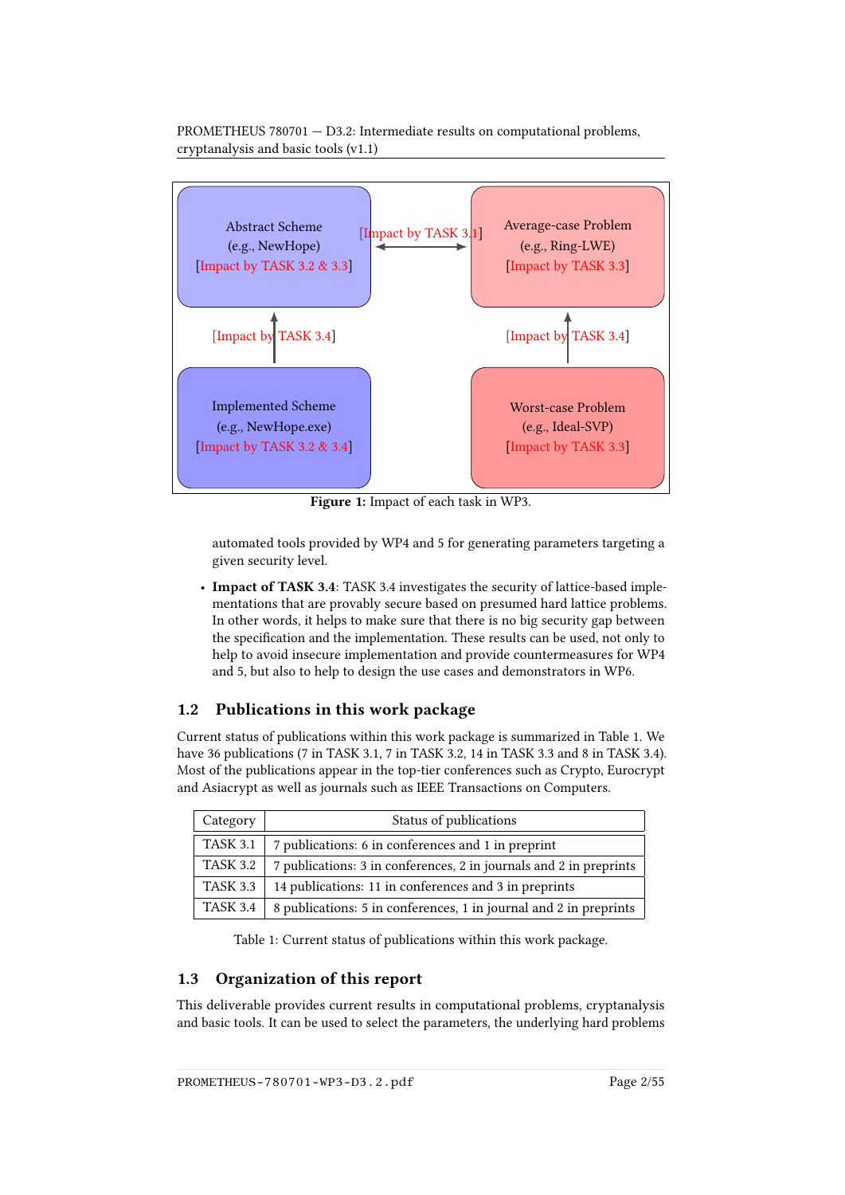| Abstract Scheme (e.g., NewHope) [Impact by TASK 3.2 & 3.3] | [Impact by TASK 3.1] ⟷ | Average-case Problem (e.g., Ring-LWE) [Impact by TASK 3.3] |
|---|---|---|
| ↑ [Impact by TASK 3.4] | | ↑ [Impact by TASK 3.4] |
| Implemented Scheme (e.g., NewHope.exe) [Impact by TASK 3.2 & 3.4] | | Worst-case Problem (e.g., Ideal-SVP) [Impact by TASK 3.3] |

**Figure 1:** Impact of each task in WP3.

automated tools provided by WP4 and 5 for generating parameters targeting a given security level.

- **Impact of TASK 3.4**: TASK 3.4 investigates the security of lattice-based implementations that are provably secure based on presumed hard lattice problems. In other words, it helps to make sure that there is no big security gap between the specification and the implementation. These results can be used, not only to help to avoid insecure implementation and provide countermeasures for WP4 and 5, but also to help to design the use cases and demonstrators in WP6.

## 1.2 Publications in this work package

Current status of publications within this work package is summarized in Table 1. We have 36 publications (7 in TASK 3.1, 7 in TASK 3.2, 14 in TASK 3.3 and 8 in TASK 3.4). Most of the publications appear in the top-tier conferences such as Crypto, Eurocrypt and Asiacrypt as well as journals such as IEEE Transactions on Computers.

| Category | Status of publications |
|---|---|
| TASK 3.1 | 7 publications: 6 in conferences and 1 in preprint |
| TASK 3.2 | 7 publications: 3 in conferences, 2 in journals and 2 in preprints |
| TASK 3.3 | 14 publications: 11 in conferences and 3 in preprints |
| TASK 3.4 | 8 publications: 5 in conferences, 1 in journal and 2 in preprints |

Table 1: Current status of publications within this work package.

## 1.3 Organization of this report

This deliverable provides current results in computational problems, cryptanalysis and basic tools. It can be used to select the parameters, the underlying hard problems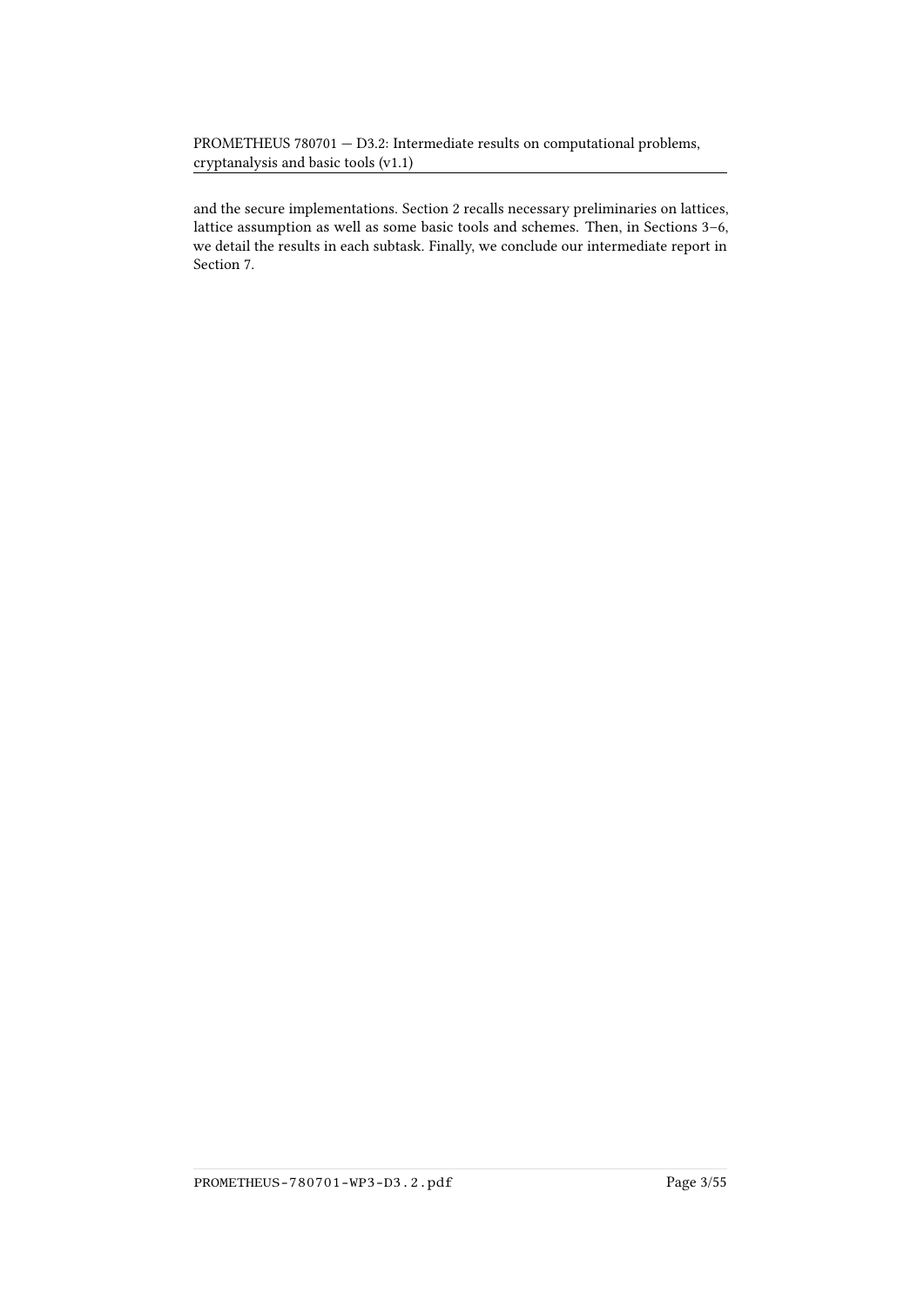and the secure implementations. Section 2 recalls necessary preliminaries on lattices, lattice assumption as well as some basic tools and schemes. Then, in Sections 3–6, we detail the results in each subtask. Finally, we conclude our intermediate report in Section 7.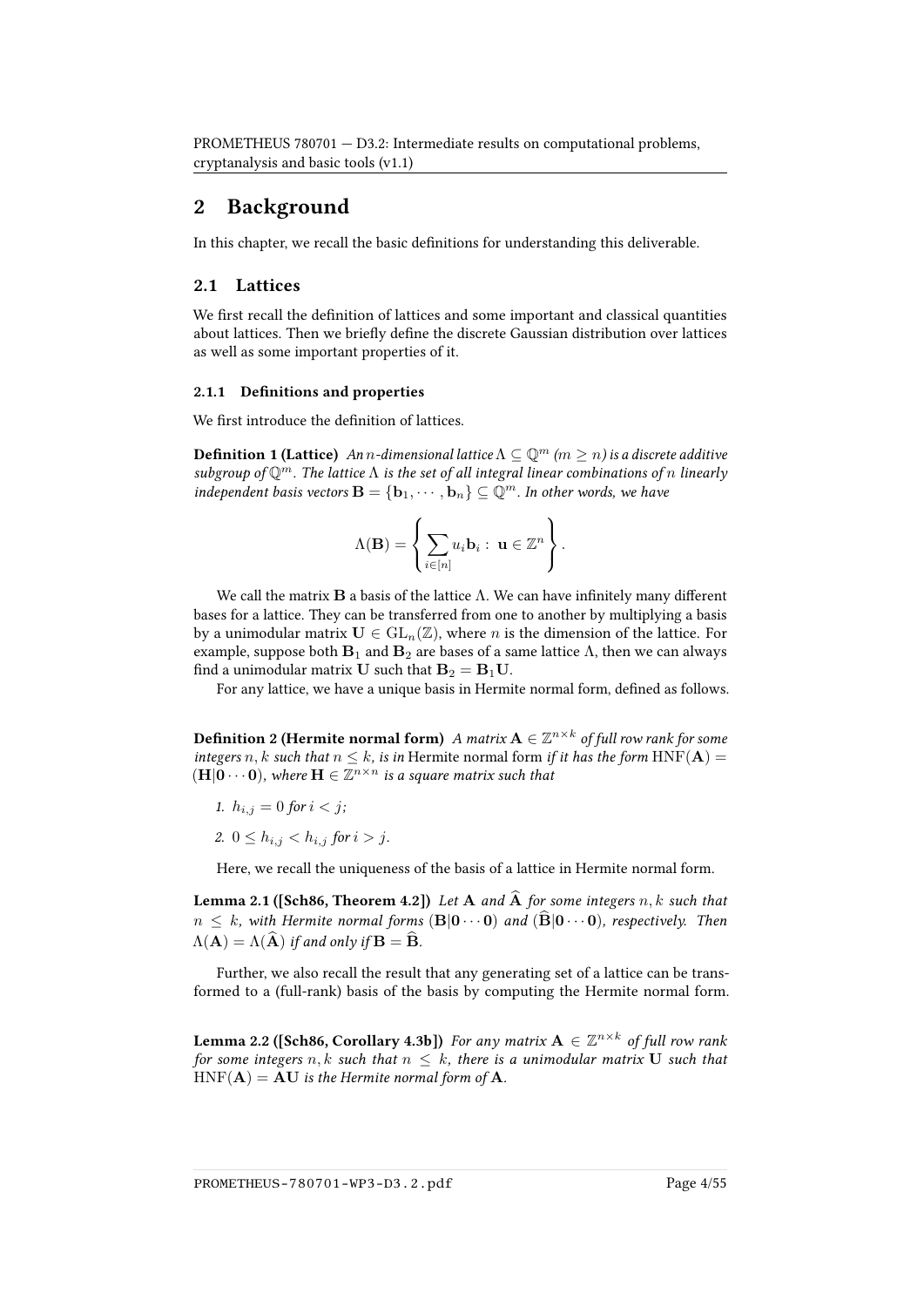## 2 Background

In this chapter, we recall the basic definitions for understanding this deliverable.

### 2.1 Lattices

We first recall the definition of lattices and some important and classical quantities about lattices. Then we briefly define the discrete Gaussian distribution over lattices as well as some important properties of it.

#### 2.1.1 Definitions and properties

We first introduce the definition of lattices.

**Definition 1 (Lattice)** *An $n$-dimensional lattice $\Lambda \subseteq \mathbb{Q}^m$ ($m \geq n$) is a discrete additive subgroup of $\mathbb{Q}^m$. The lattice $\Lambda$ is the set of all integral linear combinations of $n$ linearly independent basis vectors $\mathbf{B} = \{\mathbf{b}_1, \cdots, \mathbf{b}_n\} \subseteq \mathbb{Q}^m$. In other words, we have*

$$\Lambda(\mathbf{B}) = \left\{ \sum_{i \in [n]} u_i \mathbf{b}_i : \mathbf{u} \in \mathbb{Z}^n \right\}.$$

We call the matrix $\mathbf{B}$ a basis of the lattice $\Lambda$. We can have infinitely many different bases for a lattice. They can be transferred from one to another by multiplying a basis by a unimodular matrix $\mathbf{U} \in \mathrm{GL}_n(\mathbb{Z})$, where $n$ is the dimension of the lattice. For example, suppose both $\mathbf{B}_1$ and $\mathbf{B}_2$ are bases of a same lattice $\Lambda$, then we can always find a unimodular matrix $\mathbf{U}$ such that $\mathbf{B}_2 = \mathbf{B}_1\mathbf{U}$.

For any lattice, we have a unique basis in Hermite normal form, defined as follows.

**Definition 2 (Hermite normal form)** *A matrix $\mathbf{A} \in \mathbb{Z}^{n \times k}$ of full row rank for some integers $n, k$ such that $n \leq k$, is in* Hermite normal form *if it has the form $\mathrm{HNF}(\mathbf{A}) = (\mathbf{H}|\mathbf{0} \cdots \mathbf{0})$, where $\mathbf{H} \in \mathbb{Z}^{n \times n}$ is a square matrix such that*

1. *$h_{i,j} = 0$ for $i < j$;*
2. *$0 \leq h_{i,j} < h_{i,j}$ for $i > j$.*

Here, we recall the uniqueness of the basis of a lattice in Hermite normal form.

**Lemma 2.1 ([Sch86, Theorem 4.2])** *Let $\mathbf{A}$ and $\widehat{\mathbf{A}}$ for some integers $n, k$ such that $n \leq k$, with Hermite normal forms $(\mathbf{B}|\mathbf{0} \cdots \mathbf{0})$ and $(\widehat{\mathbf{B}}|\mathbf{0} \cdots \mathbf{0})$, respectively. Then $\Lambda(\mathbf{A}) = \Lambda(\widehat{\mathbf{A}})$ if and only if $\mathbf{B} = \widehat{\mathbf{B}}$.*

Further, we also recall the result that any generating set of a lattice can be transformed to a (full-rank) basis of the basis by computing the Hermite normal form.

**Lemma 2.2 ([Sch86, Corollary 4.3b])** *For any matrix $\mathbf{A} \in \mathbb{Z}^{n \times k}$ of full row rank for some integers $n, k$ such that $n \leq k$, there is a unimodular matrix $\mathbf{U}$ such that $\mathrm{HNF}(\mathbf{A}) = \mathbf{A}\mathbf{U}$ is the Hermite normal form of $\mathbf{A}$.*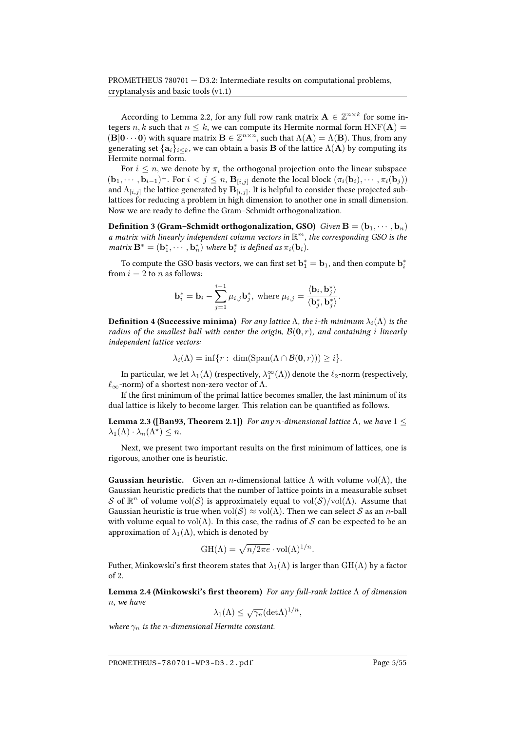According to Lemma 2.2, for any full row rank matrix $\mathbf{A} \in \mathbb{Z}^{n\times k}$ for some integers $n, k$ such that $n \leq k$, we can compute its Hermite normal form $\mathrm{HNF}(\mathbf{A}) = (\mathbf{B}|\mathbf{0}\cdots\mathbf{0})$ with square matrix $\mathbf{B} \in \mathbb{Z}^{n\times n}$, such that $\Lambda(\mathbf{A}) = \Lambda(\mathbf{B})$. Thus, from any generating set $\{\mathbf{a}_i\}_{i\leq k}$, we can obtain a basis $\mathbf{B}$ of the lattice $\Lambda(\mathbf{A})$ by computing its Hermite normal form.

For $i \leq n$, we denote by $\pi_i$ the orthogonal projection onto the linear subspace $(\mathbf{b}_1, \cdots, \mathbf{b}_{i-1})^\perp$. For $i < j \leq n$, $\mathbf{B}_{[i,j]}$ denote the local block $(\pi_i(\mathbf{b}_i), \cdots, \pi_i(\mathbf{b}_j))$ and $\Lambda_{[i,j]}$ the lattice generated by $\mathbf{B}_{[i,j]}$. It is helpful to consider these projected sublattices for reducing a problem in high dimension to another one in small dimension. Now we are ready to define the Gram–Schmidt orthogonalization.

**Definition 3 (Gram–Schmidt orthogonalization, GSO)** *Given $\mathbf{B} = (\mathbf{b}_1, \cdots, \mathbf{b}_n)$ a matrix with linearly independent column vectors in $\mathbb{R}^m$, the corresponding GSO is the matrix $\mathbf{B}^* = (\mathbf{b}_1^*, \cdots, \mathbf{b}_n^*)$ where $\mathbf{b}_i^*$ is defined as $\pi_i(\mathbf{b}_i)$.*

To compute the GSO basis vectors, we can first set $\mathbf{b}_1^* = \mathbf{b}_1$, and then compute $\mathbf{b}_i^*$ from $i = 2$ to $n$ as follows:

$$\mathbf{b}_i^* = \mathbf{b}_i - \sum_{j=1}^{i-1} \mu_{i,j}\mathbf{b}_j^*, \text{ where } \mu_{i,j} = \frac{\langle \mathbf{b}_i, \mathbf{b}_j^* \rangle}{\langle \mathbf{b}_j^*, \mathbf{b}_j^* \rangle}.$$

**Definition 4 (Successive minima)** *For any lattice $\Lambda$, the $i$-th minimum $\lambda_i(\Lambda)$ is the radius of the smallest ball with center the origin, $\mathcal{B}(\mathbf{0}, r)$, and containing $i$ linearly independent lattice vectors:*

$$\lambda_i(\Lambda) = \inf\{r : \dim(\mathrm{Span}(\Lambda \cap \mathcal{B}(\mathbf{0}, r))) \geq i\}.$$

In particular, we let $\lambda_1(\Lambda)$ (respectively, $\lambda_1^\infty(\Lambda)$) denote the $\ell_2$-norm (respectively, $\ell_\infty$-norm) of a shortest non-zero vector of $\Lambda$.

If the first minimum of the primal lattice becomes smaller, the last minimum of its dual lattice is likely to become larger. This relation can be quantified as follows.

**Lemma 2.3 ([Ban93, Theorem 2.1])** *For any $n$-dimensional lattice $\Lambda$, we have $1 \leq \lambda_1(\Lambda) \cdot \lambda_n(\Lambda^\star) \leq n$.*

Next, we present two important results on the first minimum of lattices, one is rigorous, another one is heuristic.

**Gaussian heuristic.** Given an $n$-dimensional lattice $\Lambda$ with volume $\mathrm{vol}(\Lambda)$, the Gaussian heuristic predicts that the number of lattice points in a measurable subset $\mathcal{S}$ of $\mathbb{R}^n$ of volume $\mathrm{vol}(\mathcal{S})$ is approximately equal to $\mathrm{vol}(\mathcal{S})/\mathrm{vol}(\Lambda)$. Assume that Gaussian heuristic is true when $\mathrm{vol}(\mathcal{S}) \approx \mathrm{vol}(\Lambda)$. Then we can select $\mathcal{S}$ as an $n$-ball with volume equal to $\mathrm{vol}(\Lambda)$. In this case, the radius of $\mathcal{S}$ can be expected to be an approximation of $\lambda_1(\Lambda)$, which is denoted by

$$\mathrm{GH}(\Lambda) = \sqrt{n/2\pi e} \cdot \mathrm{vol}(\Lambda)^{1/n}.$$

Futher, Minkowski's first theorem states that $\lambda_1(\Lambda)$ is larger than $\mathrm{GH}(\Lambda)$ by a factor of 2.

**Lemma 2.4 (Minkowski's first theorem)** *For any full-rank lattice $\Lambda$ of dimension $n$, we have*

$$\lambda_1(\Lambda) \leq \sqrt{\gamma_n}(\det\Lambda)^{1/n},$$

*where $\gamma_n$ is the $n$-dimensional Hermite constant.*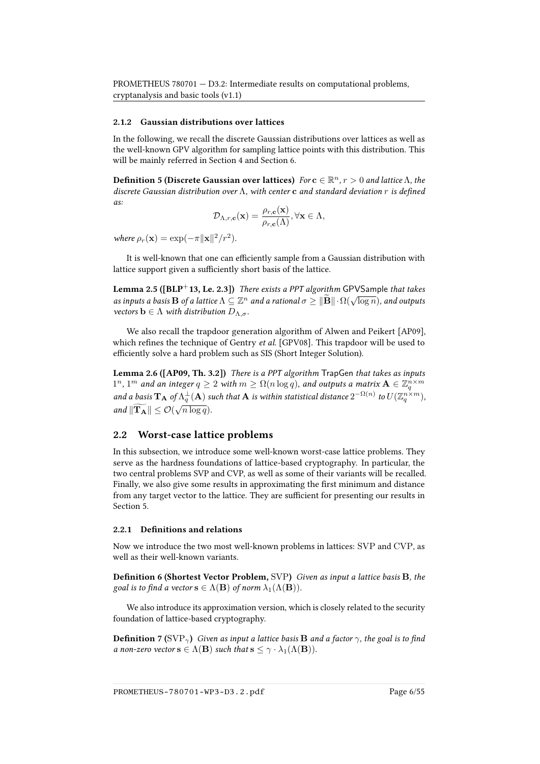#### 2.1.2 Gaussian distributions over lattices

In the following, we recall the discrete Gaussian distributions over lattices as well as the well-known GPV algorithm for sampling lattice points with this distribution. This will be mainly referred in Section 4 and Section 6.

**Definition 5 (Discrete Gaussian over lattices)** *For $\mathbf{c} \in \mathbb{R}^n$, $r > 0$ and lattice $\Lambda$, the discrete Gaussian distribution over $\Lambda$, with center $\mathbf{c}$ and standard deviation $r$ is defined as:*

$$\mathcal{D}_{\Lambda,r,\mathbf{c}}(\mathbf{x}) = \frac{\rho_{r,\mathbf{c}}(\mathbf{x})}{\rho_{r,\mathbf{c}}(\Lambda)}, \forall \mathbf{x} \in \Lambda,$$

*where $\rho_r(\mathbf{x}) = \exp(-\pi \|\mathbf{x}\|^2/r^2)$.*

It is well-known that one can efficiently sample from a Gaussian distribution with lattice support given a sufficiently short basis of the lattice.

**Lemma 2.5 ([BLP+13, Le. 2.3])** *There exists a PPT algorithm* GPVSample *that takes as inputs a basis $\mathbf{B}$ of a lattice $\Lambda \subseteq \mathbb{Z}^n$ and a rational $\sigma \geq \|\widetilde{\mathbf{B}}\| \cdot \Omega(\sqrt{\log n})$, and outputs vectors $\mathbf{b} \in \Lambda$ with distribution $D_{\Lambda,\sigma}$.*

We also recall the trapdoor generation algorithm of Alwen and Peikert [AP09], which refines the technique of Gentry *et al.* [GPV08]. This trapdoor will be used to efficiently solve a hard problem such as SIS (Short Integer Solution).

**Lemma 2.6 ([AP09, Th. 3.2])** *There is a PPT algorithm* TrapGen *that takes as inputs $1^n$, $1^m$ and an integer $q \geq 2$ with $m \geq \Omega(n \log q)$, and outputs a matrix $\mathbf{A} \in \mathbb{Z}_q^{n \times m}$ and a basis $\mathbf{T_A}$ of $\Lambda_q^{\perp}(\mathbf{A})$ such that $\mathbf{A}$ is within statistical distance $2^{-\Omega(n)}$ to $U(\mathbb{Z}_q^{n \times m})$, and $\|\widetilde{\mathbf{T_A}}\| \leq \mathcal{O}(\sqrt{n \log q})$.*

## 2.2 Worst-case lattice problems

In this subsection, we introduce some well-known worst-case lattice problems. They serve as the hardness foundations of lattice-based cryptography. In particular, the two central problems SVP and CVP, as well as some of their variants will be recalled. Finally, we also give some results in approximating the first minimum and distance from any target vector to the lattice. They are sufficient for presenting our results in Section 5.

#### 2.2.1 Definitions and relations

Now we introduce the two most well-known problems in lattices: SVP and CVP, as well as their well-known variants.

**Definition 6 (Shortest Vector Problem, SVP)** *Given as input a lattice basis $\mathbf{B}$, the goal is to find a vector $\mathbf{s} \in \Lambda(\mathbf{B})$ of norm $\lambda_1(\Lambda(\mathbf{B}))$.*

We also introduce its approximation version, which is closely related to the security foundation of lattice-based cryptography.

**Definition 7 ($\mathrm{SVP}_\gamma$)** *Given as input a lattice basis $\mathbf{B}$ and a factor $\gamma$, the goal is to find a non-zero vector $\mathbf{s} \in \Lambda(\mathbf{B})$ such that $\mathbf{s} \leq \gamma \cdot \lambda_1(\Lambda(\mathbf{B}))$.*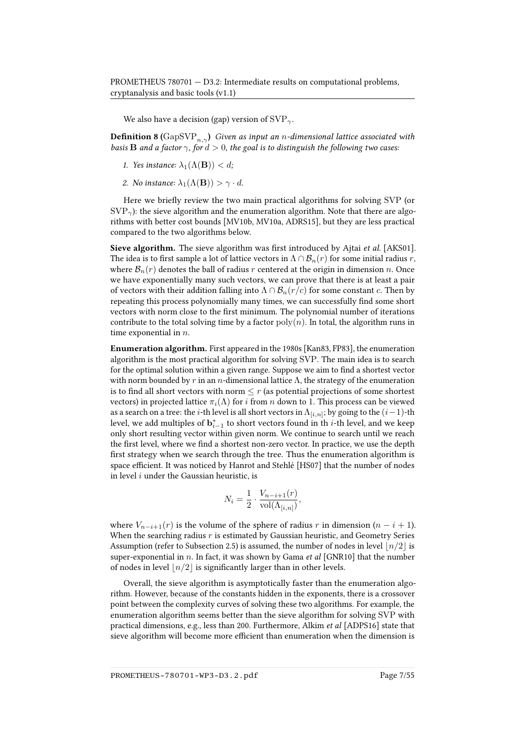We also have a decision (gap) version of $\mathrm{SVP}_\gamma$.

**Definition 8 ($\mathrm{GapSVP}_{n,\gamma}$)** *Given as input an $n$-dimensional lattice associated with basis $\mathbf{B}$ and a factor $\gamma$, for $d > 0$, the goal is to distinguish the following two cases:*

1. *Yes instance: $\lambda_1(\Lambda(\mathbf{B})) < d$;*
2. *No instance: $\lambda_1(\Lambda(\mathbf{B})) > \gamma \cdot d$.*

Here we briefly review the two main practical algorithms for solving SVP (or $\mathrm{SVP}_\gamma$): the sieve algorithm and the enumeration algorithm. Note that there are algorithms with better cost bounds [MV10b, MV10a, ADRS15], but they are less practical compared to the two algorithms below.

**Sieve algorithm.** The sieve algorithm was first introduced by Ajtai *et al.* [AKS01]. The idea is to first sample a lot of lattice vectors in $\Lambda \cap \mathcal{B}_n(r)$ for some initial radius $r$, where $\mathcal{B}_n(r)$ denotes the ball of radius $r$ centered at the origin in dimension $n$. Once we have exponentially many such vectors, we can prove that there is at least a pair of vectors with their addition falling into $\Lambda \cap \mathcal{B}_n(r/c)$ for some constant $c$. Then by repeating this process polynomially many times, we can successfully find some short vectors with norm close to the first minimum. The polynomial number of iterations contribute to the total solving time by a factor $\mathrm{poly}(n)$. In total, the algorithm runs in time exponential in $n$.

**Enumeration algorithm.** First appeared in the 1980s [Kan83, FP83], the enumeration algorithm is the most practical algorithm for solving SVP. The main idea is to search for the optimal solution within a given range. Suppose we aim to find a shortest vector with norm bounded by $r$ in an $n$-dimensional lattice $\Lambda$, the strategy of the enumeration is to find all short vectors with norm $\leq r$ (as potential projections of some shortest vectors) in projected lattice $\pi_i(\Lambda)$ for $i$ from $n$ down to 1. This process can be viewed as a search on a tree: the $i$-th level is all short vectors in $\Lambda_{[i,n]}$; by going to the $(i-1)$-th level, we add multiples of $\mathbf{b}^*_{i-1}$ to short vectors found in th $i$-th level, and we keep only short resulting vector within given norm. We continue to search until we reach the first level, where we find a shortest non-zero vector. In practice, we use the depth first strategy when we search through the tree. Thus the enumeration algorithm is space efficient. It was noticed by Hanrot and Stehlé [HS07] that the number of nodes in level $i$ under the Gaussian heuristic, is

$$N_i = \frac{1}{2} \cdot \frac{V_{n-i+1}(r)}{\mathrm{vol}(\Lambda_{[i,n]})},$$

where $V_{n-i+1}(r)$ is the volume of the sphere of radius $r$ in dimension $(n-i+1)$. When the searching radius $r$ is estimated by Gaussian heuristic, and Geometry Series Assumption (refer to Subsection 2.5) is assumed, the number of nodes in level $\lfloor n/2 \rfloor$ is super-exponential in $n$. In fact, it was shown by Gama *et al* [GNR10] that the number of nodes in level $\lfloor n/2 \rfloor$ is significantly larger than in other levels.

Overall, the sieve algorithm is asymptotically faster than the enumeration algorithm. However, because of the constants hidden in the exponents, there is a crossover point between the complexity curves of solving these two algorithms. For example, the enumeration algorithm seems better than the sieve algorithm for solving SVP with practical dimensions, e.g., less than 200. Furthermore, Alkim *et al* [ADPS16] state that sieve algorithm will become more efficient than enumeration when the dimension is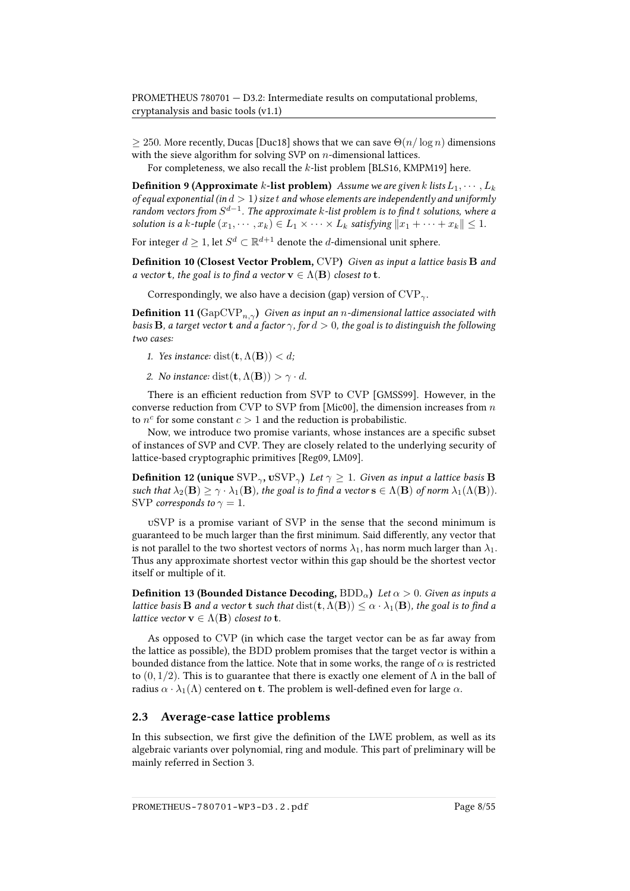$\geq 250$. More recently, Ducas [Duc18] shows that we can save $\Theta(n/\log n)$ dimensions with the sieve algorithm for solving SVP on $n$-dimensional lattices.

For completeness, we also recall the $k$-list problem [BLS16, KMPM19] here.

**Definition 9 (Approximate $k$-list problem)** *Assume we are given $k$ lists $L_1, \cdots, L_k$ of equal exponential (in $d > 1$) size $t$ and whose elements are independently and uniformly random vectors from $S^{d-1}$. The approximate $k$-list problem is to find $t$ solutions, where a solution is a $k$-tuple $(x_1, \cdots, x_k) \in L_1 \times \cdots \times L_k$ satisfying $\|x_1 + \cdots + x_k\| \leq 1$.*

For integer $d \geq 1$, let $S^d \subset \mathbb{R}^{d+1}$ denote the $d$-dimensional unit sphere.

**Definition 10 (Closest Vector Problem, CVP)** *Given as input a lattice basis $\mathbf{B}$ and a vector $\mathbf{t}$, the goal is to find a vector $\mathbf{v} \in \Lambda(\mathbf{B})$ closest to $\mathbf{t}$.*

Correspondingly, we also have a decision (gap) version of $\mathrm{CVP}_\gamma$.

**Definition 11 ($\mathrm{GapCVP}_{n,\gamma}$)** *Given as input an $n$-dimensional lattice associated with basis $\mathbf{B}$, a target vector $\mathbf{t}$ and a factor $\gamma$, for $d > 0$, the goal is to distinguish the following two cases:*

1. *Yes instance: $\mathrm{dist}(\mathbf{t}, \Lambda(\mathbf{B})) < d$;*
2. *No instance: $\mathrm{dist}(\mathbf{t}, \Lambda(\mathbf{B})) > \gamma \cdot d$.*

There is an efficient reduction from SVP to CVP [GMSS99]. However, in the converse reduction from CVP to SVP from [Mic00], the dimension increases from $n$ to $n^c$ for some constant $c > 1$ and the reduction is probabilistic.

Now, we introduce two promise variants, whose instances are a specific subset of instances of SVP and CVP. They are closely related to the underlying security of lattice-based cryptographic primitives [Reg09, LM09].

**Definition 12 (unique $\mathrm{SVP}_\gamma$, $\mathrm{uSVP}_\gamma$)** *Let $\gamma \geq 1$. Given as input a lattice basis $\mathbf{B}$ such that $\lambda_2(\mathbf{B}) \geq \gamma \cdot \lambda_1(\mathbf{B})$, the goal is to find a vector $\mathbf{s} \in \Lambda(\mathbf{B})$ of norm $\lambda_1(\Lambda(\mathbf{B}))$. SVP corresponds to $\gamma = 1$.*

uSVP is a promise variant of SVP in the sense that the second minimum is guaranteed to be much larger than the first minimum. Said differently, any vector that is not parallel to the two shortest vectors of norms $\lambda_1$, has norm much larger than $\lambda_1$. Thus any approximate shortest vector within this gap should be the shortest vector itself or multiple of it.

**Definition 13 (Bounded Distance Decoding, $\mathrm{BDD}_\alpha$)** *Let $\alpha > 0$. Given as inputs a lattice basis $\mathbf{B}$ and a vector $\mathbf{t}$ such that $\mathrm{dist}(\mathbf{t}, \Lambda(\mathbf{B})) \leq \alpha \cdot \lambda_1(\mathbf{B})$, the goal is to find a lattice vector $\mathbf{v} \in \Lambda(\mathbf{B})$ closest to $\mathbf{t}$.*

As opposed to CVP (in which case the target vector can be as far away from the lattice as possible), the BDD problem promises that the target vector is within a bounded distance from the lattice. Note that in some works, the range of $\alpha$ is restricted to $(0, 1/2)$. This is to guarantee that there is exactly one element of $\Lambda$ in the ball of radius $\alpha \cdot \lambda_1(\Lambda)$ centered on $\mathbf{t}$. The problem is well-defined even for large $\alpha$.

## 2.3 Average-case lattice problems

In this subsection, we first give the definition of the LWE problem, as well as its algebraic variants over polynomial, ring and module. This part of preliminary will be mainly referred in Section 3.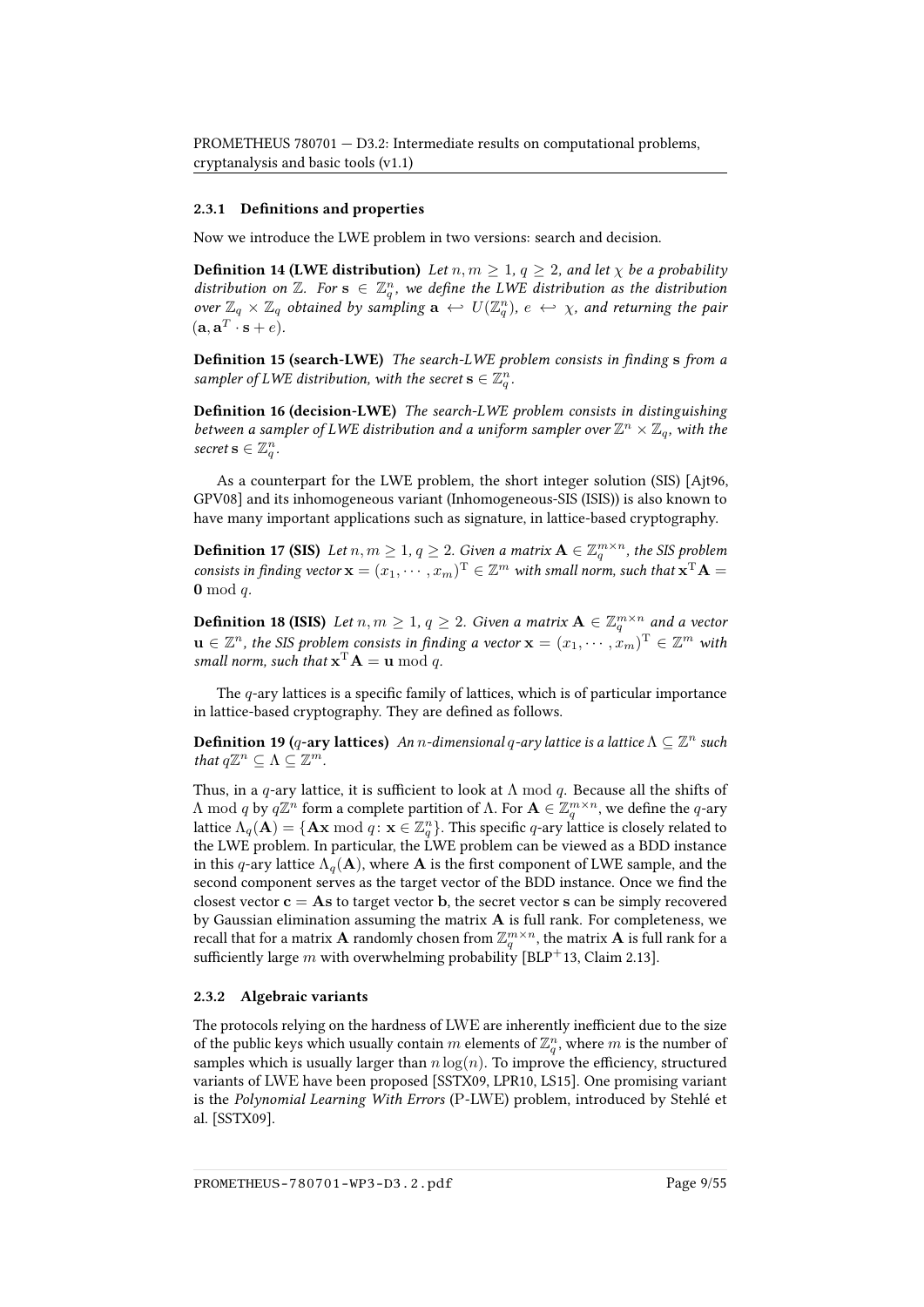### 2.3.1 Definitions and properties

Now we introduce the LWE problem in two versions: search and decision.

**Definition 14 (LWE distribution)** *Let $n, m \geq 1$, $q \geq 2$, and let $\chi$ be a probability distribution on $\mathbb{Z}$. For $\mathbf{s} \in \mathbb{Z}_q^n$, we define the LWE distribution as the distribution over $\mathbb{Z}_q \times \mathbb{Z}_q$ obtained by sampling $\mathbf{a} \hookleftarrow U(\mathbb{Z}_q^n)$, $e \hookleftarrow \chi$, and returning the pair $(\mathbf{a}, \mathbf{a}^T \cdot \mathbf{s} + e)$.*

**Definition 15 (search-LWE)** *The search-LWE problem consists in finding $\mathbf{s}$ from a sampler of LWE distribution, with the secret $\mathbf{s} \in \mathbb{Z}_q^n$.*

**Definition 16 (decision-LWE)** *The search-LWE problem consists in distinguishing between a sampler of LWE distribution and a uniform sampler over $\mathbb{Z}^n \times \mathbb{Z}_q$, with the secret $\mathbf{s} \in \mathbb{Z}_q^n$.*

As a counterpart for the LWE problem, the short integer solution (SIS) [Ajt96, GPV08] and its inhomogeneous variant (Inhomogeneous-SIS (ISIS)) is also known to have many important applications such as signature, in lattice-based cryptography.

**Definition 17 (SIS)** *Let $n, m \geq 1$, $q \geq 2$. Given a matrix $\mathbf{A} \in \mathbb{Z}_q^{m \times n}$, the SIS problem consists in finding vector $\mathbf{x} = (x_1, \cdots, x_m)^{\mathrm{T}} \in \mathbb{Z}^m$ with small norm, such that $\mathbf{x}^{\mathrm{T}}\mathbf{A} = \mathbf{0} \bmod q$.*

**Definition 18 (ISIS)** *Let $n, m \geq 1$, $q \geq 2$. Given a matrix $\mathbf{A} \in \mathbb{Z}_q^{m \times n}$ and a vector $\mathbf{u} \in \mathbb{Z}^n$, the SIS problem consists in finding a vector $\mathbf{x} = (x_1, \cdots, x_m)^{\mathrm{T}} \in \mathbb{Z}^m$ with small norm, such that $\mathbf{x}^{\mathrm{T}}\mathbf{A} = \mathbf{u} \bmod q$.*

The $q$-ary lattices is a specific family of lattices, which is of particular importance in lattice-based cryptography. They are defined as follows.

**Definition 19 ($q$-ary lattices)** *An $n$-dimensional $q$-ary lattice is a lattice $\Lambda \subseteq \mathbb{Z}^n$ such that $q\mathbb{Z}^n \subseteq \Lambda \subseteq \mathbb{Z}^m$.*

Thus, in a $q$-ary lattice, it is sufficient to look at $\Lambda \bmod q$. Because all the shifts of $\Lambda \bmod q$ by $q\mathbb{Z}^n$ form a complete partition of $\Lambda$. For $\mathbf{A} \in \mathbb{Z}_q^{m \times n}$, we define the $q$-ary lattice $\Lambda_q(\mathbf{A}) = \{\mathbf{A}\mathbf{x} \bmod q \colon \mathbf{x} \in \mathbb{Z}_q^n\}$. This specific $q$-ary lattice is closely related to the LWE problem. In particular, the LWE problem can be viewed as a BDD instance in this $q$-ary lattice $\Lambda_q(\mathbf{A})$, where $\mathbf{A}$ is the first component of LWE sample, and the second component serves as the target vector of the BDD instance. Once we find the closest vector $\mathbf{c} = \mathbf{A}\mathbf{s}$ to target vector $\mathbf{b}$, the secret vector $\mathbf{s}$ can be simply recovered by Gaussian elimination assuming the matrix $\mathbf{A}$ is full rank. For completeness, we recall that for a matrix $\mathbf{A}$ randomly chosen from $\mathbb{Z}_q^{m \times n}$, the matrix $\mathbf{A}$ is full rank for a sufficiently large $m$ with overwhelming probability [BLP+13, Claim 2.13].

### 2.3.2 Algebraic variants

The protocols relying on the hardness of LWE are inherently inefficient due to the size of the public keys which usually contain $m$ elements of $\mathbb{Z}_q^n$, where $m$ is the number of samples which is usually larger than $n \log(n)$. To improve the efficiency, structured variants of LWE have been proposed [SSTX09, LPR10, LS15]. One promising variant is the *Polynomial Learning With Errors* (P-LWE) problem, introduced by Stehlé et al. [SSTX09].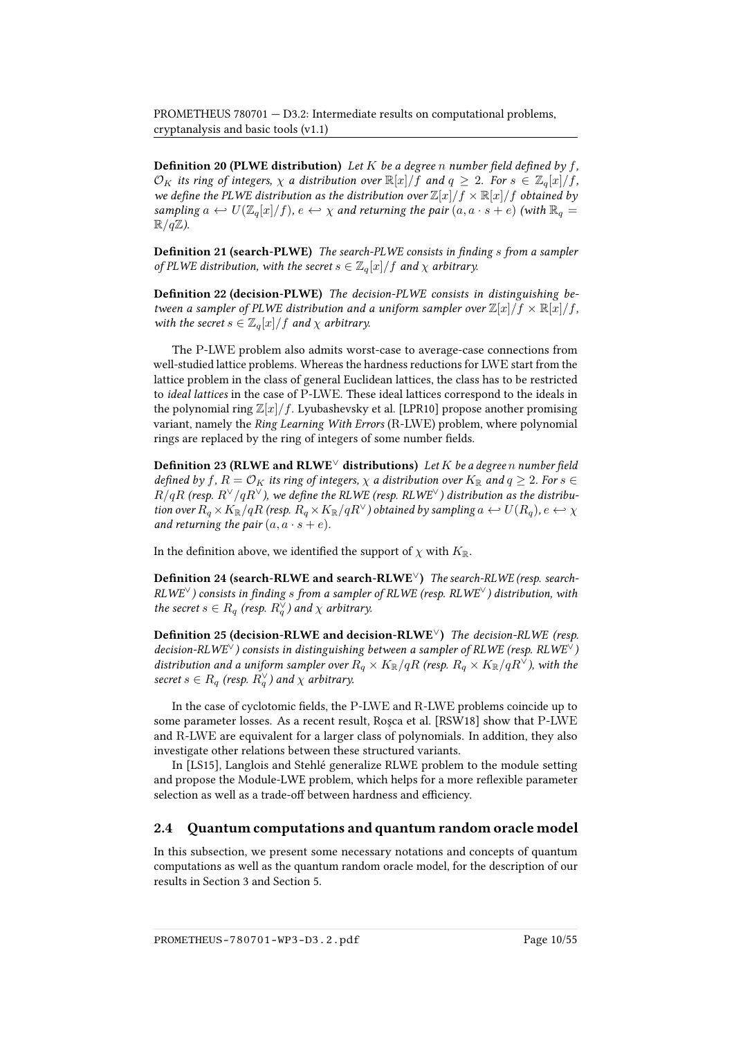**Definition 20 (PLWE distribution)** *Let $K$ be a degree $n$ number field defined by $f$, $\mathcal{O}_K$ its ring of integers, $\chi$ a distribution over $\mathbb{R}[x]/f$ and $q \geq 2$. For $s \in \mathbb{Z}_q[x]/f$, we define the PLWE distribution as the distribution over $\mathbb{Z}[x]/f \times \mathbb{R}[x]/f$ obtained by sampling $a \hookleftarrow U(\mathbb{Z}_q[x]/f)$, $e \hookleftarrow \chi$ and returning the pair $(a, a \cdot s + e)$ (with $\mathbb{R}_q = \mathbb{R}/q\mathbb{Z}$).*

**Definition 21 (search-PLWE)** *The search-PLWE consists in finding $s$ from a sampler of PLWE distribution, with the secret $s \in \mathbb{Z}_q[x]/f$ and $\chi$ arbitrary.*

**Definition 22 (decision-PLWE)** *The decision-PLWE consists in distinguishing between a sampler of PLWE distribution and a uniform sampler over $\mathbb{Z}[x]/f \times \mathbb{R}[x]/f$, with the secret $s \in \mathbb{Z}_q[x]/f$ and $\chi$ arbitrary.*

The P-LWE problem also admits worst-case to average-case connections from well-studied lattice problems. Whereas the hardness reductions for LWE start from the lattice problem in the class of general Euclidean lattices, the class has to be restricted to *ideal lattices* in the case of P-LWE. These ideal lattices correspond to the ideals in the polynomial ring $\mathbb{Z}[x]/f$. Lyubashevsky et al. [LPR10] propose another promising variant, namely the *Ring Learning With Errors* (R-LWE) problem, where polynomial rings are replaced by the ring of integers of some number fields.

**Definition 23 (RLWE and RLWE$^\vee$ distributions)** *Let $K$ be a degree $n$ number field defined by $f$, $R = \mathcal{O}_K$ its ring of integers, $\chi$ a distribution over $K_\mathbb{R}$ and $q \geq 2$. For $s \in R/qR$ (resp. $R^\vee/qR^\vee$), we define the RLWE (resp. RLWE$^\vee$) distribution as the distribution over $R_q \times K_\mathbb{R}/qR$ (resp. $R_q \times K_\mathbb{R}/qR^\vee$) obtained by sampling $a \hookleftarrow U(R_q)$, $e \hookleftarrow \chi$ and returning the pair $(a, a \cdot s + e)$.*

In the definition above, we identified the support of $\chi$ with $K_\mathbb{R}$.

**Definition 24 (search-RLWE and search-RLWE$^\vee$)** *The search-RLWE (resp. search-RLWE$^\vee$) consists in finding $s$ from a sampler of RLWE (resp. RLWE$^\vee$) distribution, with the secret $s \in R_q$ (resp. $R_q^\vee$) and $\chi$ arbitrary.*

**Definition 25 (decision-RLWE and decision-RLWE$^\vee$)** *The decision-RLWE (resp. decision-RLWE$^\vee$) consists in distinguishing between a sampler of RLWE (resp. RLWE$^\vee$) distribution and a uniform sampler over $R_q \times K_\mathbb{R}/qR$ (resp. $R_q \times K_\mathbb{R}/qR^\vee$), with the secret $s \in R_q$ (resp. $R_q^\vee$) and $\chi$ arbitrary.*

In the case of cyclotomic fields, the P-LWE and R-LWE problems coincide up to some parameter losses. As a recent result, Roşca et al. [RSW18] show that P-LWE and R-LWE are equivalent for a larger class of polynomials. In addition, they also investigate other relations between these structured variants.

In [LS15], Langlois and Stehlé generalize RLWE problem to the module setting and propose the Module-LWE problem, which helps for a more reflexible parameter selection as well as a trade-off between hardness and efficiency.

## 2.4 Quantum computations and quantum random oracle model

In this subsection, we present some necessary notations and concepts of quantum computations as well as the quantum random oracle model, for the description of our results in Section 3 and Section 5.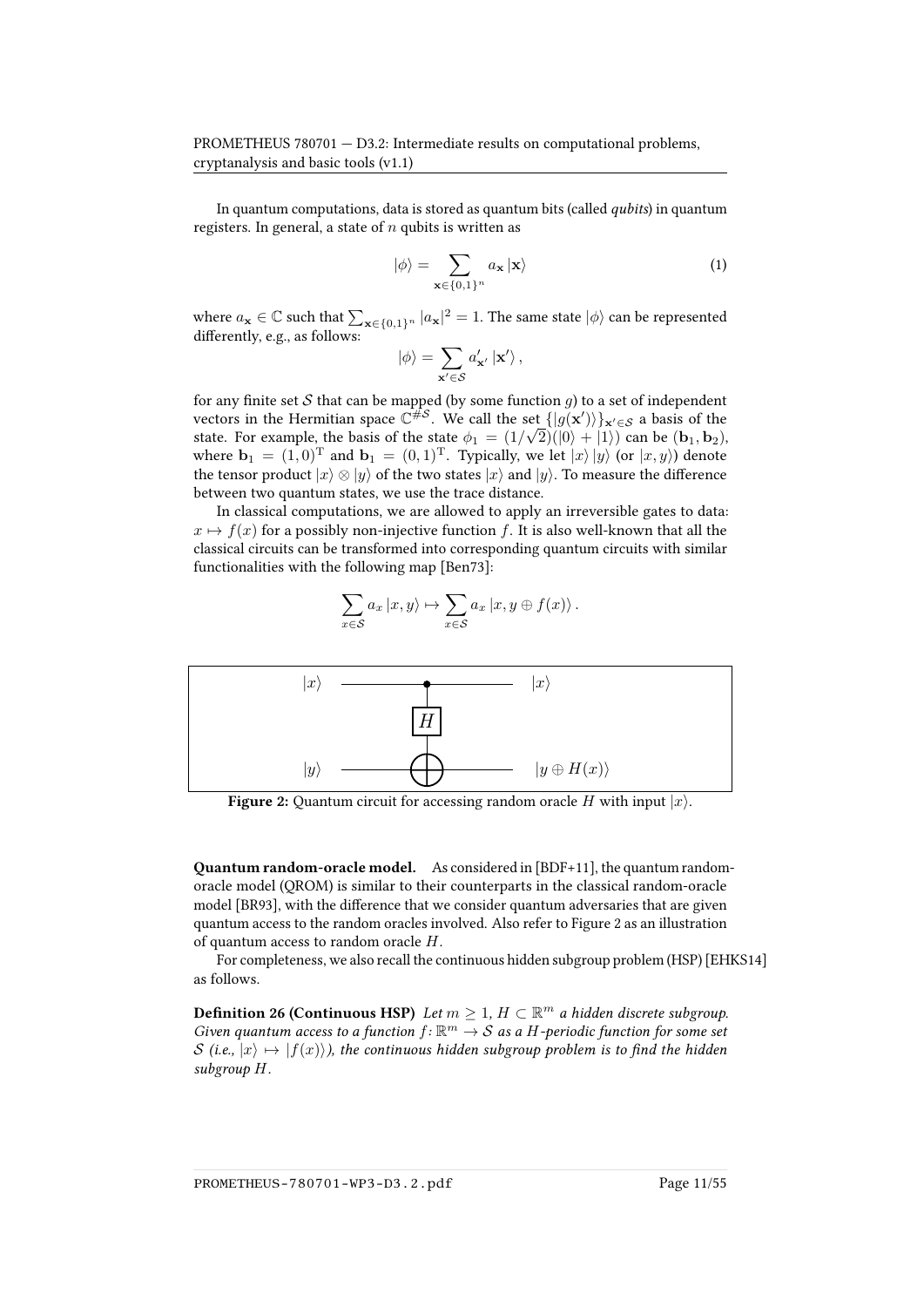In quantum computations, data is stored as quantum bits (called *qubits*) in quantum registers. In general, a state of $n$ qubits is written as

$$|\phi\rangle = \sum_{\mathbf{x} \in \{0,1\}^n} a_{\mathbf{x}} |\mathbf{x}\rangle \tag{1}$$

where $a_{\mathbf{x}} \in \mathbb{C}$ such that $\sum_{\mathbf{x} \in \{0,1\}^n} |a_{\mathbf{x}}|^2 = 1$. The same state $|\phi\rangle$ can be represented differently, e.g., as follows:

$$|\phi\rangle = \sum_{\mathbf{x}' \in \mathcal{S}} a'_{\mathbf{x}'} |\mathbf{x}'\rangle ,$$

for any finite set $\mathcal{S}$ that can be mapped (by some function $g$) to a set of independent vectors in the Hermitian space $\mathbb{C}^{\#\mathcal{S}}$. We call the set $\{|g(\mathbf{x}')\rangle\}_{\mathbf{x}' \in \mathcal{S}}$ a basis of the state. For example, the basis of the state $\phi_1 = (1/\sqrt{2})(|0\rangle + |1\rangle)$ can be $(\mathbf{b}_1, \mathbf{b}_2)$, where $\mathbf{b}_1 = (1,0)^{\mathrm{T}}$ and $\mathbf{b}_1 = (0,1)^{\mathrm{T}}$. Typically, we let $|x\rangle |y\rangle$ (or $|x, y\rangle$) denote the tensor product $|x\rangle \otimes |y\rangle$ of the two states $|x\rangle$ and $|y\rangle$. To measure the difference between two quantum states, we use the trace distance.

In classical computations, we are allowed to apply an irreversible gates to data: $x \mapsto f(x)$ for a possibly non-injective function $f$. It is also well-known that all the classical circuits can be transformed into corresponding quantum circuits with similar functionalities with the following map [Ben73]:

$$\sum_{x \in \mathcal{S}} a_x |x, y\rangle \mapsto \sum_{x \in \mathcal{S}} a_x |x, y \oplus f(x)\rangle .$$

**Figure 2:** Quantum circuit for accessing random oracle $H$ with input $|x\rangle$.

**Quantum random-oracle model.** As considered in [BDF+11], the quantum random-oracle model (QROM) is similar to their counterparts in the classical random-oracle model [BR93], with the difference that we consider quantum adversaries that are given quantum access to the random oracles involved. Also refer to Figure 2 as an illustration of quantum access to random oracle $H$.

For completeness, we also recall the continuous hidden subgroup problem (HSP) [EHKS14] as follows.

**Definition 26 (Continuous HSP)** *Let $m \geq 1$, $H \subset \mathbb{R}^m$ a hidden discrete subgroup. Given quantum access to a function $f \colon \mathbb{R}^m \to \mathcal{S}$ as a $H$-periodic function for some set $\mathcal{S}$ (i.e., $|x\rangle \mapsto |f(x)\rangle$), the continuous hidden subgroup problem is to find the hidden subgroup $H$.*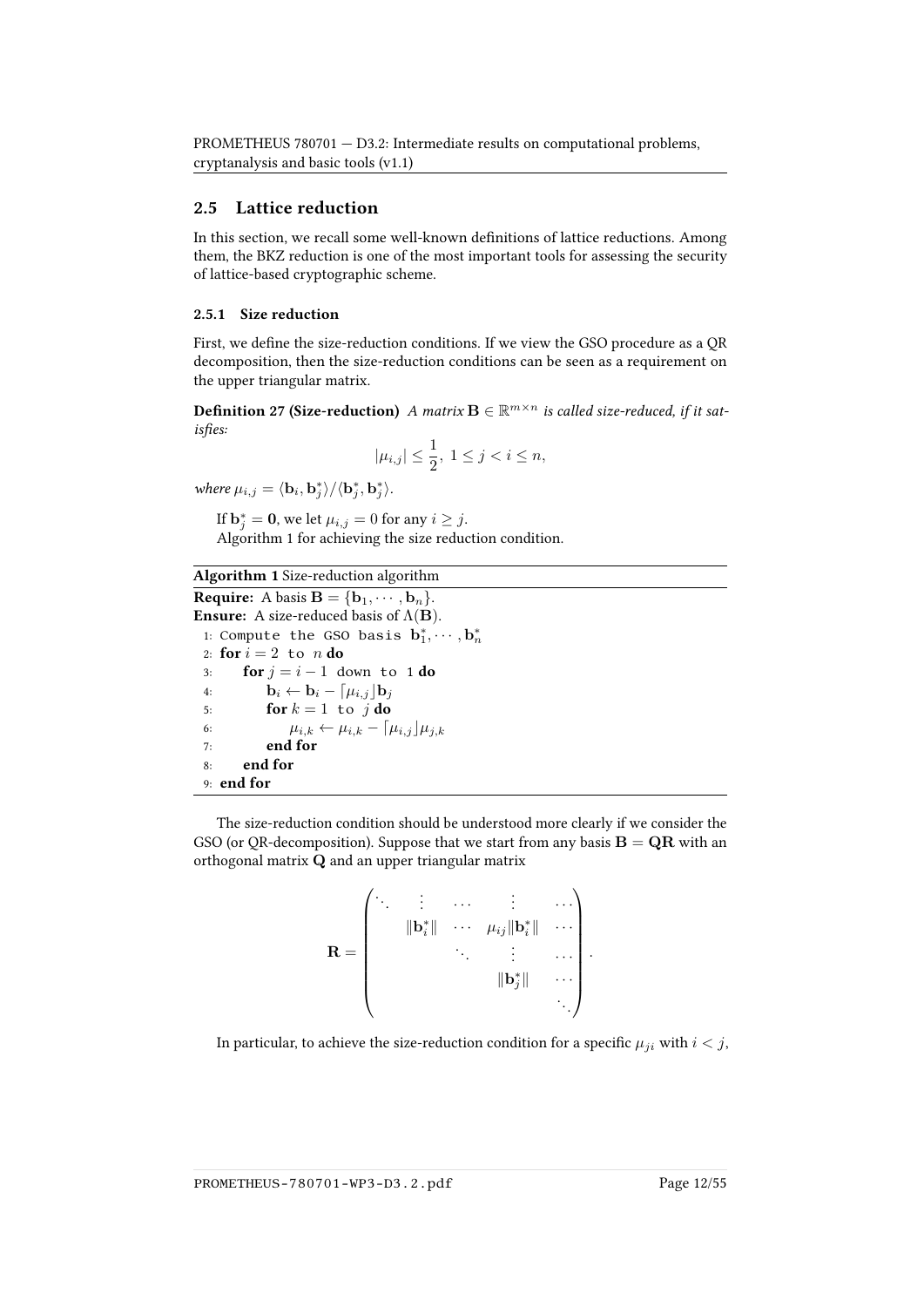## 2.5 Lattice reduction

In this section, we recall some well-known definitions of lattice reductions. Among them, the BKZ reduction is one of the most important tools for assessing the security of lattice-based cryptographic scheme.

### 2.5.1 Size reduction

First, we define the size-reduction conditions. If we view the GSO procedure as a QR decomposition, then the size-reduction conditions can be seen as a requirement on the upper triangular matrix.

**Definition 27 (Size-reduction)** *A matrix $\mathbf{B} \in \mathbb{R}^{m\times n}$ is called size-reduced, if it satisfies:*

$$|\mu_{i,j}| \leq \frac{1}{2},\ 1 \leq j < i \leq n,$$

*where $\mu_{i,j} = \langle \mathbf{b}_i, \mathbf{b}_j^* \rangle / \langle \mathbf{b}_j^*, \mathbf{b}_j^* \rangle$.*

If $\mathbf{b}_j^* = \mathbf{0}$, we let $\mu_{i,j} = 0$ for any $i \geq j$.

Algorithm 1 for achieving the size reduction condition.

**Algorithm 1** Size-reduction algorithm

**Require:** A basis $\mathbf{B} = \{\mathbf{b}_1, \cdots, \mathbf{b}_n\}$.
**Ensure:** A size-reduced basis of $\Lambda(\mathbf{B})$.

1: Compute the GSO basis $\mathbf{b}_1^*, \cdots, \mathbf{b}_n^*$
2: **for** $i = 2$ to $n$ **do**
3: &nbsp;&nbsp;&nbsp;&nbsp;**for** $j = i - 1$ down to $1$ **do**
4: &nbsp;&nbsp;&nbsp;&nbsp;&nbsp;&nbsp;&nbsp;&nbsp;$\mathbf{b}_i \leftarrow \mathbf{b}_i - \lceil \mu_{i,j} \rfloor \mathbf{b}_j$
5: &nbsp;&nbsp;&nbsp;&nbsp;&nbsp;&nbsp;&nbsp;&nbsp;**for** $k = 1$ to $j$ **do**
6: &nbsp;&nbsp;&nbsp;&nbsp;&nbsp;&nbsp;&nbsp;&nbsp;&nbsp;&nbsp;&nbsp;&nbsp;$\mu_{i,k} \leftarrow \mu_{i,k} - \lceil \mu_{i,j} \rfloor \mu_{j,k}$
7: &nbsp;&nbsp;&nbsp;&nbsp;&nbsp;&nbsp;&nbsp;&nbsp;**end for**
8: &nbsp;&nbsp;&nbsp;&nbsp;**end for**
9: **end for**

The size-reduction condition should be understood more clearly if we consider the GSO (or QR-decomposition). Suppose that we start from any basis $\mathbf{B} = \mathbf{QR}$ with an orthogonal matrix $\mathbf{Q}$ and an upper triangular matrix

$$\mathbf{R} = \begin{pmatrix} \ddots & \vdots & \cdots & \vdots & \cdots \\ & \|\mathbf{b}_i^*\| & \cdots & \mu_{ij}\|\mathbf{b}_i^*\| & \cdots \\ & & \ddots & \vdots & \cdots \\ & & & \|\mathbf{b}_j^*\| & \cdots \\ & & & & \ddots \end{pmatrix}.$$

In particular, to achieve the size-reduction condition for a specific $\mu_{ji}$ with $i < j$,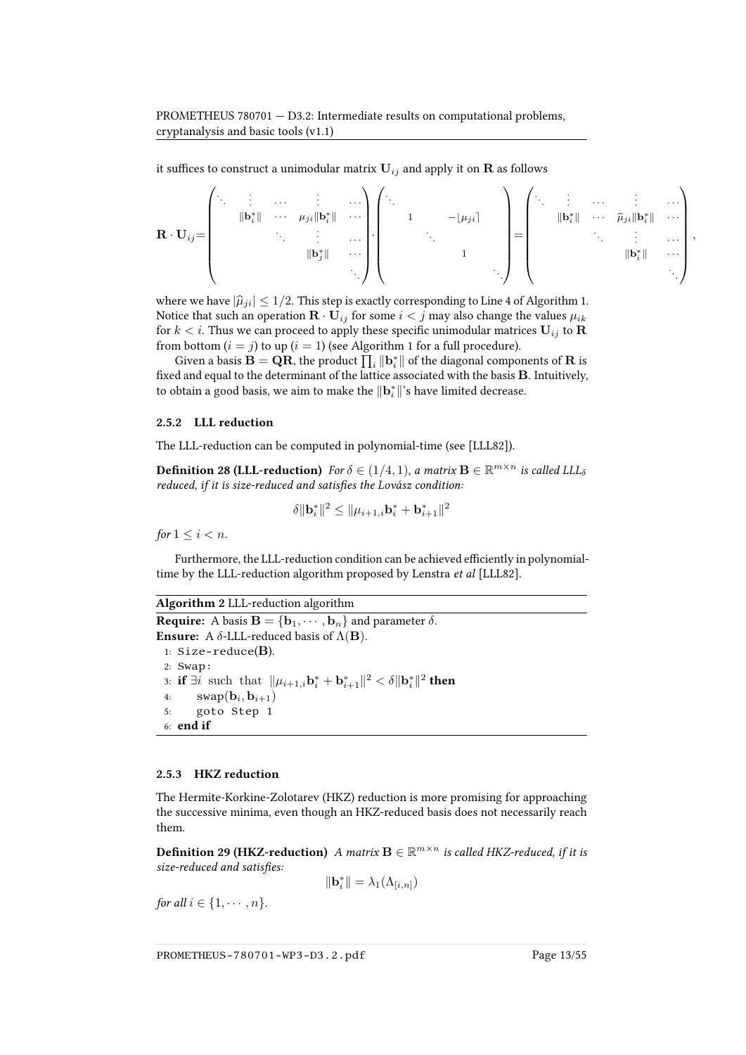it suffices to construct a unimodular matrix $\mathbf{U}_{ij}$ and apply it on $\mathbf{R}$ as follows

$$
\mathbf{R} \cdot \mathbf{U}_{ij} = \begin{pmatrix} \ddots & \vdots & \dots & \vdots & \dots \\ & \|\mathbf{b}_i^*\| & \cdots & \mu_{ji}\|\mathbf{b}_i^*\| & \cdots \\ & & \ddots & \vdots & \dots \\ & & & \|\mathbf{b}_j^*\| & \cdots \\ & & & & \ddots \end{pmatrix} \cdot \begin{pmatrix} \ddots & & & & \\ & 1 & & -\lfloor \mu_{ji} \rceil & \\ & & \ddots & & \\ & & & 1 & \\ & & & & \ddots \end{pmatrix} = \begin{pmatrix} \ddots & \vdots & \dots & \vdots & \dots \\ & \|\mathbf{b}_i^*\| & \cdots & \widehat{\mu}_{ji}\|\mathbf{b}_i^*\| & \cdots \\ & & \ddots & \vdots & \dots \\ & & & \|\mathbf{b}_i^*\| & \cdots \\ & & & & \ddots \end{pmatrix},
$$

where we have $|\widehat{\mu}_{ji}| \leq 1/2$. This step is exactly corresponding to Line 4 of Algorithm 1. Notice that such an operation $\mathbf{R} \cdot \mathbf{U}_{ij}$ for some $i < j$ may also change the values $\mu_{ik}$ for $k < i$. Thus we can proceed to apply these specific unimodular matrices $\mathbf{U}_{ij}$ to $\mathbf{R}$ from bottom ($i = j$) to up ($i = 1$) (see Algorithm 1 for a full procedure).

Given a basis $\mathbf{B} = \mathbf{QR}$, the product $\prod_i \|\mathbf{b}_i^*\|$ of the diagonal components of $\mathbf{R}$ is fixed and equal to the determinant of the lattice associated with the basis $\mathbf{B}$. Intuitively, to obtain a good basis, we aim to make the $\|\mathbf{b}_i^*\|$'s have limited decrease.

### 2.5.2 LLL reduction

The LLL-reduction can be computed in polynomial-time (see [LLL82]).

**Definition 28 (LLL-reduction)** *For $\delta \in (1/4, 1)$, a matrix $\mathbf{B} \in \mathbb{R}^{m \times n}$ is called LLL$_\delta$ reduced, if it is size-reduced and satisfies the Lovász condition:*

$$
\delta \|\mathbf{b}_i^*\|^2 \leq \|\mu_{i+1,i}\mathbf{b}_i^* + \mathbf{b}_{i+1}^*\|^2
$$

*for $1 \leq i < n$.*

Furthermore, the LLL-reduction condition can be achieved efficiently in polynomial-time by the LLL-reduction algorithm proposed by Lenstra *et al* [LLL82].

**Algorithm 2** LLL-reduction algorithm

**Require:** A basis $\mathbf{B} = \{\mathbf{b}_1, \cdots, \mathbf{b}_n\}$ and parameter $\delta$.
**Ensure:** A $\delta$-LLL-reduced basis of $\Lambda(\mathbf{B})$.

1: Size-reduce($\mathbf{B}$).
2: Swap:
3: **if** $\exists i$ such that $\|\mu_{i+1,i}\mathbf{b}_i^* + \mathbf{b}_{i+1}^*\|^2 < \delta\|\mathbf{b}_i^*\|^2$ **then**
4: &nbsp;&nbsp;&nbsp;&nbsp;swap($\mathbf{b}_i, \mathbf{b}_{i+1}$)
5: &nbsp;&nbsp;&nbsp;&nbsp;goto Step 1
6: **end if**

### 2.5.3 HKZ reduction

The Hermite-Korkine-Zolotarev (HKZ) reduction is more promising for approaching the successive minima, even though an HKZ-reduced basis does not necessarily reach them.

**Definition 29 (HKZ-reduction)** *A matrix $\mathbf{B} \in \mathbb{R}^{m \times n}$ is called HKZ-reduced, if it is size-reduced and satisfies:*

$$
\|\mathbf{b}_i^*\| = \lambda_1(\Lambda_{[i,n]})
$$

*for all $i \in \{1, \cdots, n\}$.*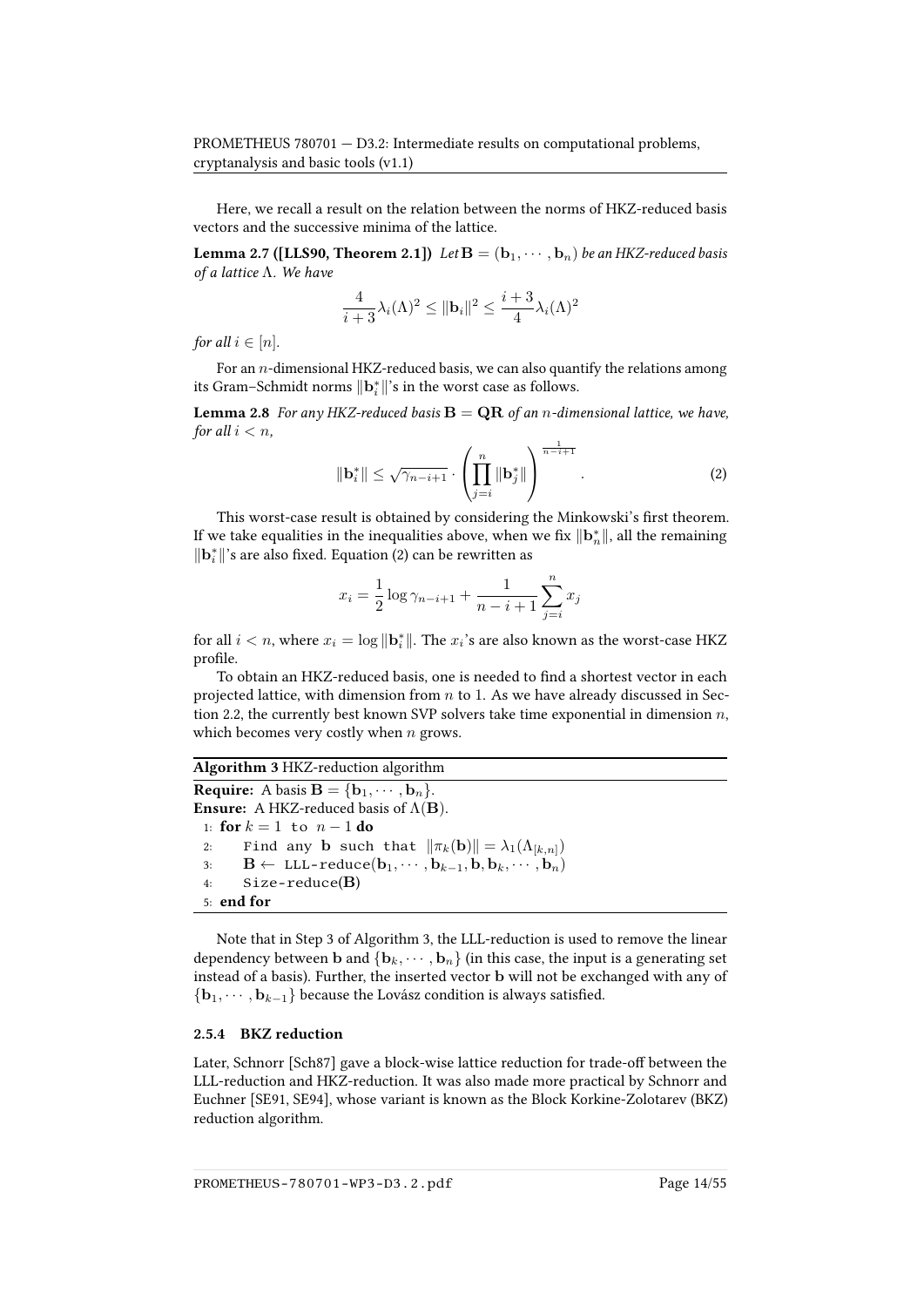Here, we recall a result on the relation between the norms of HKZ-reduced basis vectors and the successive minima of the lattice.

**Lemma 2.7 ([LLS90, Theorem 2.1])** *Let* $\mathbf{B} = (\mathbf{b}_1, \cdots, \mathbf{b}_n)$ *be an HKZ-reduced basis of a lattice* $\Lambda$*. We have*

$$\frac{4}{i+3}\lambda_i(\Lambda)^2 \leq \|\mathbf{b}_i\|^2 \leq \frac{i+3}{4}\lambda_i(\Lambda)^2$$

*for all* $i \in [n]$.

For an $n$-dimensional HKZ-reduced basis, we can also quantify the relations among its Gram–Schmidt norms $\|\mathbf{b}_i^*\|$'s in the worst case as follows.

**Lemma 2.8** *For any HKZ-reduced basis* $\mathbf{B} = \mathbf{QR}$ *of an* $n$*-dimensional lattice, we have, for all* $i < n$,

$$\|\mathbf{b}_i^*\| \leq \sqrt{\gamma_{n-i+1}} \cdot \left(\prod_{j=i}^{n} \|\mathbf{b}_j^*\|\right)^{\frac{1}{n-i+1}}. \tag{2}$$

This worst-case result is obtained by considering the Minkowski's first theorem. If we take equalities in the inequalities above, when we fix $\|\mathbf{b}_n^*\|$, all the remaining $\|\mathbf{b}_i^*\|$'s are also fixed. Equation (2) can be rewritten as

$$x_i = \frac{1}{2}\log \gamma_{n-i+1} + \frac{1}{n-i+1}\sum_{j=i}^{n} x_j$$

for all $i < n$, where $x_i = \log \|\mathbf{b}_i^*\|$. The $x_i$'s are also known as the worst-case HKZ profile.

To obtain an HKZ-reduced basis, one is needed to find a shortest vector in each projected lattice, with dimension from $n$ to 1. As we have already discussed in Section 2.2, the currently best known SVP solvers take time exponential in dimension $n$, which becomes very costly when $n$ grows.

**Algorithm 3** HKZ-reduction algorithm

**Require:** A basis $\mathbf{B} = \{\mathbf{b}_1, \cdots, \mathbf{b}_n\}$.
**Ensure:** A HKZ-reduced basis of $\Lambda(\mathbf{B})$.

```
1: for k = 1 to n − 1 do
2:     Find any b such that ||π_k(b)|| = λ_1(Λ_[k,n])
3:     B ← LLL-reduce(b_1, ··· , b_{k−1}, b, b_k, ··· , b_n)
4:     Size-reduce(B)
5: end for
```

Note that in Step 3 of Algorithm 3, the LLL-reduction is used to remove the linear dependency between $\mathbf{b}$ and $\{\mathbf{b}_k, \cdots, \mathbf{b}_n\}$ (in this case, the input is a generating set instead of a basis). Further, the inserted vector $\mathbf{b}$ will not be exchanged with any of $\{\mathbf{b}_1, \cdots, \mathbf{b}_{k-1}\}$ because the Lovász condition is always satisfied.

#### 2.5.4 BKZ reduction

Later, Schnorr [Sch87] gave a block-wise lattice reduction for trade-off between the LLL-reduction and HKZ-reduction. It was also made more practical by Schnorr and Euchner [SE91, SE94], whose variant is known as the Block Korkine-Zolotarev (BKZ) reduction algorithm.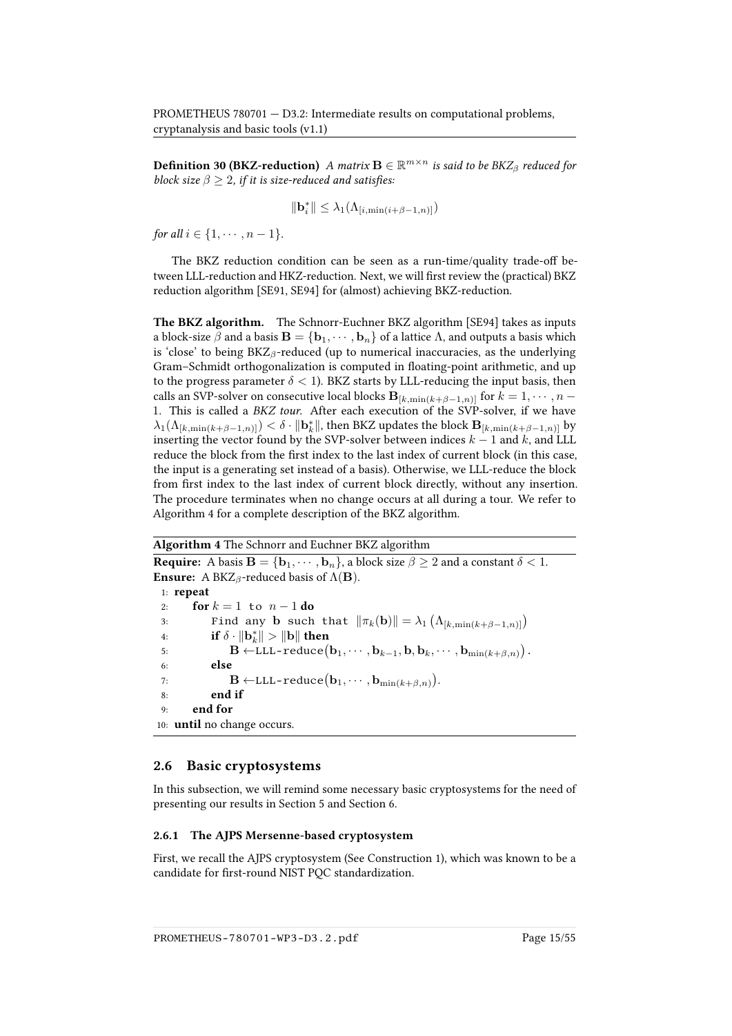**Definition 30 (BKZ-reduction)** *A matrix $\mathbf{B} \in \mathbb{R}^{m\times n}$ is said to be BKZ$_\beta$ reduced for block size $\beta \geq 2$, if it is size-reduced and satisfies:*

$$\|\mathbf{b}_i^*\| \leq \lambda_1(\Lambda_{[i,\min(i+\beta-1,n)]})$$

*for all $i \in \{1, \cdots, n-1\}$.*

The BKZ reduction condition can be seen as a run-time/quality trade-off between LLL-reduction and HKZ-reduction. Next, we will first review the (practical) BKZ reduction algorithm [SE91, SE94] for (almost) achieving BKZ-reduction.

**The BKZ algorithm.** The Schnorr-Euchner BKZ algorithm [SE94] takes as inputs a block-size $\beta$ and a basis $\mathbf{B} = \{\mathbf{b}_1, \cdots, \mathbf{b}_n\}$ of a lattice $\Lambda$, and outputs a basis which is 'close' to being BKZ$_\beta$-reduced (up to numerical inaccuracies, as the underlying Gram–Schmidt orthogonalization is computed in floating-point arithmetic, and up to the progress parameter $\delta < 1$). BKZ starts by LLL-reducing the input basis, then calls an SVP-solver on consecutive local blocks $\mathbf{B}_{[k,\min(k+\beta-1,n)]}$ for $k = 1, \cdots, n-1$. This is called a *BKZ tour.* After each execution of the SVP-solver, if we have $\lambda_1(\Lambda_{[k,\min(k+\beta-1,n)]}) < \delta \cdot \|\mathbf{b}_k^*\|$, then BKZ updates the block $\mathbf{B}_{[k,\min(k+\beta-1,n)]}$ by inserting the vector found by the SVP-solver between indices $k-1$ and $k$, and LLL reduce the block from the first index to the last index of current block (in this case, the input is a generating set instead of a basis). Otherwise, we LLL-reduce the block from first index to the last index of current block directly, without any insertion. The procedure terminates when no change occurs at all during a tour. We refer to Algorithm 4 for a complete description of the BKZ algorithm.

**Algorithm 4** The Schnorr and Euchner BKZ algorithm

**Require:** A basis $\mathbf{B} = \{\mathbf{b}_1, \cdots, \mathbf{b}_n\}$, a block size $\beta \geq 2$ and a constant $\delta < 1$.
**Ensure:** A BKZ$_\beta$-reduced basis of $\Lambda(\mathbf{B})$.

```
1: repeat
2:     for k = 1 to n − 1 do
3:         Find any b such that ‖π_k(b)‖ = λ_1(Λ_[k,min(k+β−1,n)])
4:         if δ · ‖b*_k‖ > ‖b‖ then
5:             B ← LLL-reduce(b_1, ··· , b_{k−1}, b, b_k, ··· , b_{min(k+β,n)}).
6:         else
7:             B ← LLL-reduce(b_1, ··· , b_{min(k+β,n)}).
8:         end if
9:     end for
10: until no change occurs.
```

## 2.6 Basic cryptosystems

In this subsection, we will remind some necessary basic cryptosystems for the need of presenting our results in Section 5 and Section 6.

### 2.6.1 The AJPS Mersenne-based cryptosystem

First, we recall the AJPS cryptosystem (See Construction 1), which was known to be a candidate for first-round NIST PQC standardization.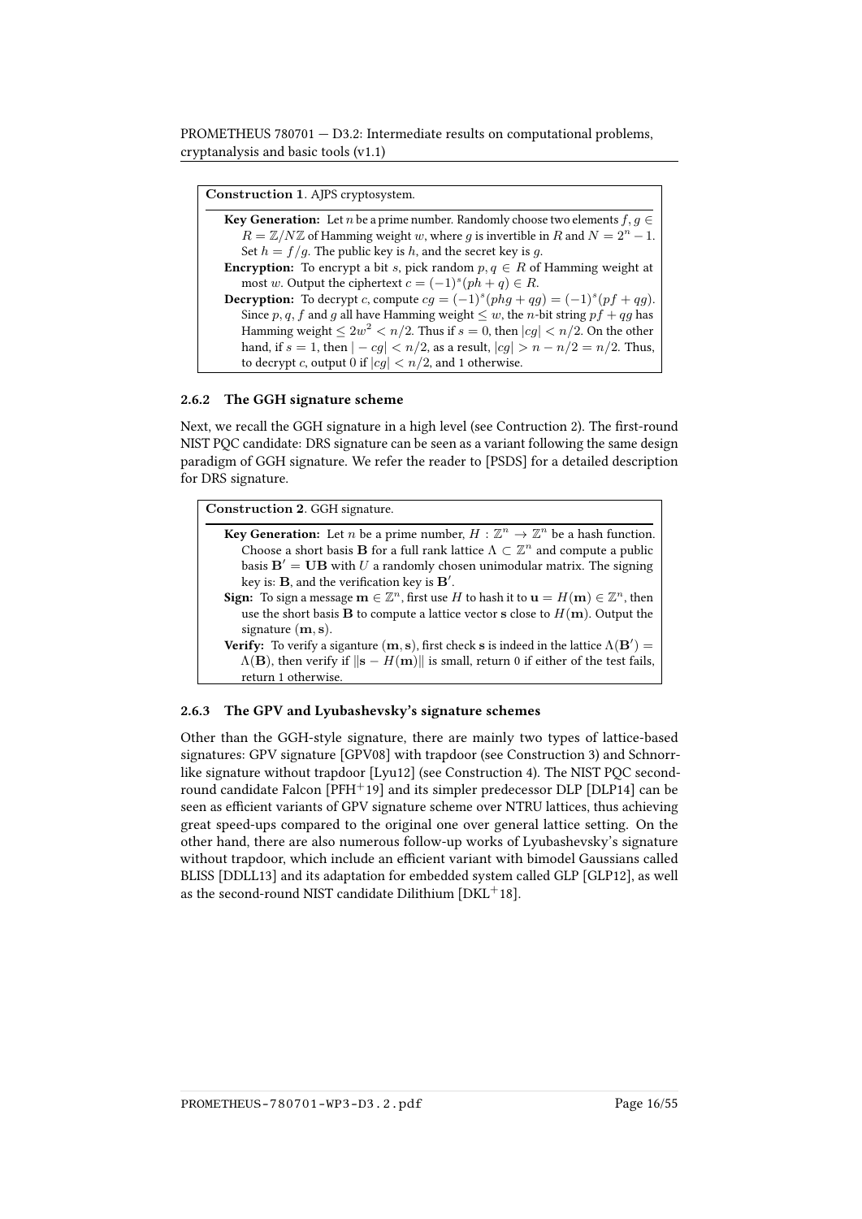**Construction 1**. AJPS cryptosystem.

**Key Generation:** Let $n$ be a prime number. Randomly choose two elements $f, g \in R = \mathbb{Z}/N\mathbb{Z}$ of Hamming weight $w$, where $g$ is invertible in $R$ and $N = 2^n - 1$. Set $h = f/g$. The public key is $h$, and the secret key is $g$.

**Encryption:** To encrypt a bit $s$, pick random $p, q \in R$ of Hamming weight at most $w$. Output the ciphertext $c = (-1)^s(ph + q) \in R$.

**Decryption:** To decrypt $c$, compute $cg = (-1)^s(phg + qg) = (-1)^s(pf + qg)$. Since $p, q, f$ and $g$ all have Hamming weight $\leq w$, the $n$-bit string $pf + qg$ has Hamming weight $\leq 2w^2 < n/2$. Thus if $s = 0$, then $|cg| < n/2$. On the other hand, if $s = 1$, then $|-cg| < n/2$, as a result, $|cg| > n - n/2 = n/2$. Thus, to decrypt $c$, output 0 if $|cg| < n/2$, and 1 otherwise.

### 2.6.2 The GGH signature scheme

Next, we recall the GGH signature in a high level (see Contruction 2). The first-round NIST PQC candidate: DRS signature can be seen as a variant following the same design paradigm of GGH signature. We refer the reader to [PSDS] for a detailed description for DRS signature.

**Construction 2**. GGH signature.

**Key Generation:** Let $n$ be a prime number, $H : \mathbb{Z}^n \to \mathbb{Z}^n$ be a hash function. Choose a short basis $\mathbf{B}$ for a full rank lattice $\Lambda \subset \mathbb{Z}^n$ and compute a public basis $\mathbf{B}' = \mathbf{U}\mathbf{B}$ with $U$ a randomly chosen unimodular matrix. The signing key is: $\mathbf{B}$, and the verification key is $\mathbf{B}'$.

**Sign:** To sign a message $\mathbf{m} \in \mathbb{Z}^n$, first use $H$ to hash it to $\mathbf{u} = H(\mathbf{m}) \in \mathbb{Z}^n$, then use the short basis $\mathbf{B}$ to compute a lattice vector $\mathbf{s}$ close to $H(\mathbf{m})$. Output the signature $(\mathbf{m}, \mathbf{s})$.

**Verify:** To verify a siganture $(\mathbf{m}, \mathbf{s})$, first check $\mathbf{s}$ is indeed in the lattice $\Lambda(\mathbf{B}') = \Lambda(\mathbf{B})$, then verify if $\|\mathbf{s} - H(\mathbf{m})\|$ is small, return 0 if either of the test fails, return 1 otherwise.

### 2.6.3 The GPV and Lyubashevsky's signature schemes

Other than the GGH-style signature, there are mainly two types of lattice-based signatures: GPV signature [GPV08] with trapdoor (see Construction 3) and Schnorr-like signature without trapdoor [Lyu12] (see Construction 4). The NIST PQC second-round candidate Falcon [PFH+19] and its simpler predecessor DLP [DLP14] can be seen as efficient variants of GPV signature scheme over NTRU lattices, thus achieving great speed-ups compared to the original one over general lattice setting. On the other hand, there are also numerous follow-up works of Lyubashevsky's signature without trapdoor, which include an efficient variant with bimodel Gaussians called BLISS [DDLL13] and its adaptation for embedded system called GLP [GLP12], as well as the second-round NIST candidate Dilithium [DKL+18].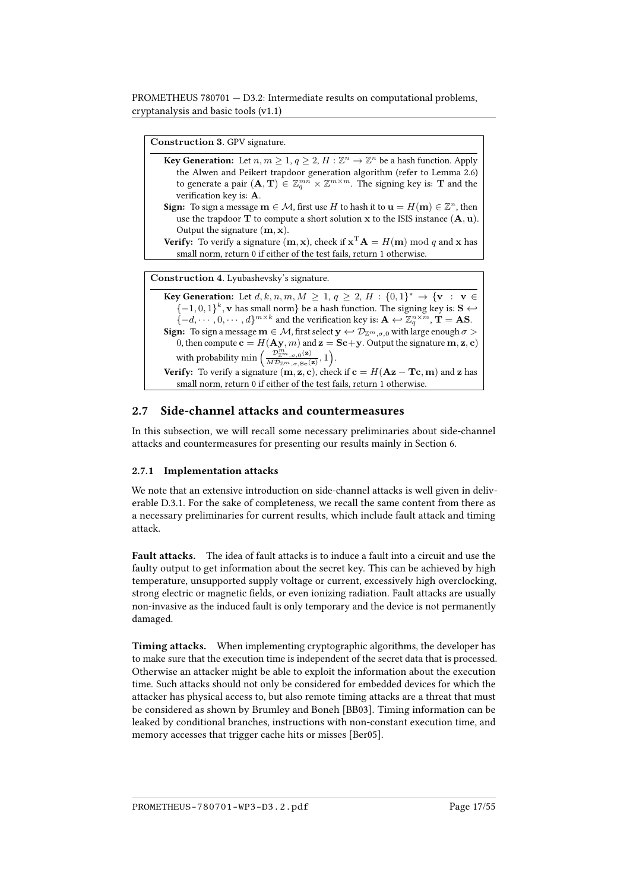**Construction 3.** GPV signature.

**Key Generation:** Let $n, m \geq 1$, $q \geq 2$, $H : \mathbb{Z}^n \to \mathbb{Z}^n$ be a hash function. Apply the Alwen and Peikert trapdoor generation algorithm (refer to Lemma 2.6) to generate a pair $(\mathbf{A}, \mathbf{T}) \in \mathbb{Z}_q^{mn} \times \mathbb{Z}^{m \times m}$. The signing key is: $\mathbf{T}$ and the verification key is: $\mathbf{A}$.

**Sign:** To sign a message $\mathbf{m} \in \mathcal{M}$, first use $H$ to hash it to $\mathbf{u} = H(\mathbf{m}) \in \mathbb{Z}^n$, then use the trapdoor $\mathbf{T}$ to compute a short solution $\mathbf{x}$ to the ISIS instance $(\mathbf{A}, \mathbf{u})$. Output the signature $(\mathbf{m}, \mathbf{x})$.

**Verify:** To verify a signature $(\mathbf{m}, \mathbf{x})$, check if $\mathbf{x}^{\mathrm{T}}\mathbf{A} = H(\mathbf{m}) \bmod q$ and $\mathbf{x}$ has small norm, return 0 if either of the test fails, return 1 otherwise.

**Construction 4.** Lyubashevsky's signature.

**Key Generation:** Let $d, k, n, m, M \geq 1$, $q \geq 2$, $H : \{0,1\}^* \to \{\mathbf{v} : \mathbf{v} \in \{-1, 0, 1\}^k, \mathbf{v}$ has small norm$\}$ be a hash function. The signing key is: $\mathbf{S} \hookleftarrow \{-d, \cdots, 0, \cdots, d\}^{m \times k}$ and the verification key is: $\mathbf{A} \hookleftarrow \mathbb{Z}_q^{n \times m}$, $\mathbf{T} = \mathbf{AS}$.

**Sign:** To sign a message $\mathbf{m} \in \mathcal{M}$, first select $\mathbf{y} \hookleftarrow \mathcal{D}_{\mathbb{Z}^m, \sigma, 0}$ with large enough $\sigma > 0$, then compute $\mathbf{c} = H(\mathbf{Ay}, m)$ and $\mathbf{z} = \mathbf{Sc} + \mathbf{y}$. Output the signature $\mathbf{m}, \mathbf{z}, \mathbf{c})$ with probability $\min\left(\frac{\mathcal{D}^m_{\mathbb{Z}^m, \sigma, 0}(\mathbf{z})}{M\mathcal{D}_{\mathbb{Z}^m, \sigma, \mathbf{Sc}}(\mathbf{z})}, 1\right)$.

**Verify:** To verify a signature $(\mathbf{m}, \mathbf{z}, \mathbf{c})$, check if $\mathbf{c} = H(\mathbf{Az} - \mathbf{Tc}, \mathbf{m})$ and $\mathbf{z}$ has small norm, return 0 if either of the test fails, return 1 otherwise.

## 2.7 Side-channel attacks and countermeasures

In this subsection, we will recall some necessary preliminaries about side-channel attacks and countermeasures for presenting our results mainly in Section 6.

### 2.7.1 Implementation attacks

We note that an extensive introduction on side-channel attacks is well given in deliverable D.3.1. For the sake of completeness, we recall the same content from there as a necessary preliminaries for current results, which include fault attack and timing attack.

**Fault attacks.** The idea of fault attacks is to induce a fault into a circuit and use the faulty output to get information about the secret key. This can be achieved by high temperature, unsupported supply voltage or current, excessively high overclocking, strong electric or magnetic fields, or even ionizing radiation. Fault attacks are usually non-invasive as the induced fault is only temporary and the device is not permanently damaged.

**Timing attacks.** When implementing cryptographic algorithms, the developer has to make sure that the execution time is independent of the secret data that is processed. Otherwise an attacker might be able to exploit the information about the execution time. Such attacks should not only be considered for embedded devices for which the attacker has physical access to, but also remote timing attacks are a threat that must be considered as shown by Brumley and Boneh [BB03]. Timing information can be leaked by conditional branches, instructions with non-constant execution time, and memory accesses that trigger cache hits or misses [Ber05].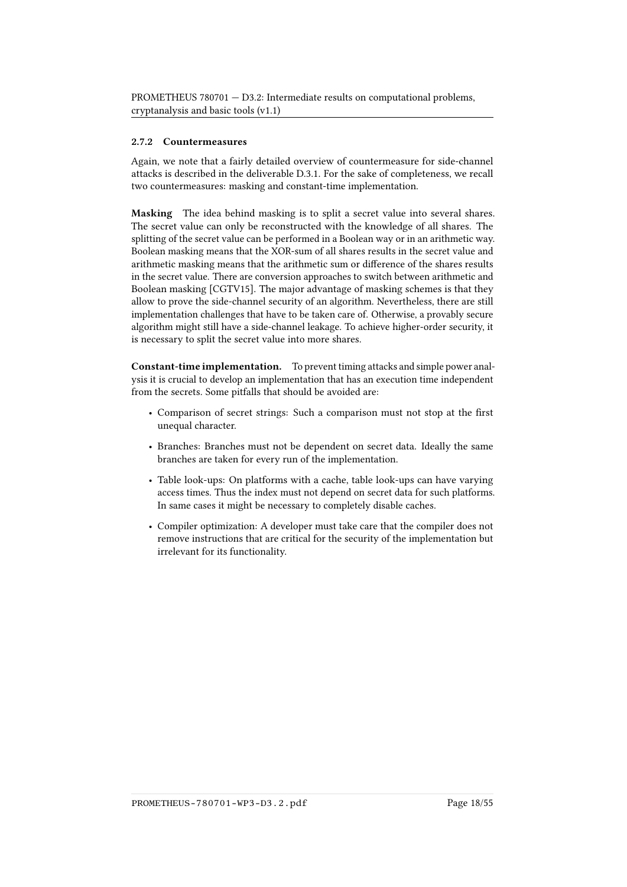### 2.7.2 Countermeasures

Again, we note that a fairly detailed overview of countermeasure for side-channel attacks is described in the deliverable D.3.1. For the sake of completeness, we recall two countermeasures: masking and constant-time implementation.

**Masking** The idea behind masking is to split a secret value into several shares. The secret value can only be reconstructed with the knowledge of all shares. The splitting of the secret value can be performed in a Boolean way or in an arithmetic way. Boolean masking means that the XOR-sum of all shares results in the secret value and arithmetic masking means that the arithmetic sum or difference of the shares results in the secret value. There are conversion approaches to switch between arithmetic and Boolean masking [CGTV15]. The major advantage of masking schemes is that they allow to prove the side-channel security of an algorithm. Nevertheless, there are still implementation challenges that have to be taken care of. Otherwise, a provably secure algorithm might still have a side-channel leakage. To achieve higher-order security, it is necessary to split the secret value into more shares.

**Constant-time implementation.** To prevent timing attacks and simple power analysis it is crucial to develop an implementation that has an execution time independent from the secrets. Some pitfalls that should be avoided are:

- Comparison of secret strings: Such a comparison must not stop at the first unequal character.
- Branches: Branches must not be dependent on secret data. Ideally the same branches are taken for every run of the implementation.
- Table look-ups: On platforms with a cache, table look-ups can have varying access times. Thus the index must not depend on secret data for such platforms. In same cases it might be necessary to completely disable caches.
- Compiler optimization: A developer must take care that the compiler does not remove instructions that are critical for the security of the implementation but irrelevant for its functionality.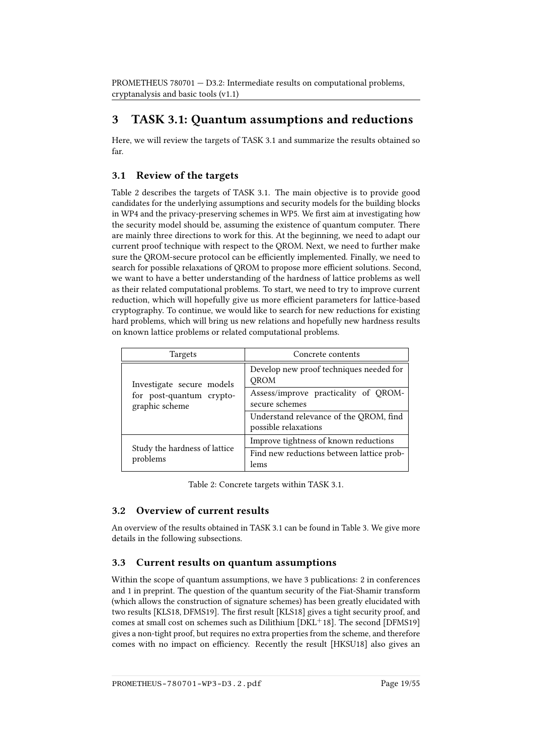# 3 TASK 3.1: Quantum assumptions and reductions

Here, we will review the targets of TASK 3.1 and summarize the results obtained so far.

## 3.1 Review of the targets

Table 2 describes the targets of TASK 3.1. The main objective is to provide good candidates for the underlying assumptions and security models for the building blocks in WP4 and the privacy-preserving schemes in WP5. We first aim at investigating how the security model should be, assuming the existence of quantum computer. There are mainly three directions to work for this. At the beginning, we need to adapt our current proof technique with respect to the QROM. Next, we need to further make sure the QROM-secure protocol can be efficiently implemented. Finally, we need to search for possible relaxations of QROM to propose more efficient solutions. Second, we want to have a better understanding of the hardness of lattice problems as well as their related computational problems. To start, we need to try to improve current reduction, which will hopefully give us more efficient parameters for lattice-based cryptography. To continue, we would like to search for new reductions for existing hard problems, which will bring us new relations and hopefully new hardness results on known lattice problems or related computational problems.

| Targets | Concrete contents |
|---|---|
| Investigate secure models for post-quantum cryptographic scheme | Develop new proof techniques needed for QROM |
| | Assess/improve practicality of QROM-secure schemes |
| | Understand relevance of the QROM, find possible relaxations |
| Study the hardness of lattice problems | Improve tightness of known reductions |
| | Find new reductions between lattice problems |

Table 2: Concrete targets within TASK 3.1.

## 3.2 Overview of current results

An overview of the results obtained in TASK 3.1 can be found in Table 3. We give more details in the following subsections.

## 3.3 Current results on quantum assumptions

Within the scope of quantum assumptions, we have 3 publications: 2 in conferences and 1 in preprint. The question of the quantum security of the Fiat-Shamir transform (which allows the construction of signature schemes) has been greatly elucidated with two results [KLS18, DFMS19]. The first result [KLS18] gives a tight security proof, and comes at small cost on schemes such as Dilithium [DKL+18]. The second [DFMS19] gives a non-tight proof, but requires no extra properties from the scheme, and therefore comes with no impact on efficiency. Recently the result [HKSU18] also gives an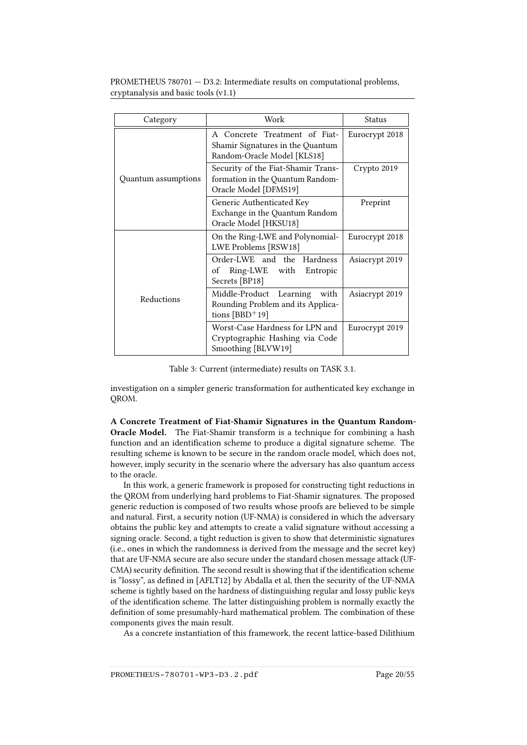| Category | Work | Status |
|---|---|---|
| Quantum assumptions | A Concrete Treatment of Fiat-Shamir Signatures in the Quantum Random-Oracle Model [KLS18] | Eurocrypt 2018 |
| | Security of the Fiat-Shamir Transformation in the Quantum Random-Oracle Model [DFMS19] | Crypto 2019 |
| | Generic Authenticated Key Exchange in the Quantum Random Oracle Model [HKSU18] | Preprint |
| Reductions | On the Ring-LWE and Polynomial-LWE Problems [RSW18] | Eurocrypt 2018 |
| | Order-LWE and the Hardness of Ring-LWE with Entropic Secrets [BP18] | Asiacrypt 2019 |
| | Middle-Product Learning with Rounding Problem and its Applications [BBD+19] | Asiacrypt 2019 |
| | Worst-Case Hardness for LPN and Cryptographic Hashing via Code Smoothing [BLVW19] | Eurocrypt 2019 |

Table 3: Current (intermediate) results on TASK 3.1.

investigation on a simpler generic transformation for authenticated key exchange in QROM.

**A Concrete Treatment of Fiat-Shamir Signatures in the Quantum Random-Oracle Model.** The Fiat-Shamir transform is a technique for combining a hash function and an identification scheme to produce a digital signature scheme. The resulting scheme is known to be secure in the random oracle model, which does not, however, imply security in the scenario where the adversary has also quantum access to the oracle.

In this work, a generic framework is proposed for constructing tight reductions in the QROM from underlying hard problems to Fiat-Shamir signatures. The proposed generic reduction is composed of two results whose proofs are believed to be simple and natural. First, a security notion (UF-NMA) is considered in which the adversary obtains the public key and attempts to create a valid signature without accessing a signing oracle. Second, a tight reduction is given to show that deterministic signatures (i.e., ones in which the randomness is derived from the message and the secret key) that are UF-NMA secure are also secure under the standard chosen message attack (UF-CMA) security definition. The second result is showing that if the identification scheme is "lossy", as defined in [AFLT12] by Abdalla et al, then the security of the UF-NMA scheme is tightly based on the hardness of distinguishing regular and lossy public keys of the identification scheme. The latter distinguishing problem is normally exactly the definition of some presumably-hard mathematical problem. The combination of these components gives the main result.

As a concrete instantiation of this framework, the recent lattice-based Dilithium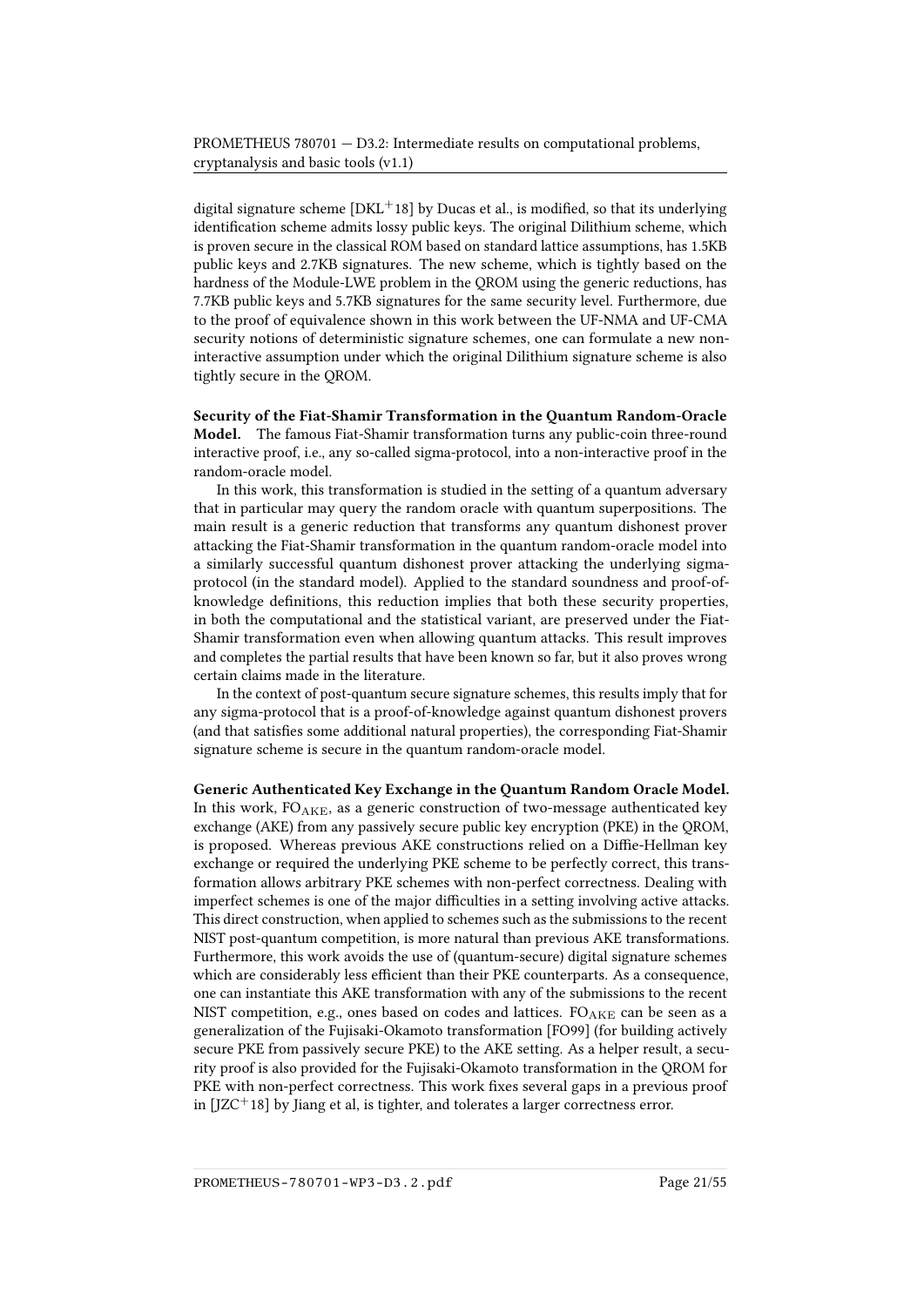digital signature scheme [DKL+18] by Ducas et al., is modified, so that its underlying identification scheme admits lossy public keys. The original Dilithium scheme, which is proven secure in the classical ROM based on standard lattice assumptions, has 1.5KB public keys and 2.7KB signatures. The new scheme, which is tightly based on the hardness of the Module-LWE problem in the QROM using the generic reductions, has 7.7KB public keys and 5.7KB signatures for the same security level. Furthermore, due to the proof of equivalence shown in this work between the UF-NMA and UF-CMA security notions of deterministic signature schemes, one can formulate a new non-interactive assumption under which the original Dilithium signature scheme is also tightly secure in the QROM.

**Security of the Fiat-Shamir Transformation in the Quantum Random-Oracle Model.** The famous Fiat-Shamir transformation turns any public-coin three-round interactive proof, i.e., any so-called sigma-protocol, into a non-interactive proof in the random-oracle model.

In this work, this transformation is studied in the setting of a quantum adversary that in particular may query the random oracle with quantum superpositions. The main result is a generic reduction that transforms any quantum dishonest prover attacking the Fiat-Shamir transformation in the quantum random-oracle model into a similarly successful quantum dishonest prover attacking the underlying sigma-protocol (in the standard model). Applied to the standard soundness and proof-of-knowledge definitions, this reduction implies that both these security properties, in both the computational and the statistical variant, are preserved under the Fiat-Shamir transformation even when allowing quantum attacks. This result improves and completes the partial results that have been known so far, but it also proves wrong certain claims made in the literature.

In the context of post-quantum secure signature schemes, this results imply that for any sigma-protocol that is a proof-of-knowledge against quantum dishonest provers (and that satisfies some additional natural properties), the corresponding Fiat-Shamir signature scheme is secure in the quantum random-oracle model.

**Generic Authenticated Key Exchange in the Quantum Random Oracle Model.** In this work, $\mathrm{FO}_{\mathrm{AKE}}$, as a generic construction of two-message authenticated key exchange (AKE) from any passively secure public key encryption (PKE) in the QROM, is proposed. Whereas previous AKE constructions relied on a Diffie-Hellman key exchange or required the underlying PKE scheme to be perfectly correct, this transformation allows arbitrary PKE schemes with non-perfect correctness. Dealing with imperfect schemes is one of the major difficulties in a setting involving active attacks. This direct construction, when applied to schemes such as the submissions to the recent NIST post-quantum competition, is more natural than previous AKE transformations. Furthermore, this work avoids the use of (quantum-secure) digital signature schemes which are considerably less efficient than their PKE counterparts. As a consequence, one can instantiate this AKE transformation with any of the submissions to the recent NIST competition, e.g., ones based on codes and lattices. $\mathrm{FO}_{\mathrm{AKE}}$ can be seen as a generalization of the Fujisaki-Okamoto transformation [FO99] (for building actively secure PKE from passively secure PKE) to the AKE setting. As a helper result, a security proof is also provided for the Fujisaki-Okamoto transformation in the QROM for PKE with non-perfect correctness. This work fixes several gaps in a previous proof in [JZC+18] by Jiang et al, is tighter, and tolerates a larger correctness error.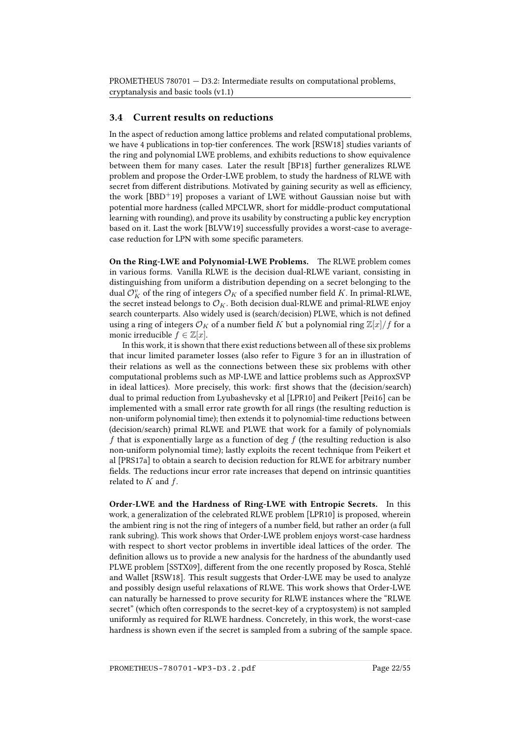### 3.4 Current results on reductions

In the aspect of reduction among lattice problems and related computational problems, we have 4 publications in top-tier conferences. The work [RSW18] studies variants of the ring and polynomial LWE problems, and exhibits reductions to show equivalence between them for many cases. Later the result [BP18] further generalizes RLWE problem and propose the Order-LWE problem, to study the hardness of RLWE with secret from different distributions. Motivated by gaining security as well as efficiency, the work [BBD+19] proposes a variant of LWE without Gaussian noise but with potential more hardness (called MPCLWR, short for middle-product computational learning with rounding), and prove its usability by constructing a public key encryption based on it. Last the work [BLVW19] successfully provides a worst-case to average-case reduction for LPN with some specific parameters.

**On the Ring-LWE and Polynomial-LWE Problems.** The RLWE problem comes in various forms. Vanilla RLWE is the decision dual-RLWE variant, consisting in distinguishing from uniform a distribution depending on a secret belonging to the dual $\mathcal{O}_K^{\vee}$ of the ring of integers $\mathcal{O}_K$ of a specified number field $K$. In primal-RLWE, the secret instead belongs to $\mathcal{O}_K$. Both decision dual-RLWE and primal-RLWE enjoy search counterparts. Also widely used is (search/decision) PLWE, which is not defined using a ring of integers $\mathcal{O}_K$ of a number field $K$ but a polynomial ring $\mathbb{Z}[x]/f$ for a monic irreducible $f \in \mathbb{Z}[x]$.

In this work, it is shown that there exist reductions between all of these six problems that incur limited parameter losses (also refer to Figure 3 for an in illustration of their relations as well as the connections between these six problems with other computational problems such as MP-LWE and lattice problems such as ApproxSVP in ideal lattices). More precisely, this work: first shows that the (decision/search) dual to primal reduction from Lyubashevsky et al [LPR10] and Peikert [Pei16] can be implemented with a small error rate growth for all rings (the resulting reduction is non-uniform polynomial time); then extends it to polynomial-time reductions between (decision/search) primal RLWE and PLWE that work for a family of polynomials $f$ that is exponentially large as a function of deg $f$ (the resulting reduction is also non-uniform polynomial time); lastly exploits the recent technique from Peikert et al [PRS17a] to obtain a search to decision reduction for RLWE for arbitrary number fields. The reductions incur error rate increases that depend on intrinsic quantities related to $K$ and $f$.

**Order-LWE and the Hardness of Ring-LWE with Entropic Secrets.** In this work, a generalization of the celebrated RLWE problem [LPR10] is proposed, wherein the ambient ring is not the ring of integers of a number field, but rather an order (a full rank subring). This work shows that Order-LWE problem enjoys worst-case hardness with respect to short vector problems in invertible ideal lattices of the order. The definition allows us to provide a new analysis for the hardness of the abundantly used PLWE problem [SSTX09], different from the one recently proposed by Rosca, Stehlé and Wallet [RSW18]. This result suggests that Order-LWE may be used to analyze and possibly design useful relaxations of RLWE. This work shows that Order-LWE can naturally be harnessed to prove security for RLWE instances where the "RLWE secret" (which often corresponds to the secret-key of a cryptosystem) is not sampled uniformly as required for RLWE hardness. Concretely, in this work, the worst-case hardness is shown even if the secret is sampled from a subring of the sample space.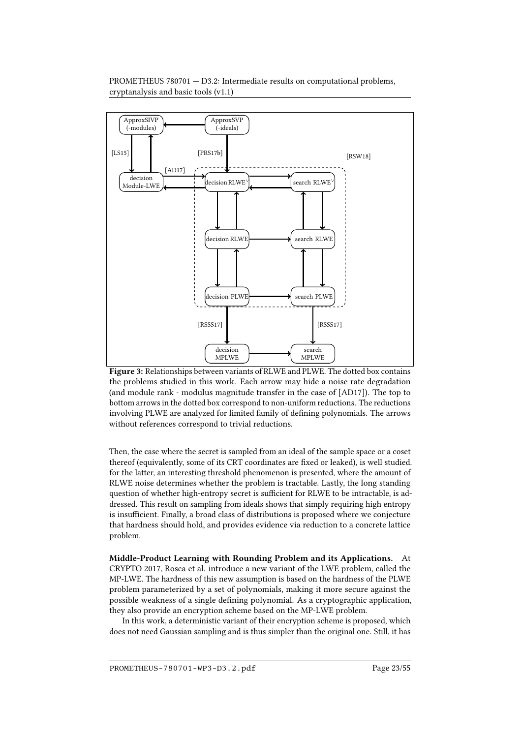**Figure 3:** Relationships between variants of RLWE and PLWE. The dotted box contains the problems studied in this work. Each arrow may hide a noise rate degradation (and module rank - modulus magnitude transfer in the case of [AD17]). The top to bottom arrows in the dotted box correspond to non-uniform reductions. The reductions involving PLWE are analyzed for limited family of defining polynomials. The arrows without references correspond to trivial reductions.

Then, the case where the secret is sampled from an ideal of the sample space or a coset thereof (equivalently, some of its CRT coordinates are fixed or leaked), is well studied. for the latter, an interesting threshold phenomenon is presented, where the amount of RLWE noise determines whether the problem is tractable. Lastly, the long standing question of whether high-entropy secret is sufficient for RLWE to be intractable, is addressed. This result on sampling from ideals shows that simply requiring high entropy is insufficient. Finally, a broad class of distributions is proposed where we conjecture that hardness should hold, and provides evidence via reduction to a concrete lattice problem.

**Middle-Product Learning with Rounding Problem and its Applications.** At CRYPTO 2017, Rosca et al. introduce a new variant of the LWE problem, called the MP-LWE. The hardness of this new assumption is based on the hardness of the PLWE problem parameterized by a set of polynomials, making it more secure against the possible weakness of a single defining polynomial. As a cryptographic application, they also provide an encryption scheme based on the MP-LWE problem.

In this work, a deterministic variant of their encryption scheme is proposed, which does not need Gaussian sampling and is thus simpler than the original one. Still, it has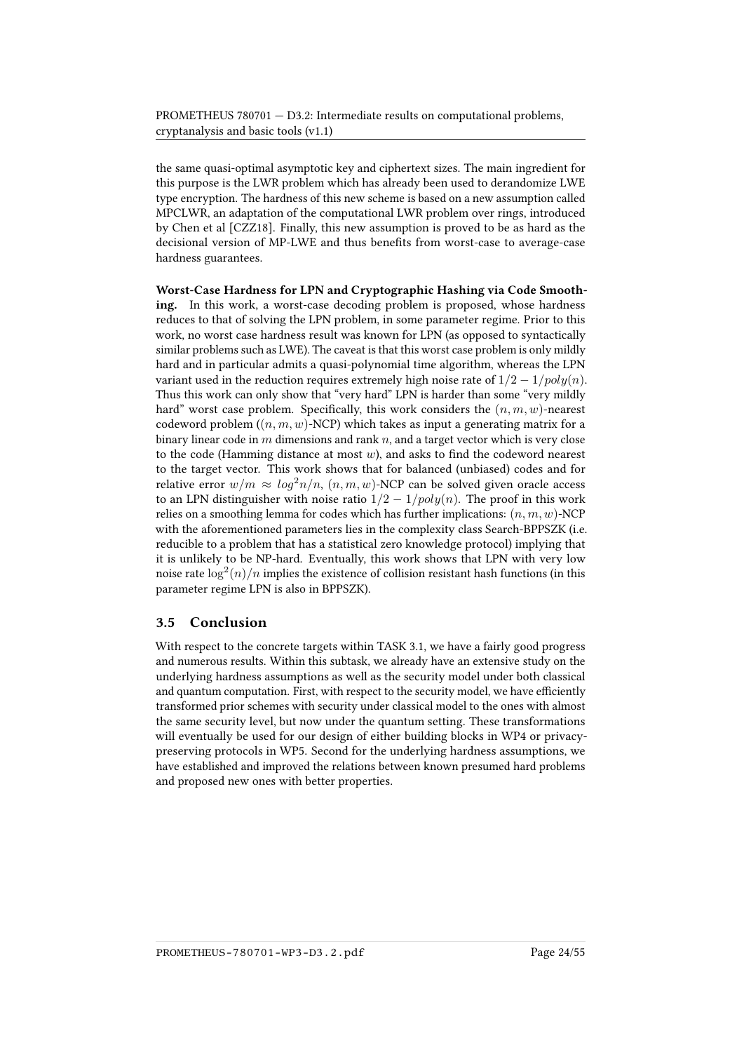the same quasi-optimal asymptotic key and ciphertext sizes. The main ingredient for this purpose is the LWR problem which has already been used to derandomize LWE type encryption. The hardness of this new scheme is based on a new assumption called MPCLWR, an adaptation of the computational LWR problem over rings, introduced by Chen et al [CZZ18]. Finally, this new assumption is proved to be as hard as the decisional version of MP-LWE and thus benefits from worst-case to average-case hardness guarantees.

**Worst-Case Hardness for LPN and Cryptographic Hashing via Code Smoothing.** In this work, a worst-case decoding problem is proposed, whose hardness reduces to that of solving the LPN problem, in some parameter regime. Prior to this work, no worst case hardness result was known for LPN (as opposed to syntactically similar problems such as LWE). The caveat is that this worst case problem is only mildly hard and in particular admits a quasi-polynomial time algorithm, whereas the LPN variant used in the reduction requires extremely high noise rate of $1/2 - 1/poly(n)$. Thus this work can only show that "very hard" LPN is harder than some "very mildly hard" worst case problem. Specifically, this work considers the $(n, m, w)$-nearest codeword problem ($(n, m, w)$-NCP) which takes as input a generating matrix for a binary linear code in $m$ dimensions and rank $n$, and a target vector which is very close to the code (Hamming distance at most $w$), and asks to find the codeword nearest to the target vector. This work shows that for balanced (unbiased) codes and for relative error $w/m \approx log^2 n/n$, $(n, m, w)$-NCP can be solved given oracle access to an LPN distinguisher with noise ratio $1/2 - 1/poly(n)$. The proof in this work relies on a smoothing lemma for codes which has further implications: $(n, m, w)$-NCP with the aforementioned parameters lies in the complexity class Search-BPPSZK (i.e. reducible to a problem that has a statistical zero knowledge protocol) implying that it is unlikely to be NP-hard. Eventually, this work shows that LPN with very low noise rate $\log^2(n)/n$ implies the existence of collision resistant hash functions (in this parameter regime LPN is also in BPPSZK).

## 3.5 Conclusion

With respect to the concrete targets within TASK 3.1, we have a fairly good progress and numerous results. Within this subtask, we already have an extensive study on the underlying hardness assumptions as well as the security model under both classical and quantum computation. First, with respect to the security model, we have efficiently transformed prior schemes with security under classical model to the ones with almost the same security level, but now under the quantum setting. These transformations will eventually be used for our design of either building blocks in WP4 or privacy-preserving protocols in WP5. Second for the underlying hardness assumptions, we have established and improved the relations between known presumed hard problems and proposed new ones with better properties.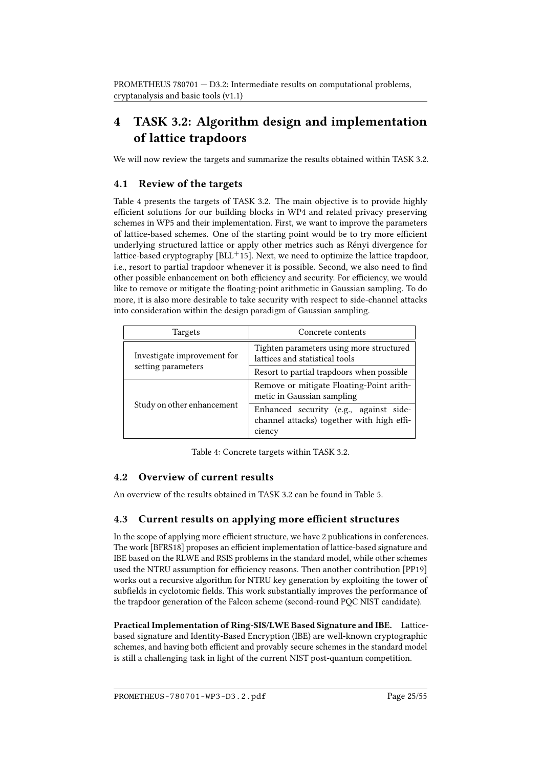# 4 TASK 3.2: Algorithm design and implementation of lattice trapdoors

We will now review the targets and summarize the results obtained within TASK 3.2.

## 4.1 Review of the targets

Table 4 presents the targets of TASK 3.2. The main objective is to provide highly efficient solutions for our building blocks in WP4 and related privacy preserving schemes in WP5 and their implementation. First, we want to improve the parameters of lattice-based schemes. One of the starting point would be to try more efficient underlying structured lattice or apply other metrics such as Rényi divergence for lattice-based cryptography [BLL+15]. Next, we need to optimize the lattice trapdoor, i.e., resort to partial trapdoor whenever it is possible. Second, we also need to find other possible enhancement on both efficiency and security. For efficiency, we would like to remove or mitigate the floating-point arithmetic in Gaussian sampling. To do more, it is also more desirable to take security with respect to side-channel attacks into consideration within the design paradigm of Gaussian sampling.

| Targets | Concrete contents |
|---|---|
| Investigate improvement for setting parameters | Tighten parameters using more structured lattices and statistical tools |
| | Resort to partial trapdoors when possible |
| Study on other enhancement | Remove or mitigate Floating-Point arithmetic in Gaussian sampling |
| | Enhanced security (e.g., against side-channel attacks) together with high efficiency |

Table 4: Concrete targets within TASK 3.2.

## 4.2 Overview of current results

An overview of the results obtained in TASK 3.2 can be found in Table 5.

## 4.3 Current results on applying more efficient structures

In the scope of applying more efficient structure, we have 2 publications in conferences. The work [BFRS18] proposes an efficient implementation of lattice-based signature and IBE based on the RLWE and RSIS problems in the standard model, while other schemes used the NTRU assumption for efficiency reasons. Then another contribution [PP19] works out a recursive algorithm for NTRU key generation by exploiting the tower of subfields in cyclotomic fields. This work substantially improves the performance of the trapdoor generation of the Falcon scheme (second-round PQC NIST candidate).

**Practical Implementation of Ring-SIS/LWE Based Signature and IBE.** Lattice-based signature and Identity-Based Encryption (IBE) are well-known cryptographic schemes, and having both efficient and provably secure schemes in the standard model is still a challenging task in light of the current NIST post-quantum competition.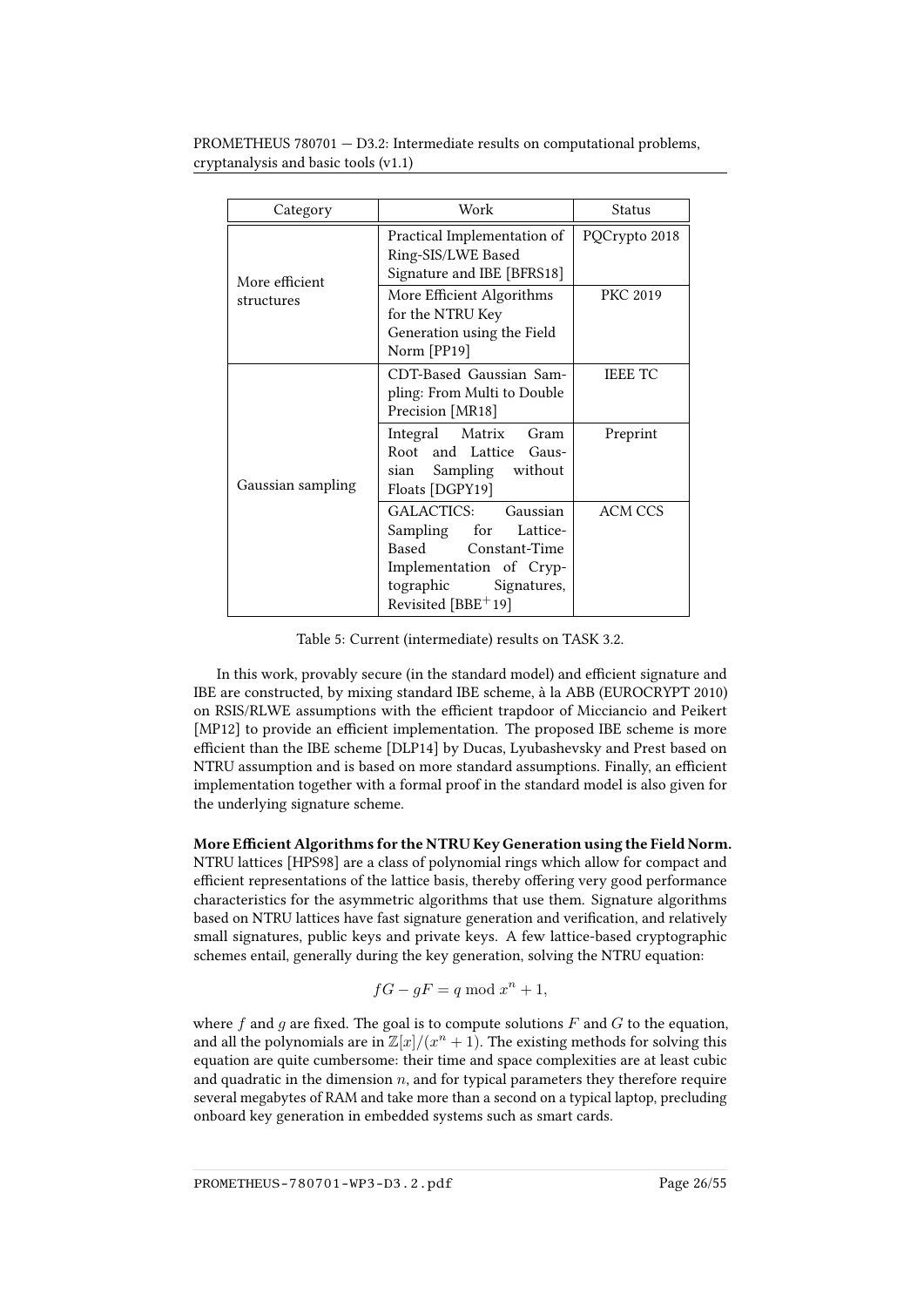| Category | Work | Status |
|---|---|---|
| More efficient structures | Practical Implementation of Ring-SIS/LWE Based Signature and IBE [BFRS18] | PQCrypto 2018 |
| | More Efficient Algorithms for the NTRU Key Generation using the Field Norm [PP19] | PKC 2019 |
| Gaussian sampling | CDT-Based Gaussian Sampling: From Multi to Double Precision [MR18] | IEEE TC |
| | Integral Matrix Gram Root and Lattice Gaussian Sampling without Floats [DGPY19] | Preprint |
| | GALACTICS: Gaussian Sampling for Lattice-Based Constant-Time Implementation of Cryptographic Signatures, Revisited [BBE+19] | ACM CCS |

Table 5: Current (intermediate) results on TASK 3.2.

In this work, provably secure (in the standard model) and efficient signature and IBE are constructed, by mixing standard IBE scheme, à la ABB (EUROCRYPT 2010) on RSIS/RLWE assumptions with the efficient trapdoor of Micciancio and Peikert [MP12] to provide an efficient implementation. The proposed IBE scheme is more efficient than the IBE scheme [DLP14] by Ducas, Lyubashevsky and Prest based on NTRU assumption and is based on more standard assumptions. Finally, an efficient implementation together with a formal proof in the standard model is also given for the underlying signature scheme.

**More Efficient Algorithms for the NTRU Key Generation using the Field Norm.** NTRU lattices [HPS98] are a class of polynomial rings which allow for compact and efficient representations of the lattice basis, thereby offering very good performance characteristics for the asymmetric algorithms that use them. Signature algorithms based on NTRU lattices have fast signature generation and verification, and relatively small signatures, public keys and private keys. A few lattice-based cryptographic schemes entail, generally during the key generation, solving the NTRU equation:

$$fG - gF = q \bmod x^n + 1,$$

where $f$ and $g$ are fixed. The goal is to compute solutions $F$ and $G$ to the equation, and all the polynomials are in $\mathbb{Z}[x]/(x^n + 1)$. The existing methods for solving this equation are quite cumbersome: their time and space complexities are at least cubic and quadratic in the dimension $n$, and for typical parameters they therefore require several megabytes of RAM and take more than a second on a typical laptop, precluding onboard key generation in embedded systems such as smart cards.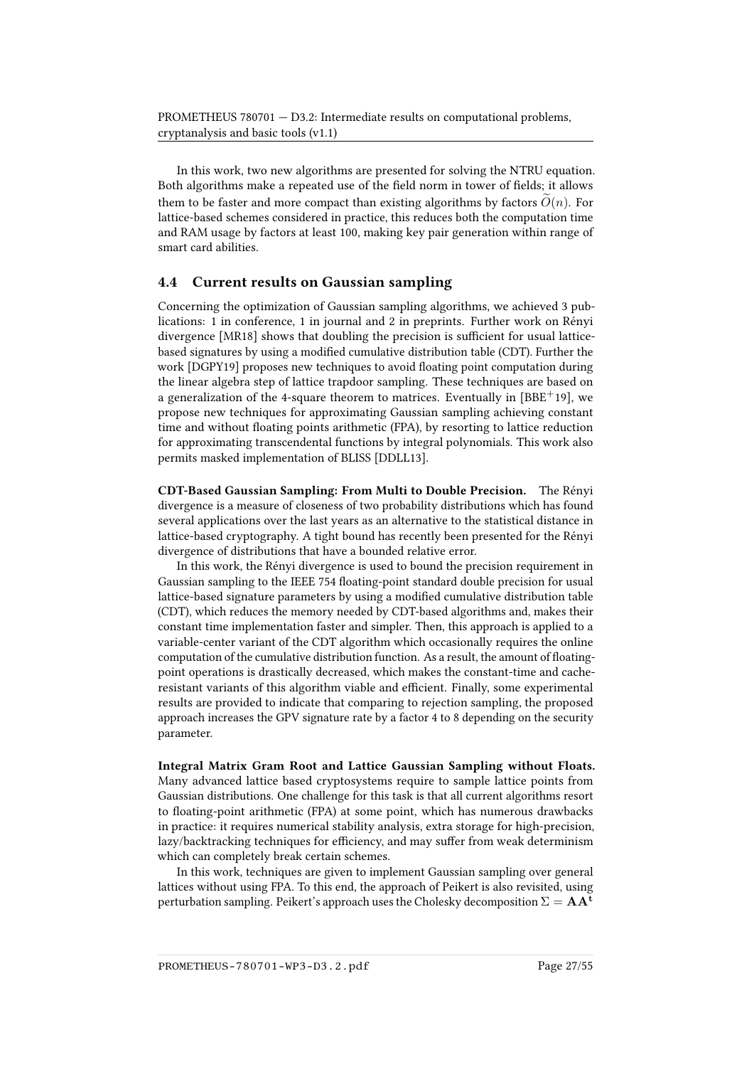In this work, two new algorithms are presented for solving the NTRU equation. Both algorithms make a repeated use of the field norm in tower of fields; it allows them to be faster and more compact than existing algorithms by factors $\widetilde{O}(n)$. For lattice-based schemes considered in practice, this reduces both the computation time and RAM usage by factors at least 100, making key pair generation within range of smart card abilities.

## 4.4 Current results on Gaussian sampling

Concerning the optimization of Gaussian sampling algorithms, we achieved 3 publications: 1 in conference, 1 in journal and 2 in preprints. Further work on Rényi divergence [MR18] shows that doubling the precision is sufficient for usual lattice-based signatures by using a modified cumulative distribution table (CDT). Further the work [DGPY19] proposes new techniques to avoid floating point computation during the linear algebra step of lattice trapdoor sampling. These techniques are based on a generalization of the 4-square theorem to matrices. Eventually in [BBE+19], we propose new techniques for approximating Gaussian sampling achieving constant time and without floating points arithmetic (FPA), by resorting to lattice reduction for approximating transcendental functions by integral polynomials. This work also permits masked implementation of BLISS [DDLL13].

**CDT-Based Gaussian Sampling: From Multi to Double Precision.** The Rényi divergence is a measure of closeness of two probability distributions which has found several applications over the last years as an alternative to the statistical distance in lattice-based cryptography. A tight bound has recently been presented for the Rényi divergence of distributions that have a bounded relative error.

In this work, the Rényi divergence is used to bound the precision requirement in Gaussian sampling to the IEEE 754 floating-point standard double precision for usual lattice-based signature parameters by using a modified cumulative distribution table (CDT), which reduces the memory needed by CDT-based algorithms and, makes their constant time implementation faster and simpler. Then, this approach is applied to a variable-center variant of the CDT algorithm which occasionally requires the online computation of the cumulative distribution function. As a result, the amount of floating-point operations is drastically decreased, which makes the constant-time and cache-resistant variants of this algorithm viable and efficient. Finally, some experimental results are provided to indicate that comparing to rejection sampling, the proposed approach increases the GPV signature rate by a factor 4 to 8 depending on the security parameter.

**Integral Matrix Gram Root and Lattice Gaussian Sampling without Floats.** Many advanced lattice based cryptosystems require to sample lattice points from Gaussian distributions. One challenge for this task is that all current algorithms resort to floating-point arithmetic (FPA) at some point, which has numerous drawbacks in practice: it requires numerical stability analysis, extra storage for high-precision, lazy/backtracking techniques for efficiency, and may suffer from weak determinism which can completely break certain schemes.

In this work, techniques are given to implement Gaussian sampling over general lattices without using FPA. To this end, the approach of Peikert is also revisited, using perturbation sampling. Peikert's approach uses the Cholesky decomposition $\Sigma = \mathbf{A}\mathbf{A}^{\mathbf{t}}$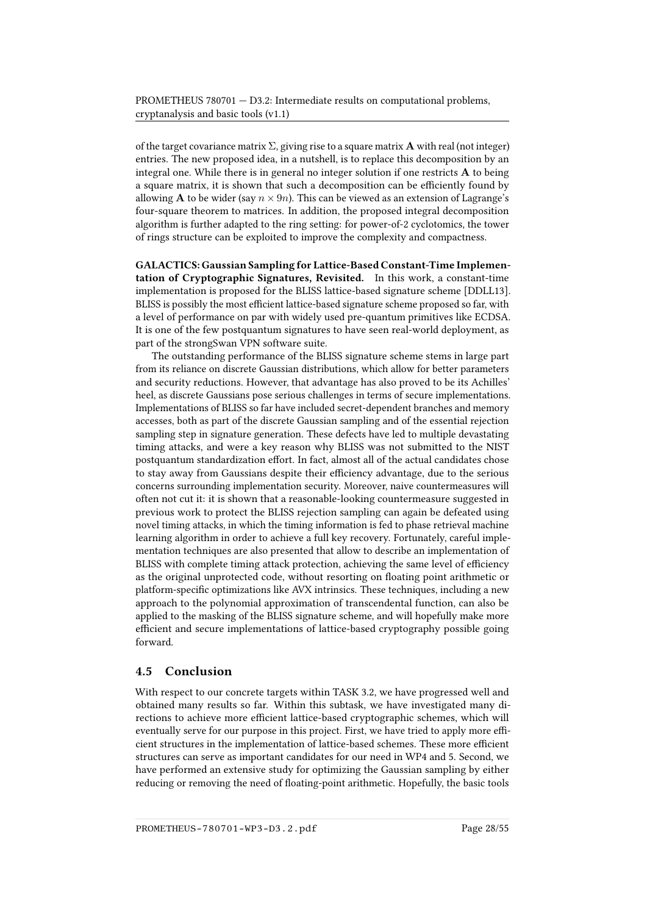of the target covariance matrix $\Sigma$, giving rise to a square matrix $\mathbf{A}$ with real (not integer) entries. The new proposed idea, in a nutshell, is to replace this decomposition by an integral one. While there is in general no integer solution if one restricts $\mathbf{A}$ to being a square matrix, it is shown that such a decomposition can be efficiently found by allowing $\mathbf{A}$ to be wider (say $n \times 9n$). This can be viewed as an extension of Lagrange's four-square theorem to matrices. In addition, the proposed integral decomposition algorithm is further adapted to the ring setting: for power-of-2 cyclotomics, the tower of rings structure can be exploited to improve the complexity and compactness.

**GALACTICS: Gaussian Sampling for Lattice-Based Constant-Time Implementation of Cryptographic Signatures, Revisited.** In this work, a constant-time implementation is proposed for the BLISS lattice-based signature scheme [DDLL13]. BLISS is possibly the most efficient lattice-based signature scheme proposed so far, with a level of performance on par with widely used pre-quantum primitives like ECDSA. It is one of the few postquantum signatures to have seen real-world deployment, as part of the strongSwan VPN software suite.

The outstanding performance of the BLISS signature scheme stems in large part from its reliance on discrete Gaussian distributions, which allow for better parameters and security reductions. However, that advantage has also proved to be its Achilles' heel, as discrete Gaussians pose serious challenges in terms of secure implementations. Implementations of BLISS so far have included secret-dependent branches and memory accesses, both as part of the discrete Gaussian sampling and of the essential rejection sampling step in signature generation. These defects have led to multiple devastating timing attacks, and were a key reason why BLISS was not submitted to the NIST postquantum standardization effort. In fact, almost all of the actual candidates chose to stay away from Gaussians despite their efficiency advantage, due to the serious concerns surrounding implementation security. Moreover, naive countermeasures will often not cut it: it is shown that a reasonable-looking countermeasure suggested in previous work to protect the BLISS rejection sampling can again be defeated using novel timing attacks, in which the timing information is fed to phase retrieval machine learning algorithm in order to achieve a full key recovery. Fortunately, careful implementation techniques are also presented that allow to describe an implementation of BLISS with complete timing attack protection, achieving the same level of efficiency as the original unprotected code, without resorting on floating point arithmetic or platform-specific optimizations like AVX intrinsics. These techniques, including a new approach to the polynomial approximation of transcendental function, can also be applied to the masking of the BLISS signature scheme, and will hopefully make more efficient and secure implementations of lattice-based cryptography possible going forward.

## 4.5 Conclusion

With respect to our concrete targets within TASK 3.2, we have progressed well and obtained many results so far. Within this subtask, we have investigated many directions to achieve more efficient lattice-based cryptographic schemes, which will eventually serve for our purpose in this project. First, we have tried to apply more efficient structures in the implementation of lattice-based schemes. These more efficient structures can serve as important candidates for our need in WP4 and 5. Second, we have performed an extensive study for optimizing the Gaussian sampling by either reducing or removing the need of floating-point arithmetic. Hopefully, the basic tools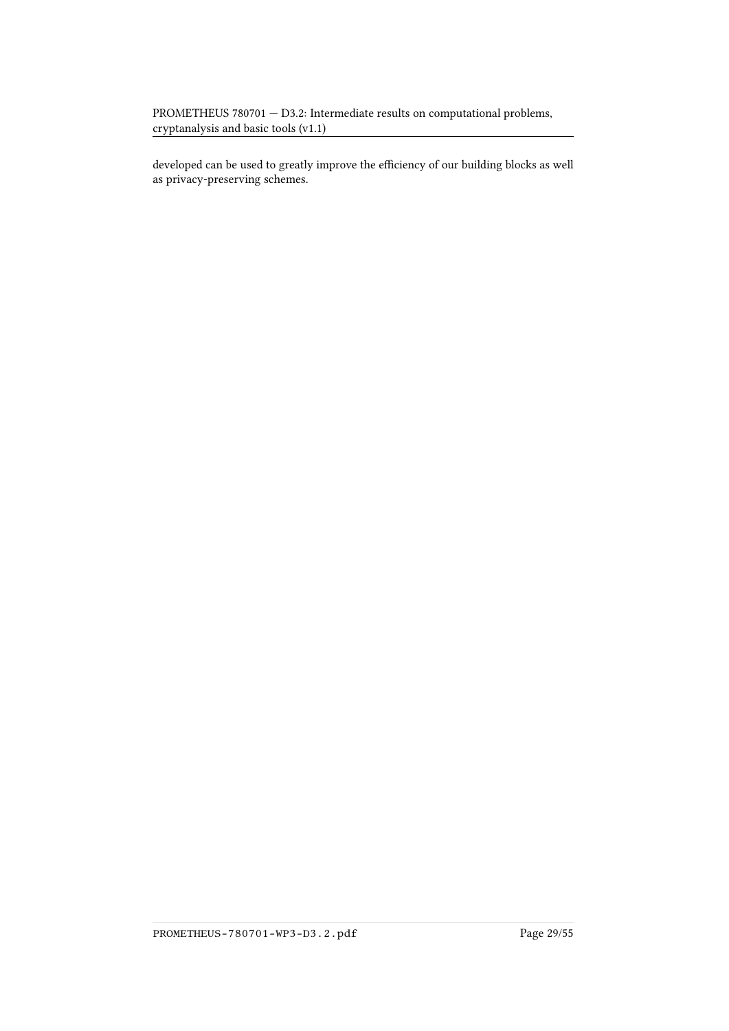developed can be used to greatly improve the efficiency of our building blocks as well as privacy-preserving schemes.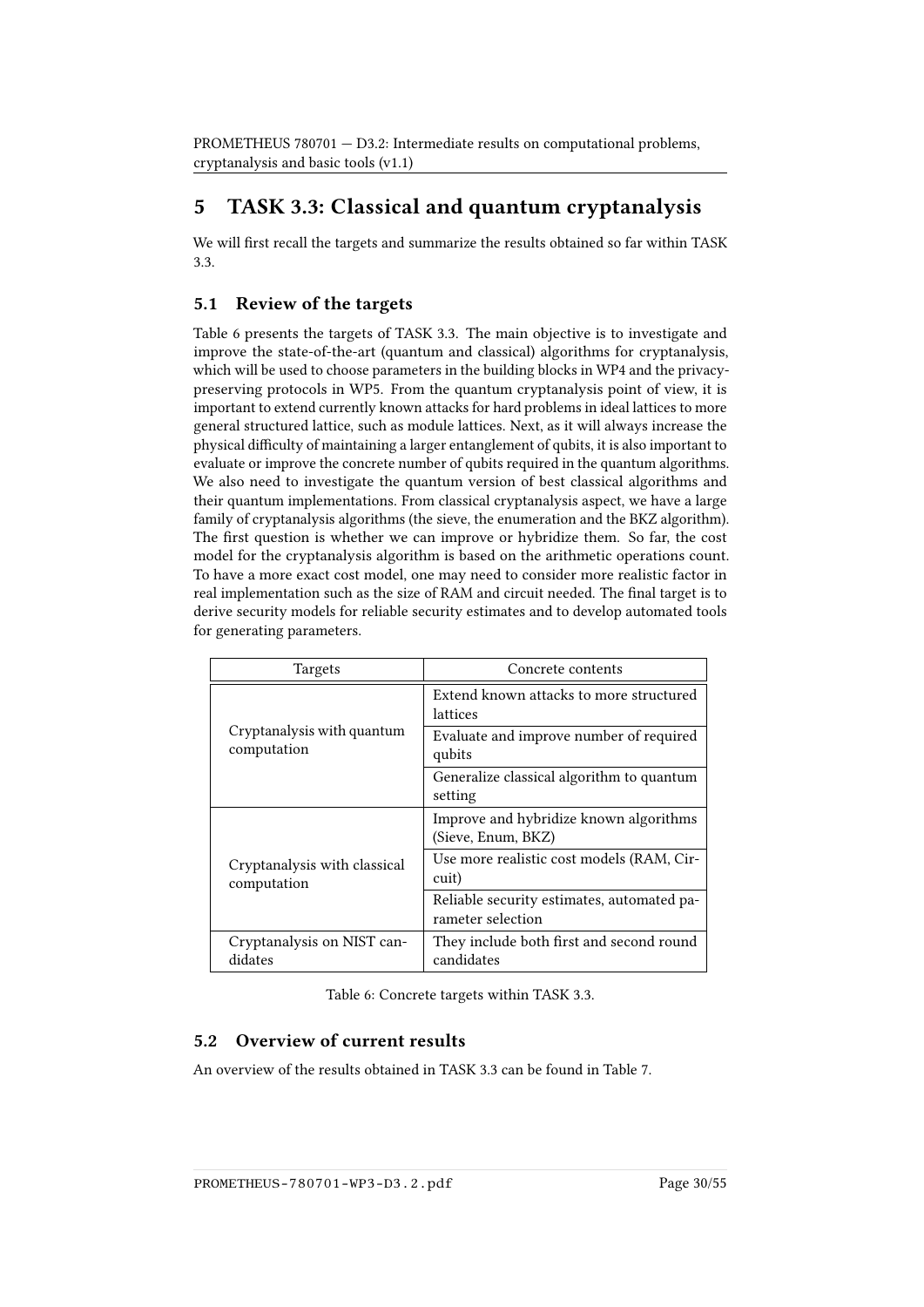# 5 TASK 3.3: Classical and quantum cryptanalysis

We will first recall the targets and summarize the results obtained so far within TASK 3.3.

## 5.1 Review of the targets

Table 6 presents the targets of TASK 3.3. The main objective is to investigate and improve the state-of-the-art (quantum and classical) algorithms for cryptanalysis, which will be used to choose parameters in the building blocks in WP4 and the privacy-preserving protocols in WP5. From the quantum cryptanalysis point of view, it is important to extend currently known attacks for hard problems in ideal lattices to more general structured lattice, such as module lattices. Next, as it will always increase the physical difficulty of maintaining a larger entanglement of qubits, it is also important to evaluate or improve the concrete number of qubits required in the quantum algorithms. We also need to investigate the quantum version of best classical algorithms and their quantum implementations. From classical cryptanalysis aspect, we have a large family of cryptanalysis algorithms (the sieve, the enumeration and the BKZ algorithm). The first question is whether we can improve or hybridize them. So far, the cost model for the cryptanalysis algorithm is based on the arithmetic operations count. To have a more exact cost model, one may need to consider more realistic factor in real implementation such as the size of RAM and circuit needed. The final target is to derive security models for reliable security estimates and to develop automated tools for generating parameters.

| Targets | Concrete contents |
|---|---|
| Cryptanalysis with quantum computation | Extend known attacks to more structured lattices |
| | Evaluate and improve number of required qubits |
| | Generalize classical algorithm to quantum setting |
| Cryptanalysis with classical computation | Improve and hybridize known algorithms (Sieve, Enum, BKZ) |
| | Use more realistic cost models (RAM, Circuit) |
| | Reliable security estimates, automated parameter selection |
| Cryptanalysis on NIST candidates | They include both first and second round candidates |

Table 6: Concrete targets within TASK 3.3.

## 5.2 Overview of current results

An overview of the results obtained in TASK 3.3 can be found in Table 7.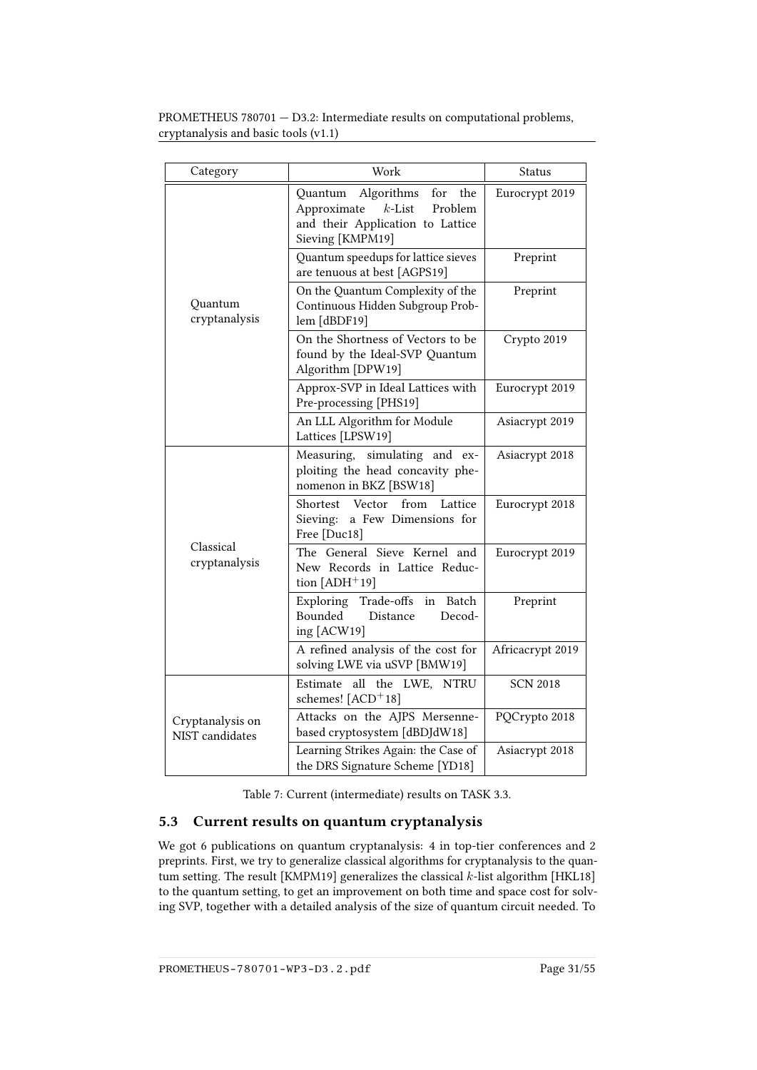| Category | Work | Status |
|---|---|---|
| Quantum cryptanalysis | Quantum Algorithms for the Approximate $k$-List Problem and their Application to Lattice Sieving [KMPM19] | Eurocrypt 2019 |
| | Quantum speedups for lattice sieves are tenuous at best [AGPS19] | Preprint |
| | On the Quantum Complexity of the Continuous Hidden Subgroup Problem [dBDF19] | Preprint |
| | On the Shortness of Vectors to be found by the Ideal-SVP Quantum Algorithm [DPW19] | Crypto 2019 |
| | Approx-SVP in Ideal Lattices with Pre-processing [PHS19] | Eurocrypt 2019 |
| | An LLL Algorithm for Module Lattices [LPSW19] | Asiacrypt 2019 |
| Classical cryptanalysis | Measuring, simulating and exploiting the head concavity phenomenon in BKZ [BSW18] | Asiacrypt 2018 |
| | Shortest Vector from Lattice Sieving: a Few Dimensions for Free [Duc18] | Eurocrypt 2018 |
| | The General Sieve Kernel and New Records in Lattice Reduction [ADH+19] | Eurocrypt 2019 |
| | Exploring Trade-offs in Batch Bounded Distance Decoding [ACW19] | Preprint |
| | A refined analysis of the cost for solving LWE via uSVP [BMW19] | Africacrypt 2019 |
| Cryptanalysis on NIST candidates | Estimate all the LWE, NTRU schemes! [ACD+18] | SCN 2018 |
| | Attacks on the AJPS Mersenne-based cryptosystem [dBDJdW18] | PQCrypto 2018 |
| | Learning Strikes Again: the Case of the DRS Signature Scheme [YD18] | Asiacrypt 2018 |

Table 7: Current (intermediate) results on TASK 3.3.

## 5.3 Current results on quantum cryptanalysis

We got 6 publications on quantum cryptanalysis: 4 in top-tier conferences and 2 preprints. First, we try to generalize classical algorithms for cryptanalysis to the quantum setting. The result [KMPM19] generalizes the classical $k$-list algorithm [HKL18] to the quantum setting, to get an improvement on both time and space cost for solving SVP, together with a detailed analysis of the size of quantum circuit needed. To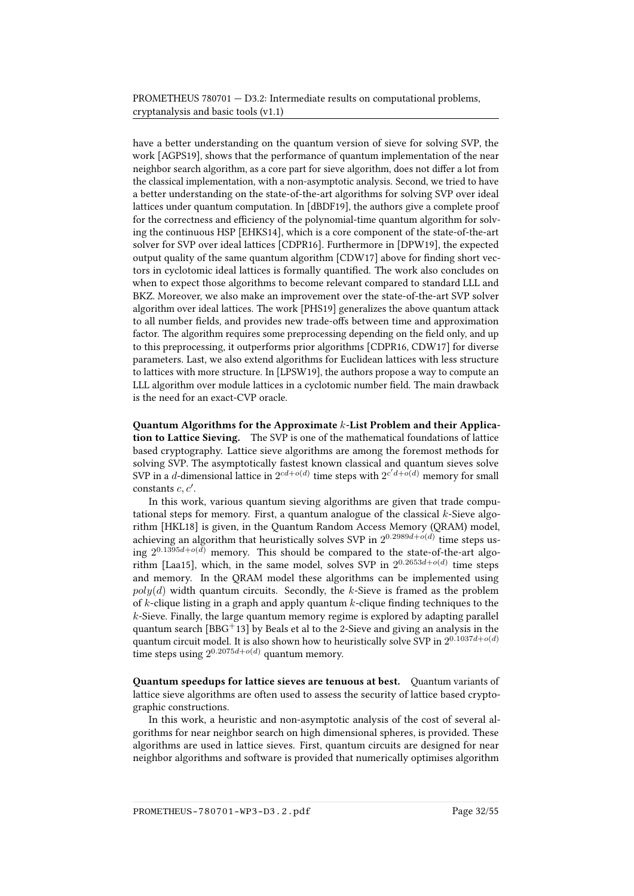have a better understanding on the quantum version of sieve for solving SVP, the work [AGPS19], shows that the performance of quantum implementation of the near neighbor search algorithm, as a core part for sieve algorithm, does not differ a lot from the classical implementation, with a non-asymptotic analysis. Second, we tried to have a better understanding on the state-of-the-art algorithms for solving SVP over ideal lattices under quantum computation. In [dBDF19], the authors give a complete proof for the correctness and efficiency of the polynomial-time quantum algorithm for solving the continuous HSP [EHKS14], which is a core component of the state-of-the-art solver for SVP over ideal lattices [CDPR16]. Furthermore in [DPW19], the expected output quality of the same quantum algorithm [CDW17] above for finding short vectors in cyclotomic ideal lattices is formally quantified. The work also concludes on when to expect those algorithms to become relevant compared to standard LLL and BKZ. Moreover, we also make an improvement over the state-of-the-art SVP solver algorithm over ideal lattices. The work [PHS19] generalizes the above quantum attack to all number fields, and provides new trade-offs between time and approximation factor. The algorithm requires some preprocessing depending on the field only, and up to this preprocessing, it outperforms prior algorithms [CDPR16, CDW17] for diverse parameters. Last, we also extend algorithms for Euclidean lattices with less structure to lattices with more structure. In [LPSW19], the authors propose a way to compute an LLL algorithm over module lattices in a cyclotomic number field. The main drawback is the need for an exact-CVP oracle.

**Quantum Algorithms for the Approximate $k$-List Problem and their Application to Lattice Sieving.** The SVP is one of the mathematical foundations of lattice based cryptography. Lattice sieve algorithms are among the foremost methods for solving SVP. The asymptotically fastest known classical and quantum sieves solve SVP in a $d$-dimensional lattice in $2^{cd+o(d)}$ time steps with $2^{c'd+o(d)}$ memory for small constants $c, c'$.

In this work, various quantum sieving algorithms are given that trade computational steps for memory. First, a quantum analogue of the classical $k$-Sieve algorithm [HKL18] is given, in the Quantum Random Access Memory (QRAM) model, achieving an algorithm that heuristically solves SVP in $2^{0.2989d+o(d)}$ time steps using $2^{0.1395d+o(d)}$ memory. This should be compared to the state-of-the-art algorithm [Laa15], which, in the same model, solves SVP in $2^{0.2653d+o(d)}$ time steps and memory. In the QRAM model these algorithms can be implemented using $poly(d)$ width quantum circuits. Secondly, the $k$-Sieve is framed as the problem of $k$-clique listing in a graph and apply quantum $k$-clique finding techniques to the $k$-Sieve. Finally, the large quantum memory regime is explored by adapting parallel quantum search [BBG+13] by Beals et al to the 2-Sieve and giving an analysis in the quantum circuit model. It is also shown how to heuristically solve SVP in $2^{0.1037d+o(d)}$ time steps using $2^{0.2075d+o(d)}$ quantum memory.

**Quantum speedups for lattice sieves are tenuous at best.** Quantum variants of lattice sieve algorithms are often used to assess the security of lattice based cryptographic constructions.

In this work, a heuristic and non-asymptotic analysis of the cost of several algorithms for near neighbor search on high dimensional spheres, is provided. These algorithms are used in lattice sieves. First, quantum circuits are designed for near neighbor algorithms and software is provided that numerically optimises algorithm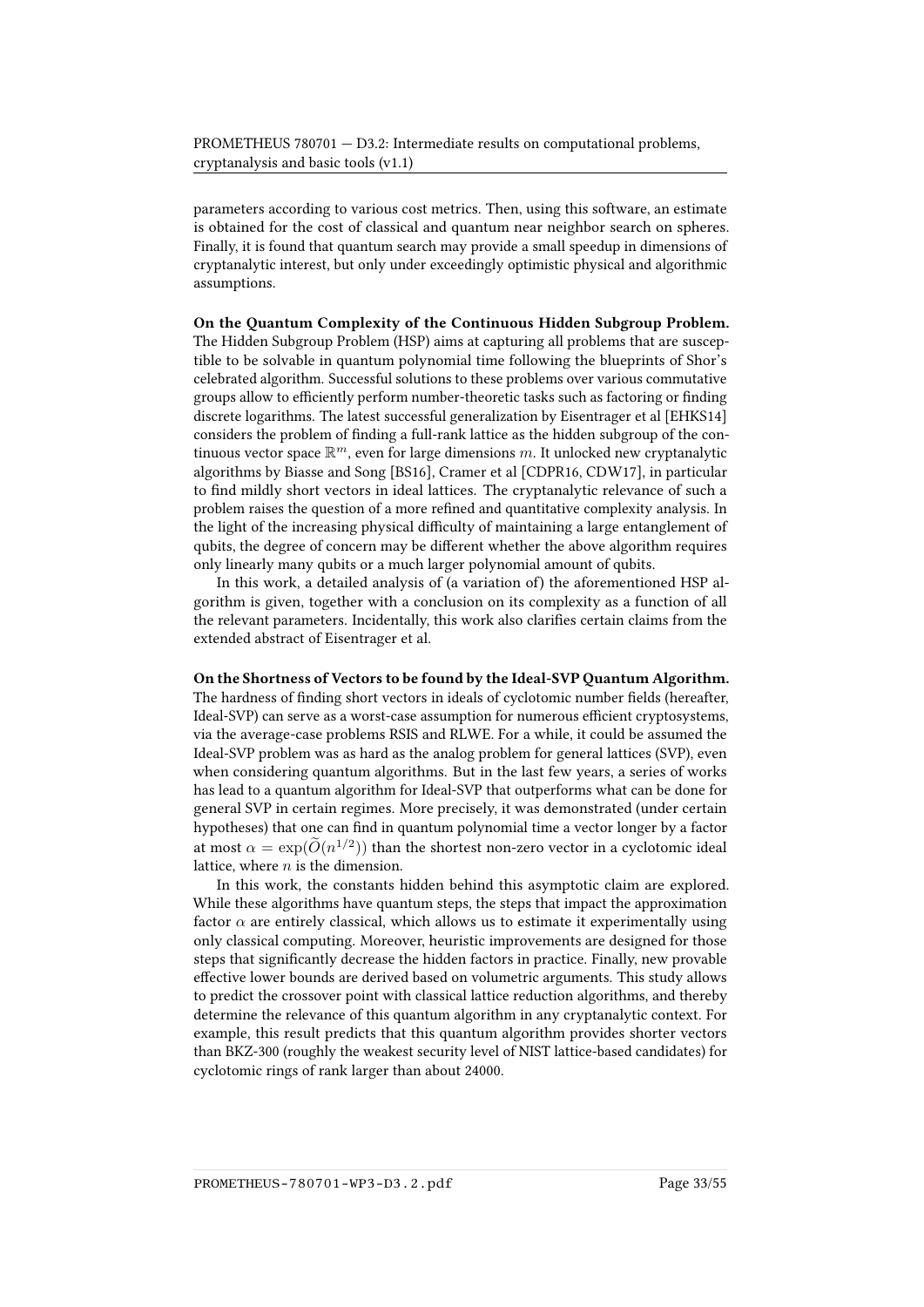parameters according to various cost metrics. Then, using this software, an estimate is obtained for the cost of classical and quantum near neighbor search on spheres. Finally, it is found that quantum search may provide a small speedup in dimensions of cryptanalytic interest, but only under exceedingly optimistic physical and algorithmic assumptions.

**On the Quantum Complexity of the Continuous Hidden Subgroup Problem.** The Hidden Subgroup Problem (HSP) aims at capturing all problems that are susceptible to be solvable in quantum polynomial time following the blueprints of Shor's celebrated algorithm. Successful solutions to these problems over various commutative groups allow to efficiently perform number-theoretic tasks such as factoring or finding discrete logarithms. The latest successful generalization by Eisentrager et al [EHKS14] considers the problem of finding a full-rank lattice as the hidden subgroup of the continuous vector space $\mathbb{R}^m$, even for large dimensions $m$. It unlocked new cryptanalytic algorithms by Biasse and Song [BS16], Cramer et al [CDPR16, CDW17], in particular to find mildly short vectors in ideal lattices. The cryptanalytic relevance of such a problem raises the question of a more refined and quantitative complexity analysis. In the light of the increasing physical difficulty of maintaining a large entanglement of qubits, the degree of concern may be different whether the above algorithm requires only linearly many qubits or a much larger polynomial amount of qubits.

In this work, a detailed analysis of (a variation of) the aforementioned HSP algorithm is given, together with a conclusion on its complexity as a function of all the relevant parameters. Incidentally, this work also clarifies certain claims from the extended abstract of Eisentrager et al.

**On the Shortness of Vectors to be found by the Ideal-SVP Quantum Algorithm.** The hardness of finding short vectors in ideals of cyclotomic number fields (hereafter, Ideal-SVP) can serve as a worst-case assumption for numerous efficient cryptosystems, via the average-case problems RSIS and RLWE. For a while, it could be assumed the Ideal-SVP problem was as hard as the analog problem for general lattices (SVP), even when considering quantum algorithms. But in the last few years, a series of works has lead to a quantum algorithm for Ideal-SVP that outperforms what can be done for general SVP in certain regimes. More precisely, it was demonstrated (under certain hypotheses) that one can find in quantum polynomial time a vector longer by a factor at most $\alpha = \exp(\widetilde{O}(n^{1/2}))$ than the shortest non-zero vector in a cyclotomic ideal lattice, where $n$ is the dimension.

In this work, the constants hidden behind this asymptotic claim are explored. While these algorithms have quantum steps, the steps that impact the approximation factor $\alpha$ are entirely classical, which allows us to estimate it experimentally using only classical computing. Moreover, heuristic improvements are designed for those steps that significantly decrease the hidden factors in practice. Finally, new provable effective lower bounds are derived based on volumetric arguments. This study allows to predict the crossover point with classical lattice reduction algorithms, and thereby determine the relevance of this quantum algorithm in any cryptanalytic context. For example, this result predicts that this quantum algorithm provides shorter vectors than BKZ-300 (roughly the weakest security level of NIST lattice-based candidates) for cyclotomic rings of rank larger than about 24000.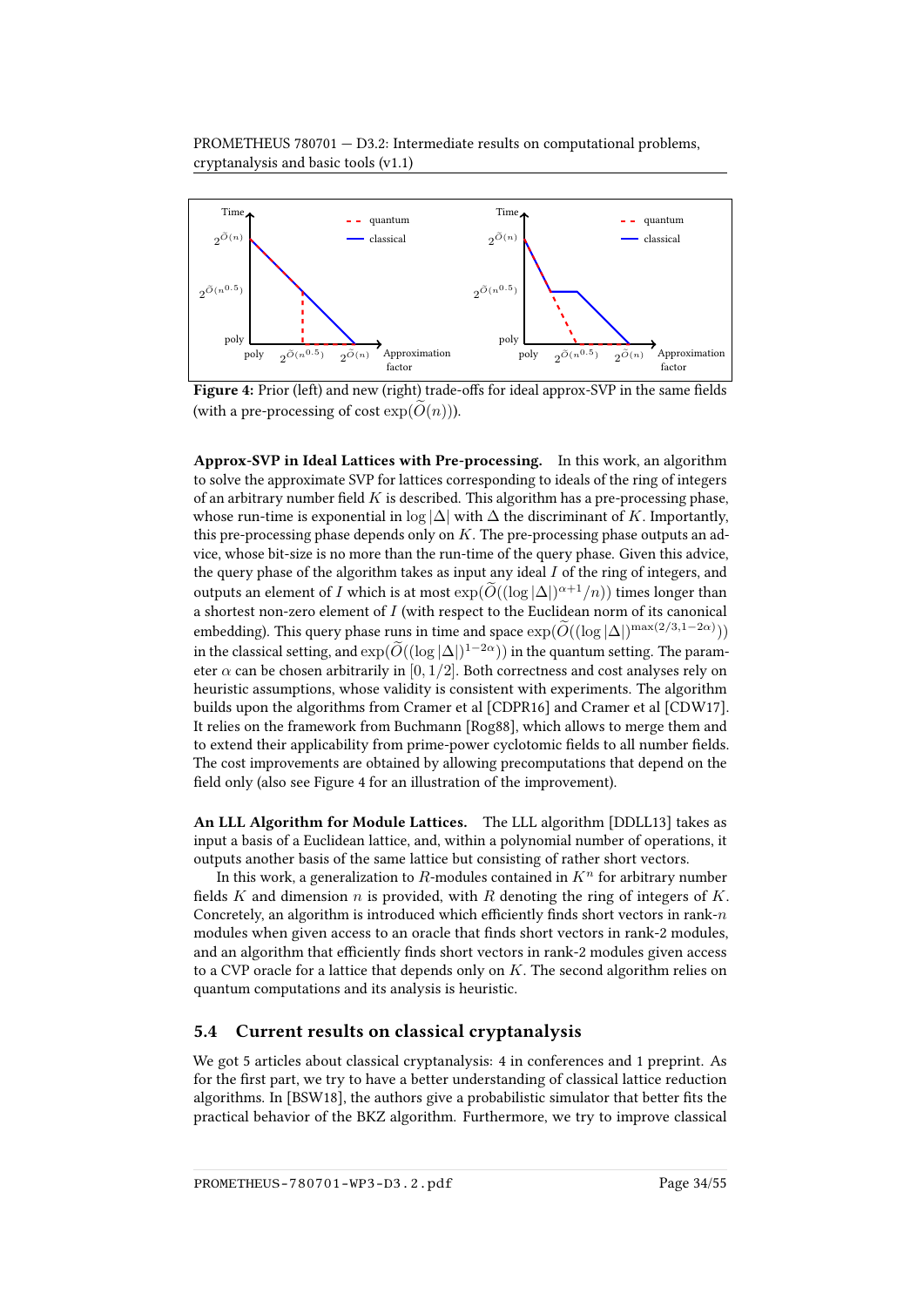Figure 4: Prior (left) and new (right) trade-offs for ideal approx-SVP in the same fields (with a pre-processing of cost $\exp(\widetilde{O}(n))$).

**Approx-SVP in Ideal Lattices with Pre-processing.** In this work, an algorithm to solve the approximate SVP for lattices corresponding to ideals of the ring of integers of an arbitrary number field $K$ is described. This algorithm has a pre-processing phase, whose run-time is exponential in $\log |\Delta|$ with $\Delta$ the discriminant of $K$. Importantly, this pre-processing phase depends only on $K$. The pre-processing phase outputs an advice, whose bit-size is no more than the run-time of the query phase. Given this advice, the query phase of the algorithm takes as input any ideal $I$ of the ring of integers, and outputs an element of $I$ which is at most $\exp(\widetilde{O}((\log |\Delta|)^{\alpha+1}/n))$ times longer than a shortest non-zero element of $I$ (with respect to the Euclidean norm of its canonical embedding). This query phase runs in time and space $\exp(\widetilde{O}((\log |\Delta|)^{\max(2/3, 1-2\alpha)}))$ in the classical setting, and $\exp(\widetilde{O}((\log |\Delta|)^{1-2\alpha}))$ in the quantum setting. The parameter $\alpha$ can be chosen arbitrarily in $[0, 1/2]$. Both correctness and cost analyses rely on heuristic assumptions, whose validity is consistent with experiments. The algorithm builds upon the algorithms from Cramer et al [CDPR16] and Cramer et al [CDW17]. It relies on the framework from Buchmann [Rog88], which allows to merge them and to extend their applicability from prime-power cyclotomic fields to all number fields. The cost improvements are obtained by allowing precomputations that depend on the field only (also see Figure 4 for an illustration of the improvement).

**An LLL Algorithm for Module Lattices.** The LLL algorithm [DDLL13] takes as input a basis of a Euclidean lattice, and, within a polynomial number of operations, it outputs another basis of the same lattice but consisting of rather short vectors.

In this work, a generalization to $R$-modules contained in $K^n$ for arbitrary number fields $K$ and dimension $n$ is provided, with $R$ denoting the ring of integers of $K$. Concretely, an algorithm is introduced which efficiently finds short vectors in rank-$n$ modules when given access to an oracle that finds short vectors in rank-2 modules, and an algorithm that efficiently finds short vectors in rank-2 modules given access to a CVP oracle for a lattice that depends only on $K$. The second algorithm relies on quantum computations and its analysis is heuristic.

## 5.4 Current results on classical cryptanalysis

We got 5 articles about classical cryptanalysis: 4 in conferences and 1 preprint. As for the first part, we try to have a better understanding of classical lattice reduction algorithms. In [BSW18], the authors give a probabilistic simulator that better fits the practical behavior of the BKZ algorithm. Furthermore, we try to improve classical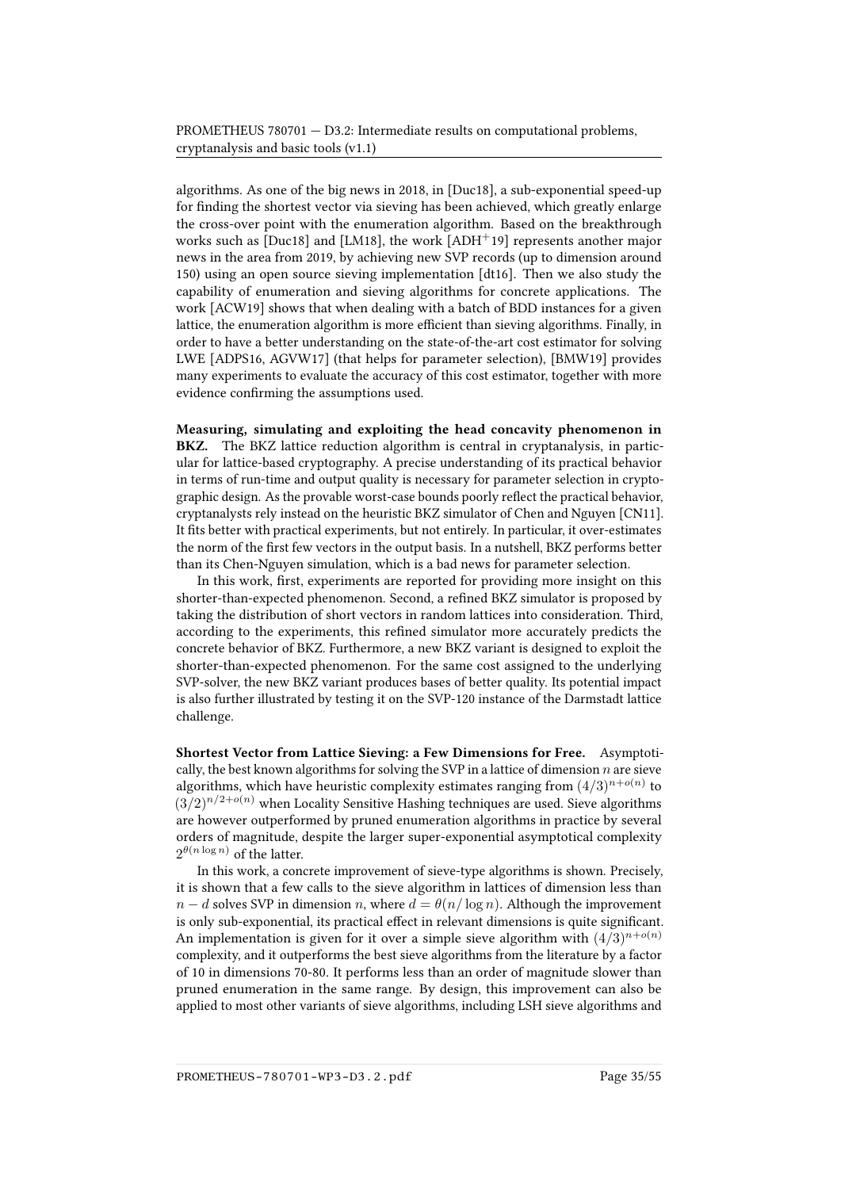algorithms. As one of the big news in 2018, in [Duc18], a sub-exponential speed-up for finding the shortest vector via sieving has been achieved, which greatly enlarge the cross-over point with the enumeration algorithm. Based on the breakthrough works such as [Duc18] and [LM18], the work [ADH+19] represents another major news in the area from 2019, by achieving new SVP records (up to dimension around 150) using an open source sieving implementation [dt16]. Then we also study the capability of enumeration and sieving algorithms for concrete applications. The work [ACW19] shows that when dealing with a batch of BDD instances for a given lattice, the enumeration algorithm is more efficient than sieving algorithms. Finally, in order to have a better understanding on the state-of-the-art cost estimator for solving LWE [ADPS16, AGVW17] (that helps for parameter selection), [BMW19] provides many experiments to evaluate the accuracy of this cost estimator, together with more evidence confirming the assumptions used.

**Measuring, simulating and exploiting the head concavity phenomenon in BKZ.** The BKZ lattice reduction algorithm is central in cryptanalysis, in particular for lattice-based cryptography. A precise understanding of its practical behavior in terms of run-time and output quality is necessary for parameter selection in cryptographic design. As the provable worst-case bounds poorly reflect the practical behavior, cryptanalysts rely instead on the heuristic BKZ simulator of Chen and Nguyen [CN11]. It fits better with practical experiments, but not entirely. In particular, it over-estimates the norm of the first few vectors in the output basis. In a nutshell, BKZ performs better than its Chen-Nguyen simulation, which is a bad news for parameter selection.

In this work, first, experiments are reported for providing more insight on this shorter-than-expected phenomenon. Second, a refined BKZ simulator is proposed by taking the distribution of short vectors in random lattices into consideration. Third, according to the experiments, this refined simulator more accurately predicts the concrete behavior of BKZ. Furthermore, a new BKZ variant is designed to exploit the shorter-than-expected phenomenon. For the same cost assigned to the underlying SVP-solver, the new BKZ variant produces bases of better quality. Its potential impact is also further illustrated by testing it on the SVP-120 instance of the Darmstadt lattice challenge.

**Shortest Vector from Lattice Sieving: a Few Dimensions for Free.** Asymptotically, the best known algorithms for solving the SVP in a lattice of dimension $n$ are sieve algorithms, which have heuristic complexity estimates ranging from $(4/3)^{n+o(n)}$ to $(3/2)^{n/2+o(n)}$ when Locality Sensitive Hashing techniques are used. Sieve algorithms are however outperformed by pruned enumeration algorithms in practice by several orders of magnitude, despite the larger super-exponential asymptotical complexity $2^{\theta(n \log n)}$ of the latter.

In this work, a concrete improvement of sieve-type algorithms is shown. Precisely, it is shown that a few calls to the sieve algorithm in lattices of dimension less than $n - d$ solves SVP in dimension $n$, where $d = \theta(n/\log n)$. Although the improvement is only sub-exponential, its practical effect in relevant dimensions is quite significant. An implementation is given for it over a simple sieve algorithm with $(4/3)^{n+o(n)}$ complexity, and it outperforms the best sieve algorithms from the literature by a factor of 10 in dimensions 70-80. It performs less than an order of magnitude slower than pruned enumeration in the same range. By design, this improvement can also be applied to most other variants of sieve algorithms, including LSH sieve algorithms and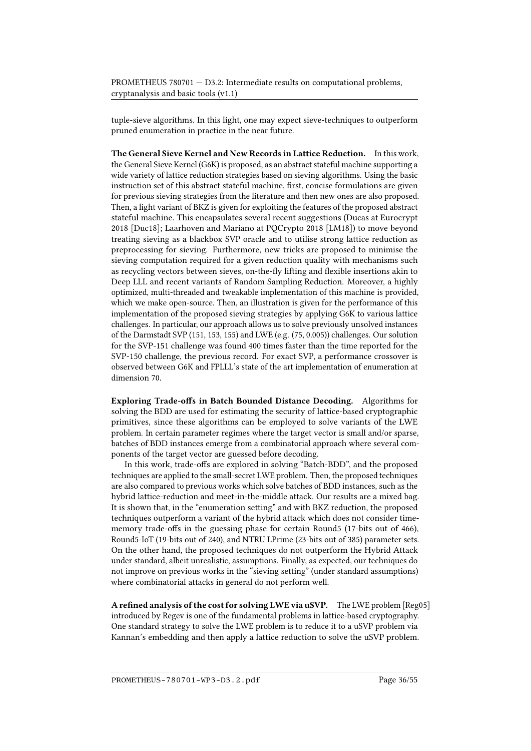tuple-sieve algorithms. In this light, one may expect sieve-techniques to outperform pruned enumeration in practice in the near future.

**The General Sieve Kernel and New Records in Lattice Reduction.** In this work, the General Sieve Kernel (G6K) is proposed, as an abstract stateful machine supporting a wide variety of lattice reduction strategies based on sieving algorithms. Using the basic instruction set of this abstract stateful machine, first, concise formulations are given for previous sieving strategies from the literature and then new ones are also proposed. Then, a light variant of BKZ is given for exploiting the features of the proposed abstract stateful machine. This encapsulates several recent suggestions (Ducas at Eurocrypt 2018 [Duc18]; Laarhoven and Mariano at PQCrypto 2018 [LM18]) to move beyond treating sieving as a blackbox SVP oracle and to utilise strong lattice reduction as preprocessing for sieving. Furthermore, new tricks are proposed to minimise the sieving computation required for a given reduction quality with mechanisms such as recycling vectors between sieves, on-the-fly lifting and flexible insertions akin to Deep LLL and recent variants of Random Sampling Reduction. Moreover, a highly optimized, multi-threaded and tweakable implementation of this machine is provided, which we make open-source. Then, an illustration is given for the performance of this implementation of the proposed sieving strategies by applying G6K to various lattice challenges. In particular, our approach allows us to solve previously unsolved instances of the Darmstadt SVP (151, 153, 155) and LWE (e.g. (75, 0.005)) challenges. Our solution for the SVP-151 challenge was found 400 times faster than the time reported for the SVP-150 challenge, the previous record. For exact SVP, a performance crossover is observed between G6K and FPLLL's state of the art implementation of enumeration at dimension 70.

**Exploring Trade-offs in Batch Bounded Distance Decoding.** Algorithms for solving the BDD are used for estimating the security of lattice-based cryptographic primitives, since these algorithms can be employed to solve variants of the LWE problem. In certain parameter regimes where the target vector is small and/or sparse, batches of BDD instances emerge from a combinatorial approach where several components of the target vector are guessed before decoding.

In this work, trade-offs are explored in solving "Batch-BDD", and the proposed techniques are applied to the small-secret LWE problem. Then, the proposed techniques are also compared to previous works which solve batches of BDD instances, such as the hybrid lattice-reduction and meet-in-the-middle attack. Our results are a mixed bag. It is shown that, in the "enumeration setting" and with BKZ reduction, the proposed techniques outperform a variant of the hybrid attack which does not consider time-memory trade-offs in the guessing phase for certain Round5 (17-bits out of 466), Round5-IoT (19-bits out of 240), and NTRU LPrime (23-bits out of 385) parameter sets. On the other hand, the proposed techniques do not outperform the Hybrid Attack under standard, albeit unrealistic, assumptions. Finally, as expected, our techniques do not improve on previous works in the "sieving setting" (under standard assumptions) where combinatorial attacks in general do not perform well.

**A refined analysis of the cost for solving LWE via uSVP.** The LWE problem [Reg05] introduced by Regev is one of the fundamental problems in lattice-based cryptography. One standard strategy to solve the LWE problem is to reduce it to a uSVP problem via Kannan's embedding and then apply a lattice reduction to solve the uSVP problem.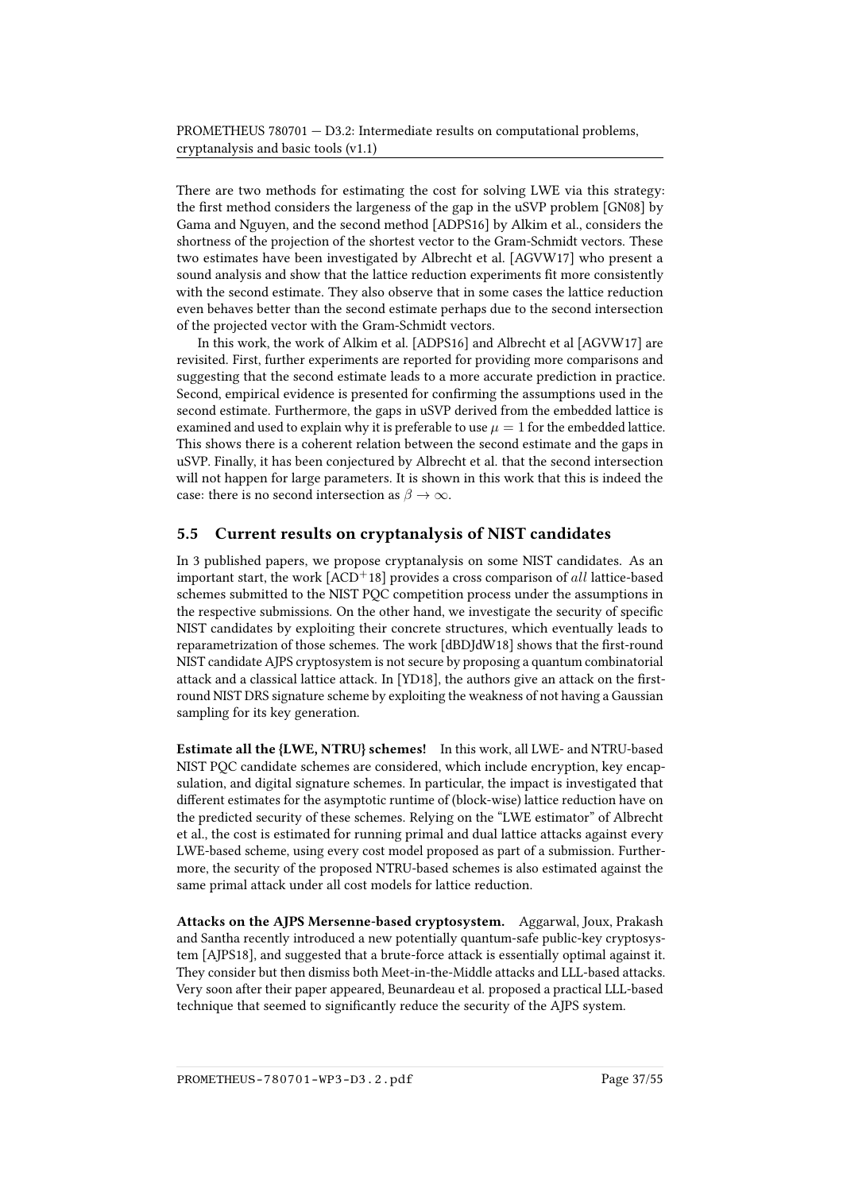There are two methods for estimating the cost for solving LWE via this strategy: the first method considers the largeness of the gap in the uSVP problem [GN08] by Gama and Nguyen, and the second method [ADPS16] by Alkim et al., considers the shortness of the projection of the shortest vector to the Gram-Schmidt vectors. These two estimates have been investigated by Albrecht et al. [AGVW17] who present a sound analysis and show that the lattice reduction experiments fit more consistently with the second estimate. They also observe that in some cases the lattice reduction even behaves better than the second estimate perhaps due to the second intersection of the projected vector with the Gram-Schmidt vectors.

In this work, the work of Alkim et al. [ADPS16] and Albrecht et al [AGVW17] are revisited. First, further experiments are reported for providing more comparisons and suggesting that the second estimate leads to a more accurate prediction in practice. Second, empirical evidence is presented for confirming the assumptions used in the second estimate. Furthermore, the gaps in uSVP derived from the embedded lattice is examined and used to explain why it is preferable to use $\mu = 1$ for the embedded lattice. This shows there is a coherent relation between the second estimate and the gaps in uSVP. Finally, it has been conjectured by Albrecht et al. that the second intersection will not happen for large parameters. It is shown in this work that this is indeed the case: there is no second intersection as $\beta \to \infty$.

## 5.5 Current results on cryptanalysis of NIST candidates

In 3 published papers, we propose cryptanalysis on some NIST candidates. As an important start, the work [ACD+18] provides a cross comparison of *all* lattice-based schemes submitted to the NIST PQC competition process under the assumptions in the respective submissions. On the other hand, we investigate the security of specific NIST candidates by exploiting their concrete structures, which eventually leads to reparametrization of those schemes. The work [dBDJdW18] shows that the first-round NIST candidate AJPS cryptosystem is not secure by proposing a quantum combinatorial attack and a classical lattice attack. In [YD18], the authors give an attack on the first-round NIST DRS signature scheme by exploiting the weakness of not having a Gaussian sampling for its key generation.

**Estimate all the {LWE, NTRU} schemes!** In this work, all LWE- and NTRU-based NIST PQC candidate schemes are considered, which include encryption, key encapsulation, and digital signature schemes. In particular, the impact is investigated that different estimates for the asymptotic runtime of (block-wise) lattice reduction have on the predicted security of these schemes. Relying on the "LWE estimator" of Albrecht et al., the cost is estimated for running primal and dual lattice attacks against every LWE-based scheme, using every cost model proposed as part of a submission. Furthermore, the security of the proposed NTRU-based schemes is also estimated against the same primal attack under all cost models for lattice reduction.

**Attacks on the AJPS Mersenne-based cryptosystem.** Aggarwal, Joux, Prakash and Santha recently introduced a new potentially quantum-safe public-key cryptosystem [AJPS18], and suggested that a brute-force attack is essentially optimal against it. They consider but then dismiss both Meet-in-the-Middle attacks and LLL-based attacks. Very soon after their paper appeared, Beunardeau et al. proposed a practical LLL-based technique that seemed to significantly reduce the security of the AJPS system.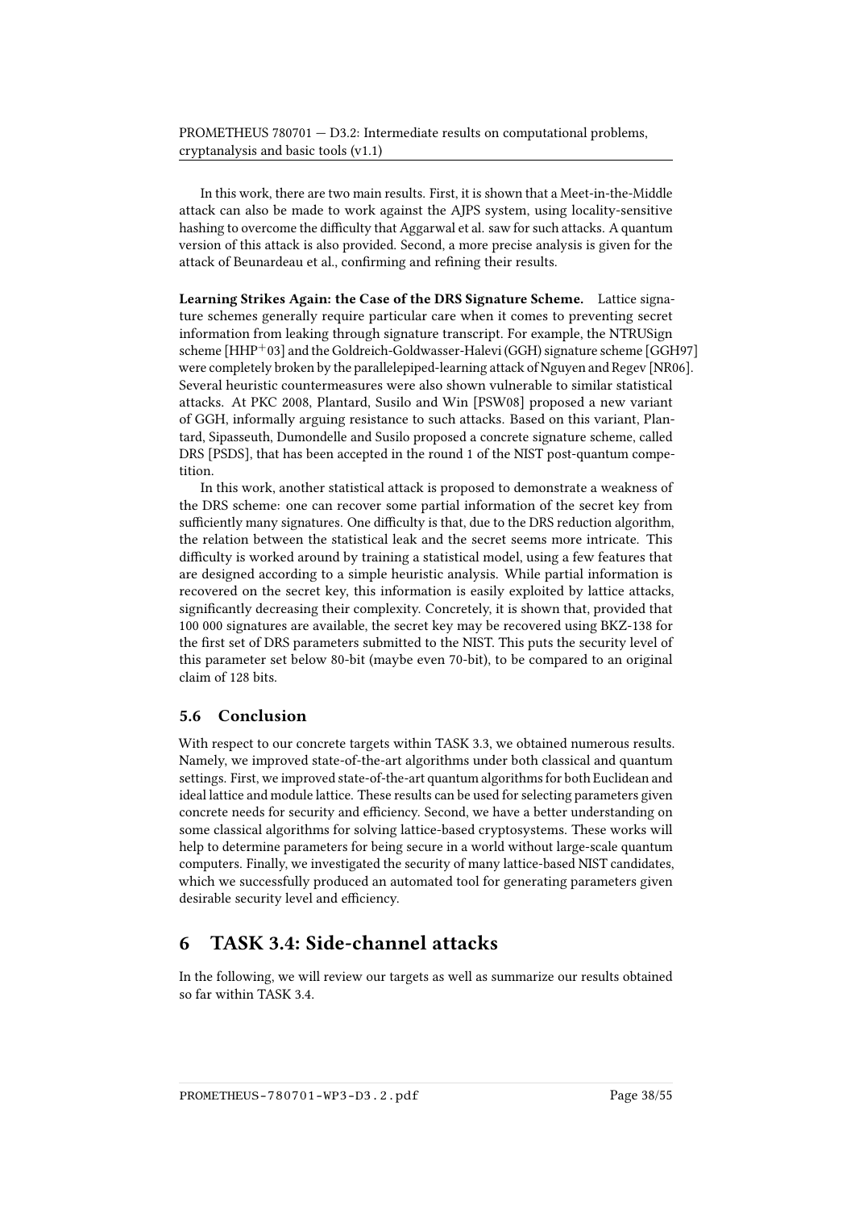In this work, there are two main results. First, it is shown that a Meet-in-the-Middle attack can also be made to work against the AJPS system, using locality-sensitive hashing to overcome the difficulty that Aggarwal et al. saw for such attacks. A quantum version of this attack is also provided. Second, a more precise analysis is given for the attack of Beunardeau et al., confirming and refining their results.

**Learning Strikes Again: the Case of the DRS Signature Scheme.** Lattice signature schemes generally require particular care when it comes to preventing secret information from leaking through signature transcript. For example, the NTRUSign scheme [HHP+03] and the Goldreich-Goldwasser-Halevi (GGH) signature scheme [GGH97] were completely broken by the parallelepiped-learning attack of Nguyen and Regev [NR06]. Several heuristic countermeasures were also shown vulnerable to similar statistical attacks. At PKC 2008, Plantard, Susilo and Win [PSW08] proposed a new variant of GGH, informally arguing resistance to such attacks. Based on this variant, Plantard, Sipasseuth, Dumondelle and Susilo proposed a concrete signature scheme, called DRS [PSDS], that has been accepted in the round 1 of the NIST post-quantum competition.

In this work, another statistical attack is proposed to demonstrate a weakness of the DRS scheme: one can recover some partial information of the secret key from sufficiently many signatures. One difficulty is that, due to the DRS reduction algorithm, the relation between the statistical leak and the secret seems more intricate. This difficulty is worked around by training a statistical model, using a few features that are designed according to a simple heuristic analysis. While partial information is recovered on the secret key, this information is easily exploited by lattice attacks, significantly decreasing their complexity. Concretely, it is shown that, provided that 100 000 signatures are available, the secret key may be recovered using BKZ-138 for the first set of DRS parameters submitted to the NIST. This puts the security level of this parameter set below 80-bit (maybe even 70-bit), to be compared to an original claim of 128 bits.

## 5.6 Conclusion

With respect to our concrete targets within TASK 3.3, we obtained numerous results. Namely, we improved state-of-the-art algorithms under both classical and quantum settings. First, we improved state-of-the-art quantum algorithms for both Euclidean and ideal lattice and module lattice. These results can be used for selecting parameters given concrete needs for security and efficiency. Second, we have a better understanding on some classical algorithms for solving lattice-based cryptosystems. These works will help to determine parameters for being secure in a world without large-scale quantum computers. Finally, we investigated the security of many lattice-based NIST candidates, which we successfully produced an automated tool for generating parameters given desirable security level and efficiency.

# 6 TASK 3.4: Side-channel attacks

In the following, we will review our targets as well as summarize our results obtained so far within TASK 3.4.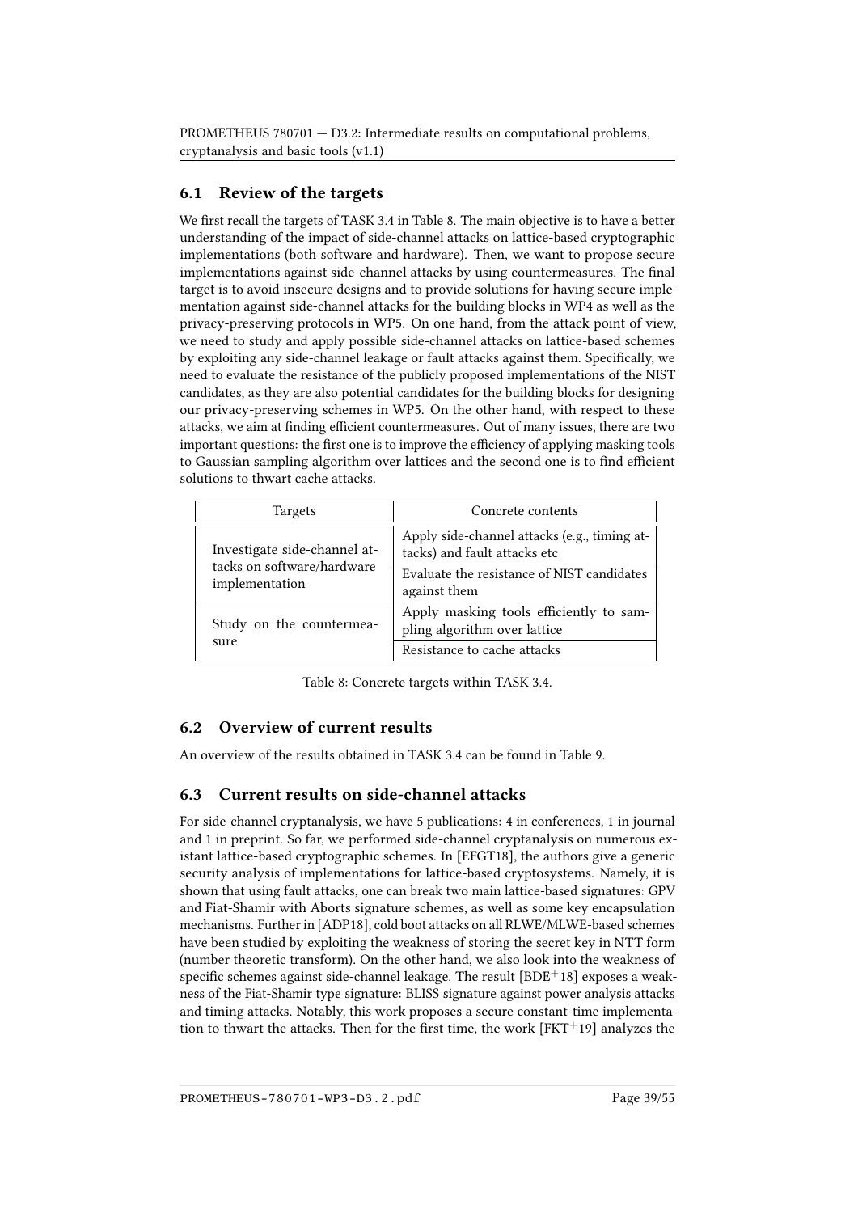## 6.1 Review of the targets

We first recall the targets of TASK 3.4 in Table 8. The main objective is to have a better understanding of the impact of side-channel attacks on lattice-based cryptographic implementations (both software and hardware). Then, we want to propose secure implementations against side-channel attacks by using countermeasures. The final target is to avoid insecure designs and to provide solutions for having secure implementation against side-channel attacks for the building blocks in WP4 as well as the privacy-preserving protocols in WP5. On one hand, from the attack point of view, we need to study and apply possible side-channel attacks on lattice-based schemes by exploiting any side-channel leakage or fault attacks against them. Specifically, we need to evaluate the resistance of the publicly proposed implementations of the NIST candidates, as they are also potential candidates for the building blocks for designing our privacy-preserving schemes in WP5. On the other hand, with respect to these attacks, we aim at finding efficient countermeasures. Out of many issues, there are two important questions: the first one is to improve the efficiency of applying masking tools to Gaussian sampling algorithm over lattices and the second one is to find efficient solutions to thwart cache attacks.

| Targets | Concrete contents |
|---|---|
| Investigate side-channel attacks on software/hardware implementation | Apply side-channel attacks (e.g., timing attacks) and fault attacks etc |
| | Evaluate the resistance of NIST candidates against them |
| Study on the countermeasure | Apply masking tools efficiently to sampling algorithm over lattice |
| | Resistance to cache attacks |

Table 8: Concrete targets within TASK 3.4.

## 6.2 Overview of current results

An overview of the results obtained in TASK 3.4 can be found in Table 9.

## 6.3 Current results on side-channel attacks

For side-channel cryptanalysis, we have 5 publications: 4 in conferences, 1 in journal and 1 in preprint. So far, we performed side-channel cryptanalysis on numerous existant lattice-based cryptographic schemes. In [EFGT18], the authors give a generic security analysis of implementations for lattice-based cryptosystems. Namely, it is shown that using fault attacks, one can break two main lattice-based signatures: GPV and Fiat-Shamir with Aborts signature schemes, as well as some key encapsulation mechanisms. Further in [ADP18], cold boot attacks on all RLWE/MLWE-based schemes have been studied by exploiting the weakness of storing the secret key in NTT form (number theoretic transform). On the other hand, we also look into the weakness of specific schemes against side-channel leakage. The result [BDE+18] exposes a weakness of the Fiat-Shamir type signature: BLISS signature against power analysis attacks and timing attacks. Notably, this work proposes a secure constant-time implementation to thwart the attacks. Then for the first time, the work [FKT+19] analyzes the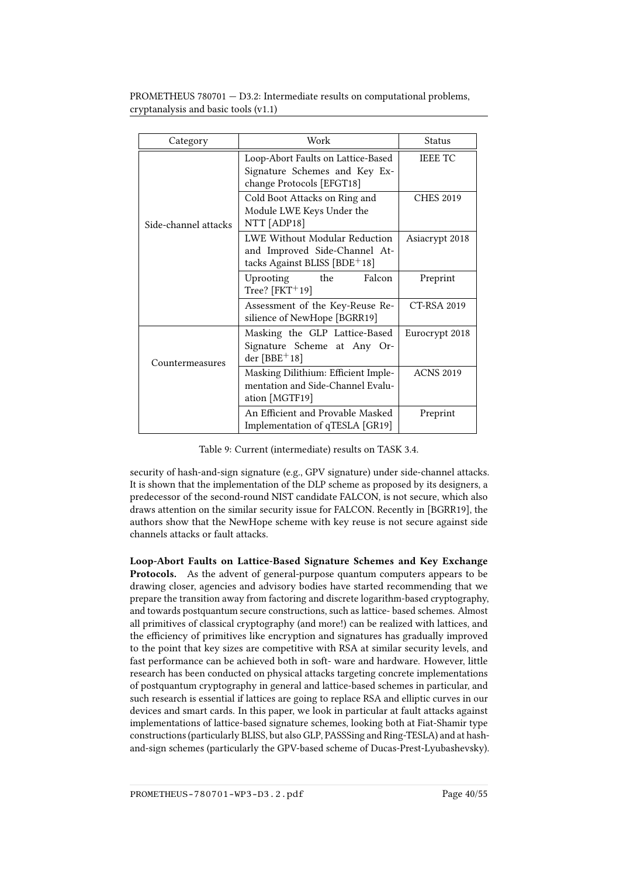| Category | Work | Status |
|---|---|---|
| Side-channel attacks | Loop-Abort Faults on Lattice-Based Signature Schemes and Key Exchange Protocols [EFGT18] | IEEE TC |
| | Cold Boot Attacks on Ring and Module LWE Keys Under the NTT [ADP18] | CHES 2019 |
| | LWE Without Modular Reduction and Improved Side-Channel Attacks Against BLISS [BDE+18] | Asiacrypt 2018 |
| | Uprooting the Falcon Tree? [FKT+19] | Preprint |
| | Assessment of the Key-Reuse Resilience of NewHope [BGRR19] | CT-RSA 2019 |
| Countermeasures | Masking the GLP Lattice-Based Signature Scheme at Any Order [BBE+18] | Eurocrypt 2018 |
| | Masking Dilithium: Efficient Implementation and Side-Channel Evaluation [MGTF19] | ACNS 2019 |
| | An Efficient and Provable Masked Implementation of qTESLA [GR19] | Preprint |

Table 9: Current (intermediate) results on TASK 3.4.

security of hash-and-sign signature (e.g., GPV signature) under side-channel attacks. It is shown that the implementation of the DLP scheme as proposed by its designers, a predecessor of the second-round NIST candidate FALCON, is not secure, which also draws attention on the similar security issue for FALCON. Recently in [BGRR19], the authors show that the NewHope scheme with key reuse is not secure against side channels attacks or fault attacks.

**Loop-Abort Faults on Lattice-Based Signature Schemes and Key Exchange Protocols.** As the advent of general-purpose quantum computers appears to be drawing closer, agencies and advisory bodies have started recommending that we prepare the transition away from factoring and discrete logarithm-based cryptography, and towards postquantum secure constructions, such as lattice- based schemes. Almost all primitives of classical cryptography (and more!) can be realized with lattices, and the efficiency of primitives like encryption and signatures has gradually improved to the point that key sizes are competitive with RSA at similar security levels, and fast performance can be achieved both in soft- ware and hardware. However, little research has been conducted on physical attacks targeting concrete implementations of postquantum cryptography in general and lattice-based schemes in particular, and such research is essential if lattices are going to replace RSA and elliptic curves in our devices and smart cards. In this paper, we look in particular at fault attacks against implementations of lattice-based signature schemes, looking both at Fiat-Shamir type constructions (particularly BLISS, but also GLP, PASSSing and Ring-TESLA) and at hash-and-sign schemes (particularly the GPV-based scheme of Ducas-Prest-Lyubashevsky).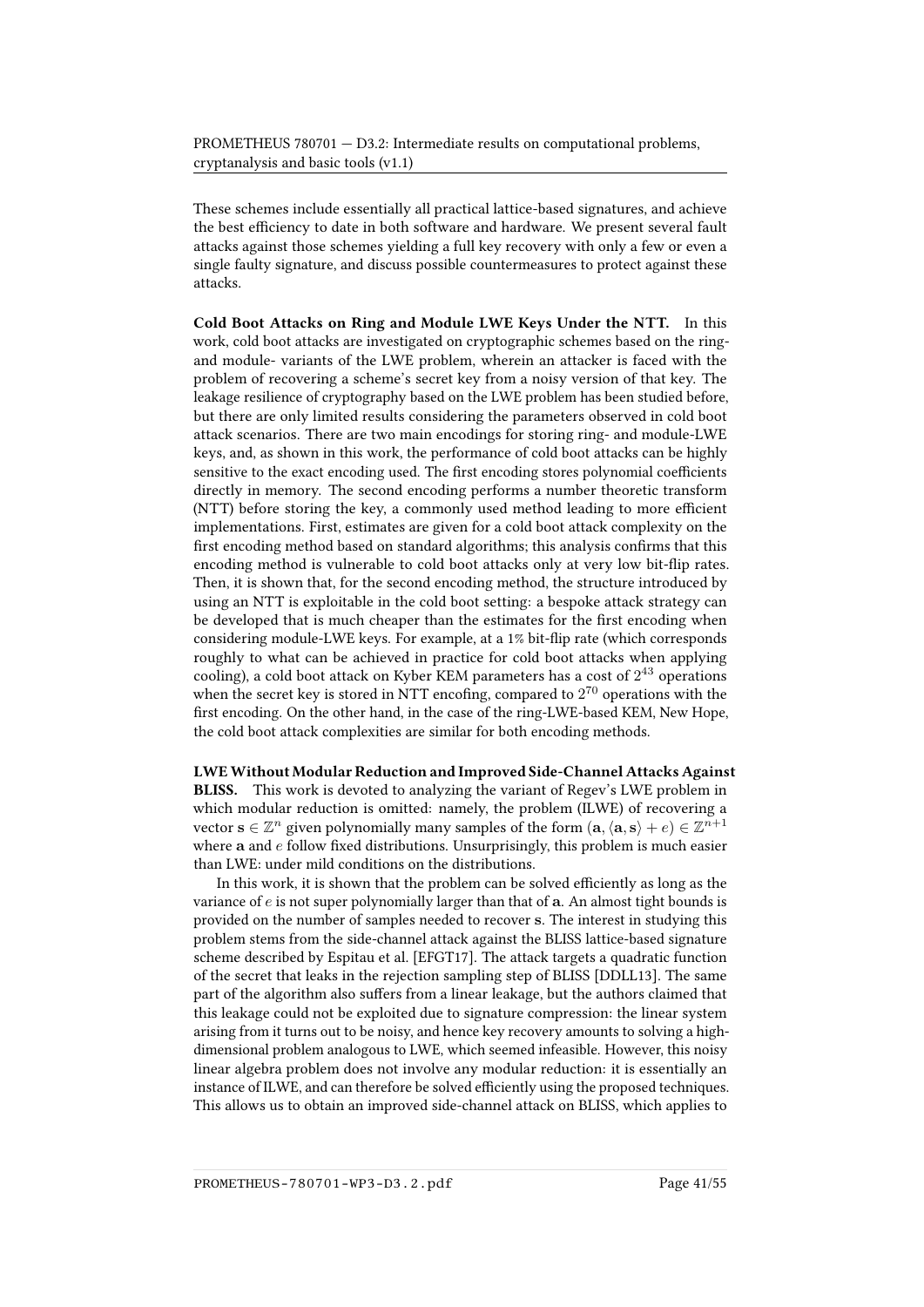These schemes include essentially all practical lattice-based signatures, and achieve the best efficiency to date in both software and hardware. We present several fault attacks against those schemes yielding a full key recovery with only a few or even a single faulty signature, and discuss possible countermeasures to protect against these attacks.

**Cold Boot Attacks on Ring and Module LWE Keys Under the NTT.** In this work, cold boot attacks are investigated on cryptographic schemes based on the ring- and module- variants of the LWE problem, wherein an attacker is faced with the problem of recovering a scheme's secret key from a noisy version of that key. The leakage resilience of cryptography based on the LWE problem has been studied before, but there are only limited results considering the parameters observed in cold boot attack scenarios. There are two main encodings for storing ring- and module-LWE keys, and, as shown in this work, the performance of cold boot attacks can be highly sensitive to the exact encoding used. The first encoding stores polynomial coefficients directly in memory. The second encoding performs a number theoretic transform (NTT) before storing the key, a commonly used method leading to more efficient implementations. First, estimates are given for a cold boot attack complexity on the first encoding method based on standard algorithms; this analysis confirms that this encoding method is vulnerable to cold boot attacks only at very low bit-flip rates. Then, it is shown that, for the second encoding method, the structure introduced by using an NTT is exploitable in the cold boot setting: a bespoke attack strategy can be developed that is much cheaper than the estimates for the first encoding when considering module-LWE keys. For example, at a 1% bit-flip rate (which corresponds roughly to what can be achieved in practice for cold boot attacks when applying cooling), a cold boot attack on Kyber KEM parameters has a cost of $2^{43}$ operations when the secret key is stored in NTT encofing, compared to $2^{70}$ operations with the first encoding. On the other hand, in the case of the ring-LWE-based KEM, New Hope, the cold boot attack complexities are similar for both encoding methods.

**LWE Without Modular Reduction and Improved Side-Channel Attacks Against BLISS.** This work is devoted to analyzing the variant of Regev's LWE problem in which modular reduction is omitted: namely, the problem (ILWE) of recovering a vector $\mathbf{s} \in \mathbb{Z}^n$ given polynomially many samples of the form $(\mathbf{a}, \langle \mathbf{a}, \mathbf{s} \rangle + e) \in \mathbb{Z}^{n+1}$ where $\mathbf{a}$ and $e$ follow fixed distributions. Unsurprisingly, this problem is much easier than LWE: under mild conditions on the distributions.

In this work, it is shown that the problem can be solved efficiently as long as the variance of $e$ is not super polynomially larger than that of $\mathbf{a}$. An almost tight bounds is provided on the number of samples needed to recover $\mathbf{s}$. The interest in studying this problem stems from the side-channel attack against the BLISS lattice-based signature scheme described by Espitau et al. [EFGT17]. The attack targets a quadratic function of the secret that leaks in the rejection sampling step of BLISS [DDLL13]. The same part of the algorithm also suffers from a linear leakage, but the authors claimed that this leakage could not be exploited due to signature compression: the linear system arising from it turns out to be noisy, and hence key recovery amounts to solving a high-dimensional problem analogous to LWE, which seemed infeasible. However, this noisy linear algebra problem does not involve any modular reduction: it is essentially an instance of ILWE, and can therefore be solved efficiently using the proposed techniques. This allows us to obtain an improved side-channel attack on BLISS, which applies to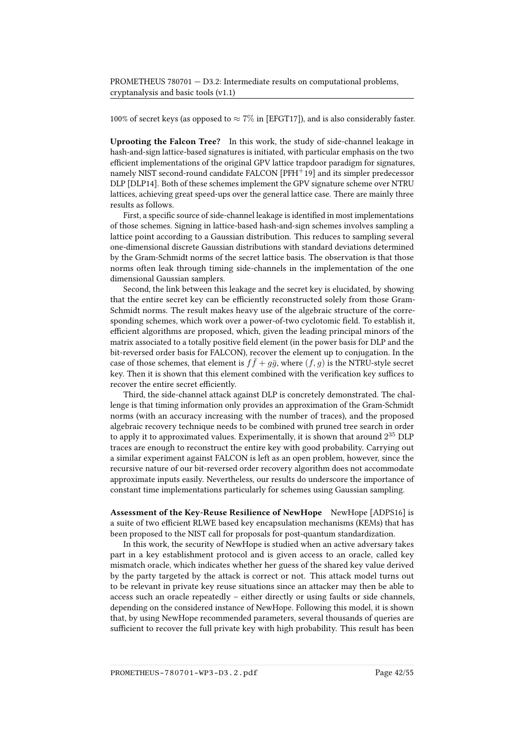100% of secret keys (as opposed to $\approx 7\%$ in [EFGT17]), and is also considerably faster.

**Uprooting the Falcon Tree?** In this work, the study of side-channel leakage in hash-and-sign lattice-based signatures is initiated, with particular emphasis on the two efficient implementations of the original GPV lattice trapdoor paradigm for signatures, namely NIST second-round candidate FALCON [PFH$^+$19] and its simpler predecessor DLP [DLP14]. Both of these schemes implement the GPV signature scheme over NTRU lattices, achieving great speed-ups over the general lattice case. There are mainly three results as follows.

First, a specific source of side-channel leakage is identified in most implementations of those schemes. Signing in lattice-based hash-and-sign schemes involves sampling a lattice point according to a Gaussian distribution. This reduces to sampling several one-dimensional discrete Gaussian distributions with standard deviations determined by the Gram-Schmidt norms of the secret lattice basis. The observation is that those norms often leak through timing side-channels in the implementation of the one dimensional Gaussian samplers.

Second, the link between this leakage and the secret key is elucidated, by showing that the entire secret key can be efficiently reconstructed solely from those Gram-Schmidt norms. The result makes heavy use of the algebraic structure of the corresponding schemes, which work over a power-of-two cyclotomic field. To establish it, efficient algorithms are proposed, which, given the leading principal minors of the matrix associated to a totally positive field element (in the power basis for DLP and the bit-reversed order basis for FALCON), recover the element up to conjugation. In the case of those schemes, that element is $f\bar{f} + g\bar{g}$, where $(f, g)$ is the NTRU-style secret key. Then it is shown that this element combined with the verification key suffices to recover the entire secret efficiently.

Third, the side-channel attack against DLP is concretely demonstrated. The challenge is that timing information only provides an approximation of the Gram-Schmidt norms (with an accuracy increasing with the number of traces), and the proposed algebraic recovery technique needs to be combined with pruned tree search in order to apply it to approximated values. Experimentally, it is shown that around $2^{35}$ DLP traces are enough to reconstruct the entire key with good probability. Carrying out a similar experiment against FALCON is left as an open problem, however, since the recursive nature of our bit-reversed order recovery algorithm does not accommodate approximate inputs easily. Nevertheless, our results do underscore the importance of constant time implementations particularly for schemes using Gaussian sampling.

**Assessment of the Key-Reuse Resilience of NewHope** NewHope [ADPS16] is a suite of two efficient RLWE based key encapsulation mechanisms (KEMs) that has been proposed to the NIST call for proposals for post-quantum standardization.

In this work, the security of NewHope is studied when an active adversary takes part in a key establishment protocol and is given access to an oracle, called key mismatch oracle, which indicates whether her guess of the shared key value derived by the party targeted by the attack is correct or not. This attack model turns out to be relevant in private key reuse situations since an attacker may then be able to access such an oracle repeatedly – either directly or using faults or side channels, depending on the considered instance of NewHope. Following this model, it is shown that, by using NewHope recommended parameters, several thousands of queries are sufficient to recover the full private key with high probability. This result has been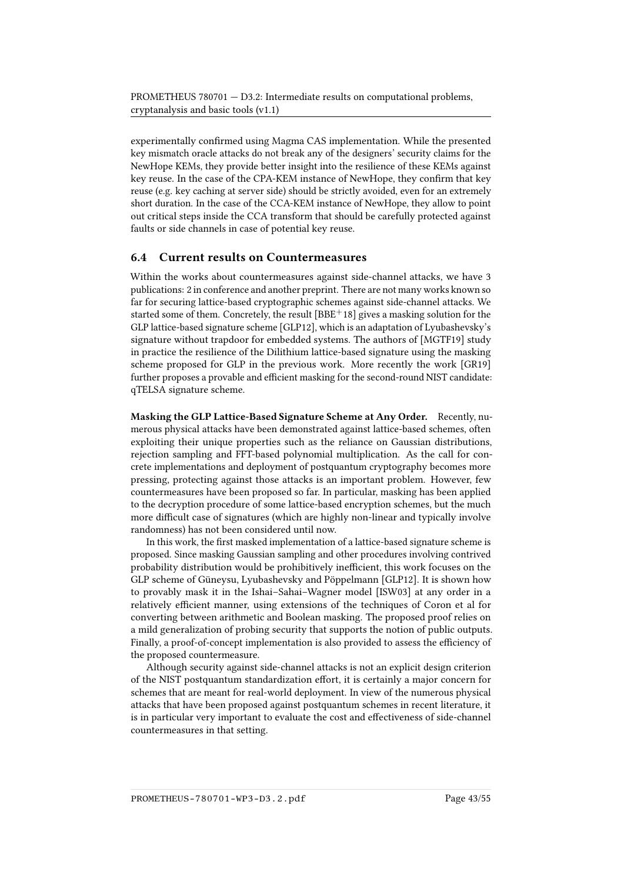experimentally confirmed using Magma CAS implementation. While the presented key mismatch oracle attacks do not break any of the designers' security claims for the NewHope KEMs, they provide better insight into the resilience of these KEMs against key reuse. In the case of the CPA-KEM instance of NewHope, they confirm that key reuse (e.g. key caching at server side) should be strictly avoided, even for an extremely short duration. In the case of the CCA-KEM instance of NewHope, they allow to point out critical steps inside the CCA transform that should be carefully protected against faults or side channels in case of potential key reuse.

## 6.4 Current results on Countermeasures

Within the works about countermeasures against side-channel attacks, we have 3 publications: 2 in conference and another preprint. There are not many works known so far for securing lattice-based cryptographic schemes against side-channel attacks. We started some of them. Concretely, the result [BBE+18] gives a masking solution for the GLP lattice-based signature scheme [GLP12], which is an adaptation of Lyubashevsky's signature without trapdoor for embedded systems. The authors of [MGTF19] study in practice the resilience of the Dilithium lattice-based signature using the masking scheme proposed for GLP in the previous work. More recently the work [GR19] further proposes a provable and efficient masking for the second-round NIST candidate: qTELSA signature scheme.

**Masking the GLP Lattice-Based Signature Scheme at Any Order.** Recently, numerous physical attacks have been demonstrated against lattice-based schemes, often exploiting their unique properties such as the reliance on Gaussian distributions, rejection sampling and FFT-based polynomial multiplication. As the call for concrete implementations and deployment of postquantum cryptography becomes more pressing, protecting against those attacks is an important problem. However, few countermeasures have been proposed so far. In particular, masking has been applied to the decryption procedure of some lattice-based encryption schemes, but the much more difficult case of signatures (which are highly non-linear and typically involve randomness) has not been considered until now.

In this work, the first masked implementation of a lattice-based signature scheme is proposed. Since masking Gaussian sampling and other procedures involving contrived probability distribution would be prohibitively inefficient, this work focuses on the GLP scheme of Güneysu, Lyubashevsky and Pöppelmann [GLP12]. It is shown how to provably mask it in the Ishai–Sahai–Wagner model [ISW03] at any order in a relatively efficient manner, using extensions of the techniques of Coron et al for converting between arithmetic and Boolean masking. The proposed proof relies on a mild generalization of probing security that supports the notion of public outputs. Finally, a proof-of-concept implementation is also provided to assess the efficiency of the proposed countermeasure.

Although security against side-channel attacks is not an explicit design criterion of the NIST postquantum standardization effort, it is certainly a major concern for schemes that are meant for real-world deployment. In view of the numerous physical attacks that have been proposed against postquantum schemes in recent literature, it is in particular very important to evaluate the cost and effectiveness of side-channel countermeasures in that setting.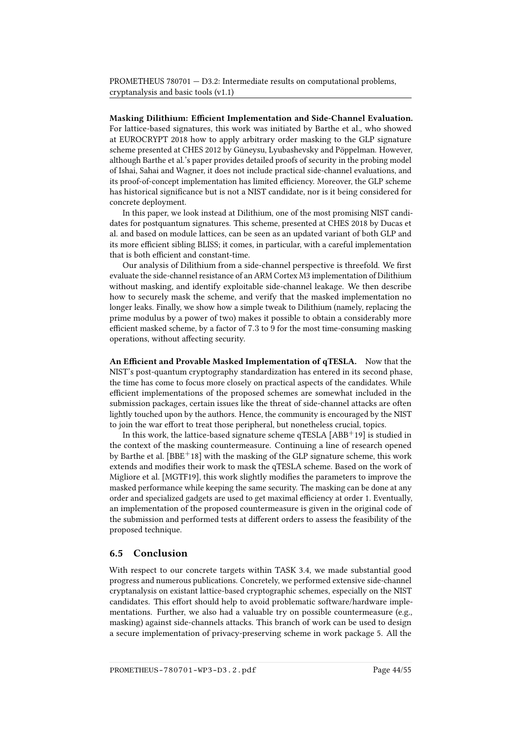**Masking Dilithium: Efficient Implementation and Side-Channel Evaluation.** For lattice-based signatures, this work was initiated by Barthe et al., who showed at EUROCRYPT 2018 how to apply arbitrary order masking to the GLP signature scheme presented at CHES 2012 by Güneysu, Lyubashevsky and Pöppelman. However, although Barthe et al.'s paper provides detailed proofs of security in the probing model of Ishai, Sahai and Wagner, it does not include practical side-channel evaluations, and its proof-of-concept implementation has limited efficiency. Moreover, the GLP scheme has historical significance but is not a NIST candidate, nor is it being considered for concrete deployment.

In this paper, we look instead at Dilithium, one of the most promising NIST candidates for postquantum signatures. This scheme, presented at CHES 2018 by Ducas et al. and based on module lattices, can be seen as an updated variant of both GLP and its more efficient sibling BLISS; it comes, in particular, with a careful implementation that is both efficient and constant-time.

Our analysis of Dilithium from a side-channel perspective is threefold. We first evaluate the side-channel resistance of an ARM Cortex M3 implementation of Dilithium without masking, and identify exploitable side-channel leakage. We then describe how to securely mask the scheme, and verify that the masked implementation no longer leaks. Finally, we show how a simple tweak to Dilithium (namely, replacing the prime modulus by a power of two) makes it possible to obtain a considerably more efficient masked scheme, by a factor of 7.3 to 9 for the most time-consuming masking operations, without affecting security.

**An Efficient and Provable Masked Implementation of qTESLA.** Now that the NIST's post-quantum cryptography standardization has entered in its second phase, the time has come to focus more closely on practical aspects of the candidates. While efficient implementations of the proposed schemes are somewhat included in the submission packages, certain issues like the threat of side-channel attacks are often lightly touched upon by the authors. Hence, the community is encouraged by the NIST to join the war effort to treat those peripheral, but nonetheless crucial, topics.

In this work, the lattice-based signature scheme qTESLA [ABB+19] is studied in the context of the masking countermeasure. Continuing a line of research opened by Barthe et al. [BBE+18] with the masking of the GLP signature scheme, this work extends and modifies their work to mask the qTESLA scheme. Based on the work of Migliore et al. [MGTF19], this work slightly modifies the parameters to improve the masked performance while keeping the same security. The masking can be done at any order and specialized gadgets are used to get maximal efficiency at order 1. Eventually, an implementation of the proposed countermeasure is given in the original code of the submission and performed tests at different orders to assess the feasibility of the proposed technique.

## 6.5 Conclusion

With respect to our concrete targets within TASK 3.4, we made substantial good progress and numerous publications. Concretely, we performed extensive side-channel cryptanalysis on existant lattice-based cryptographic schemes, especially on the NIST candidates. This effort should help to avoid problematic software/hardware implementations. Further, we also had a valuable try on possible countermeasure (e.g., masking) against side-channels attacks. This branch of work can be used to design a secure implementation of privacy-preserving scheme in work package 5. All the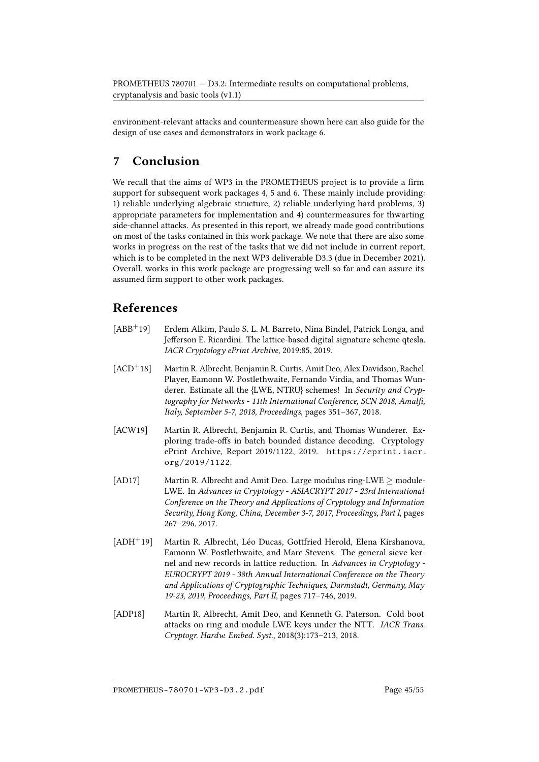environment-relevant attacks and countermeasure shown here can also guide for the design of use cases and demonstrators in work package 6.

# 7 Conclusion

We recall that the aims of WP3 in the PROMETHEUS project is to provide a firm support for subsequent work packages 4, 5 and 6. These mainly include providing: 1) reliable underlying algebraic structure, 2) reliable underlying hard problems, 3) appropriate parameters for implementation and 4) countermeasures for thwarting side-channel attacks. As presented in this report, we already made good contributions on most of the tasks contained in this work package. We note that there are also some works in progress on the rest of the tasks that we did not include in current report, which is to be completed in the next WP3 deliverable D3.3 (due in December 2021). Overall, works in this work package are progressing well so far and can assure its assumed firm support to other work packages.

# References

- [ABB+19] Erdem Alkim, Paulo S. L. M. Barreto, Nina Bindel, Patrick Longa, and Jefferson E. Ricardini. The lattice-based digital signature scheme qtesla. *IACR Cryptology ePrint Archive*, 2019:85, 2019.

- [ACD+18] Martin R. Albrecht, Benjamin R. Curtis, Amit Deo, Alex Davidson, Rachel Player, Eamonn W. Postlethwaite, Fernando Virdia, and Thomas Wunderer. Estimate all the {LWE, NTRU} schemes! In *Security and Cryptography for Networks - 11th International Conference, SCN 2018, Amalfi, Italy, September 5-7, 2018, Proceedings*, pages 351–367, 2018.

- [ACW19] Martin R. Albrecht, Benjamin R. Curtis, and Thomas Wunderer. Exploring trade-offs in batch bounded distance decoding. Cryptology ePrint Archive, Report 2019/1122, 2019. `https://eprint.iacr.org/2019/1122`.

- [AD17] Martin R. Albrecht and Amit Deo. Large modulus ring-LWE $\geq$ module-LWE. In *Advances in Cryptology - ASIACRYPT 2017 - 23rd International Conference on the Theory and Applications of Cryptology and Information Security, Hong Kong, China, December 3-7, 2017, Proceedings, Part I*, pages 267–296, 2017.

- [ADH+19] Martin R. Albrecht, Léo Ducas, Gottfried Herold, Elena Kirshanova, Eamonn W. Postlethwaite, and Marc Stevens. The general sieve kernel and new records in lattice reduction. In *Advances in Cryptology - EUROCRYPT 2019 - 38th Annual International Conference on the Theory and Applications of Cryptographic Techniques, Darmstadt, Germany, May 19-23, 2019, Proceedings, Part II*, pages 717–746, 2019.

- [ADP18] Martin R. Albrecht, Amit Deo, and Kenneth G. Paterson. Cold boot attacks on ring and module LWE keys under the NTT. *IACR Trans. Cryptogr. Hardw. Embed. Syst.*, 2018(3):173–213, 2018.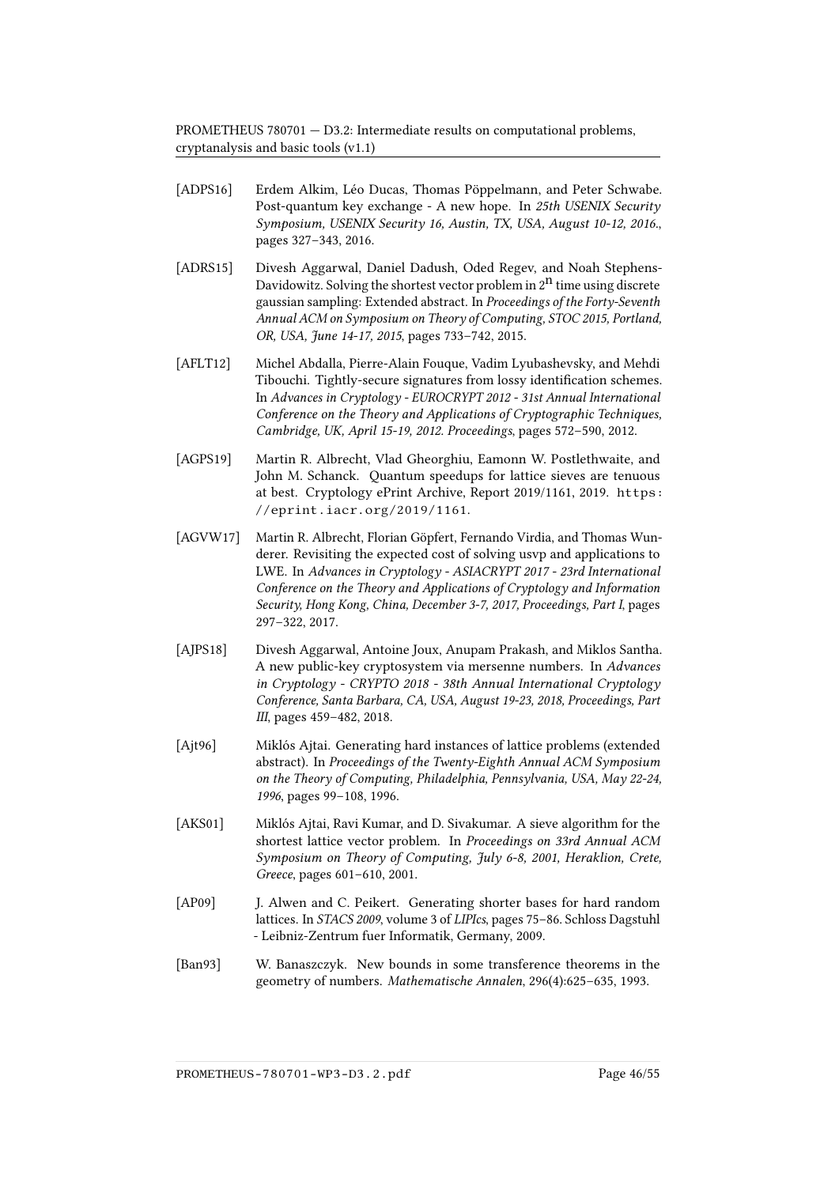[ADPS16] Erdem Alkim, Léo Ducas, Thomas Pöppelmann, and Peter Schwabe. Post-quantum key exchange - A new hope. In *25th USENIX Security Symposium, USENIX Security 16, Austin, TX, USA, August 10-12, 2016.*, pages 327–343, 2016.

[ADRS15] Divesh Aggarwal, Daniel Dadush, Oded Regev, and Noah Stephens-Davidowitz. Solving the shortest vector problem in $2^n$ time using discrete gaussian sampling: Extended abstract. In *Proceedings of the Forty-Seventh Annual ACM on Symposium on Theory of Computing, STOC 2015, Portland, OR, USA, June 14-17, 2015*, pages 733–742, 2015.

[AFLT12] Michel Abdalla, Pierre-Alain Fouque, Vadim Lyubashevsky, and Mehdi Tibouchi. Tightly-secure signatures from lossy identification schemes. In *Advances in Cryptology - EUROCRYPT 2012 - 31st Annual International Conference on the Theory and Applications of Cryptographic Techniques, Cambridge, UK, April 15-19, 2012. Proceedings*, pages 572–590, 2012.

[AGPS19] Martin R. Albrecht, Vlad Gheorghiu, Eamonn W. Postlethwaite, and John M. Schanck. Quantum speedups for lattice sieves are tenuous at best. Cryptology ePrint Archive, Report 2019/1161, 2019. https://eprint.iacr.org/2019/1161.

[AGVW17] Martin R. Albrecht, Florian Göpfert, Fernando Virdia, and Thomas Wunderer. Revisiting the expected cost of solving usvp and applications to LWE. In *Advances in Cryptology - ASIACRYPT 2017 - 23rd International Conference on the Theory and Applications of Cryptology and Information Security, Hong Kong, China, December 3-7, 2017, Proceedings, Part I*, pages 297–322, 2017.

[AJPS18] Divesh Aggarwal, Antoine Joux, Anupam Prakash, and Miklos Santha. A new public-key cryptosystem via mersenne numbers. In *Advances in Cryptology - CRYPTO 2018 - 38th Annual International Cryptology Conference, Santa Barbara, CA, USA, August 19-23, 2018, Proceedings, Part III*, pages 459–482, 2018.

[Ajt96] Miklós Ajtai. Generating hard instances of lattice problems (extended abstract). In *Proceedings of the Twenty-Eighth Annual ACM Symposium on the Theory of Computing, Philadelphia, Pennsylvania, USA, May 22-24, 1996*, pages 99–108, 1996.

[AKS01] Miklós Ajtai, Ravi Kumar, and D. Sivakumar. A sieve algorithm for the shortest lattice vector problem. In *Proceedings on 33rd Annual ACM Symposium on Theory of Computing, July 6-8, 2001, Heraklion, Crete, Greece*, pages 601–610, 2001.

[AP09] J. Alwen and C. Peikert. Generating shorter bases for hard random lattices. In *STACS 2009*, volume 3 of *LIPIcs*, pages 75–86. Schloss Dagstuhl - Leibniz-Zentrum fuer Informatik, Germany, 2009.

[Ban93] W. Banaszczyk. New bounds in some transference theorems in the geometry of numbers. *Mathematische Annalen*, 296(4):625–635, 1993.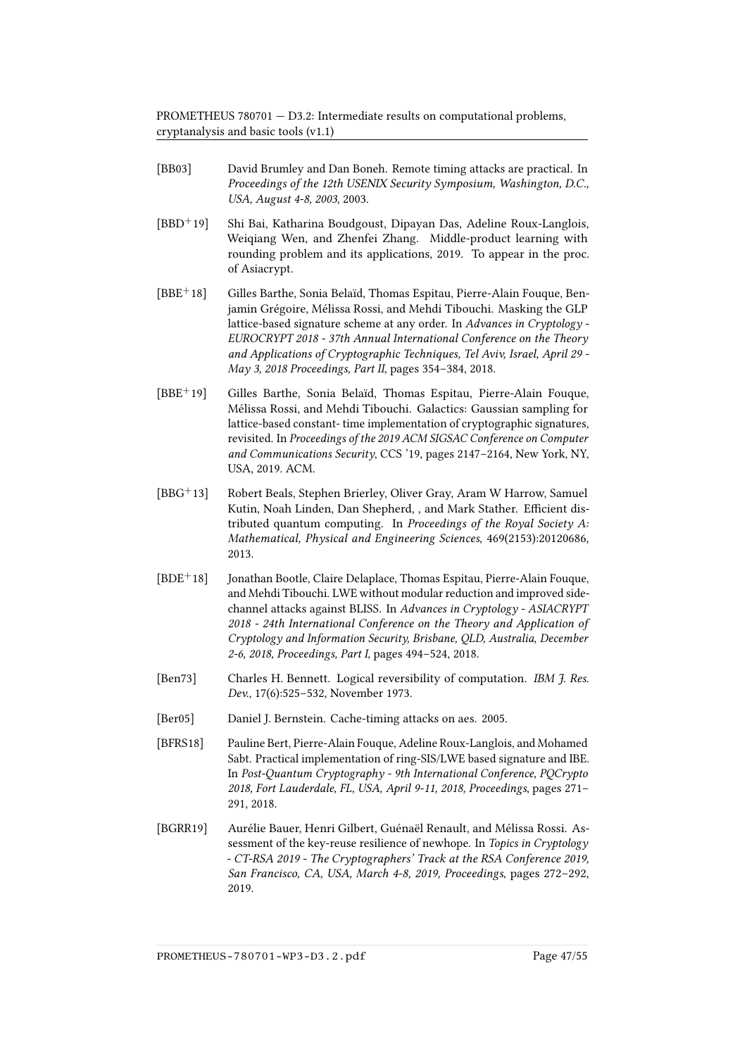[BB03] David Brumley and Dan Boneh. Remote timing attacks are practical. In *Proceedings of the 12th USENIX Security Symposium, Washington, D.C., USA, August 4-8, 2003*, 2003.

[BBD$^+$19] Shi Bai, Katharina Boudgoust, Dipayan Das, Adeline Roux-Langlois, Weiqiang Wen, and Zhenfei Zhang. Middle-product learning with rounding problem and its applications, 2019. To appear in the proc. of Asiacrypt.

[BBE$^+$18] Gilles Barthe, Sonia Belaïd, Thomas Espitau, Pierre-Alain Fouque, Benjamin Grégoire, Mélissa Rossi, and Mehdi Tibouchi. Masking the GLP lattice-based signature scheme at any order. In *Advances in Cryptology - EUROCRYPT 2018 - 37th Annual International Conference on the Theory and Applications of Cryptographic Techniques, Tel Aviv, Israel, April 29 - May 3, 2018 Proceedings, Part II*, pages 354–384, 2018.

[BBE$^+$19] Gilles Barthe, Sonia Belaïd, Thomas Espitau, Pierre-Alain Fouque, Mélissa Rossi, and Mehdi Tibouchi. Galactics: Gaussian sampling for lattice-based constant- time implementation of cryptographic signatures, revisited. In *Proceedings of the 2019 ACM SIGSAC Conference on Computer and Communications Security*, CCS '19, pages 2147–2164, New York, NY, USA, 2019. ACM.

[BBG$^+$13] Robert Beals, Stephen Brierley, Oliver Gray, Aram W Harrow, Samuel Kutin, Noah Linden, Dan Shepherd, , and Mark Stather. Efficient distributed quantum computing. In *Proceedings of the Royal Society A: Mathematical, Physical and Engineering Sciences*, 469(2153):20120686, 2013.

[BDE$^+$18] Jonathan Bootle, Claire Delaplace, Thomas Espitau, Pierre-Alain Fouque, and Mehdi Tibouchi. LWE without modular reduction and improved side-channel attacks against BLISS. In *Advances in Cryptology - ASIACRYPT 2018 - 24th International Conference on the Theory and Application of Cryptology and Information Security, Brisbane, QLD, Australia, December 2-6, 2018, Proceedings, Part I*, pages 494–524, 2018.

[Ben73] Charles H. Bennett. Logical reversibility of computation. *IBM J. Res. Dev.*, 17(6):525–532, November 1973.

[Ber05] Daniel J. Bernstein. Cache-timing attacks on aes. 2005.

[BFRS18] Pauline Bert, Pierre-Alain Fouque, Adeline Roux-Langlois, and Mohamed Sabt. Practical implementation of ring-SIS/LWE based signature and IBE. In *Post-Quantum Cryptography - 9th International Conference, PQCrypto 2018, Fort Lauderdale, FL, USA, April 9-11, 2018, Proceedings*, pages 271–291, 2018.

[BGRR19] Aurélie Bauer, Henri Gilbert, Guénaël Renault, and Mélissa Rossi. Assessment of the key-reuse resilience of newhope. In *Topics in Cryptology - CT-RSA 2019 - The Cryptographers' Track at the RSA Conference 2019, San Francisco, CA, USA, March 4-8, 2019, Proceedings*, pages 272–292, 2019.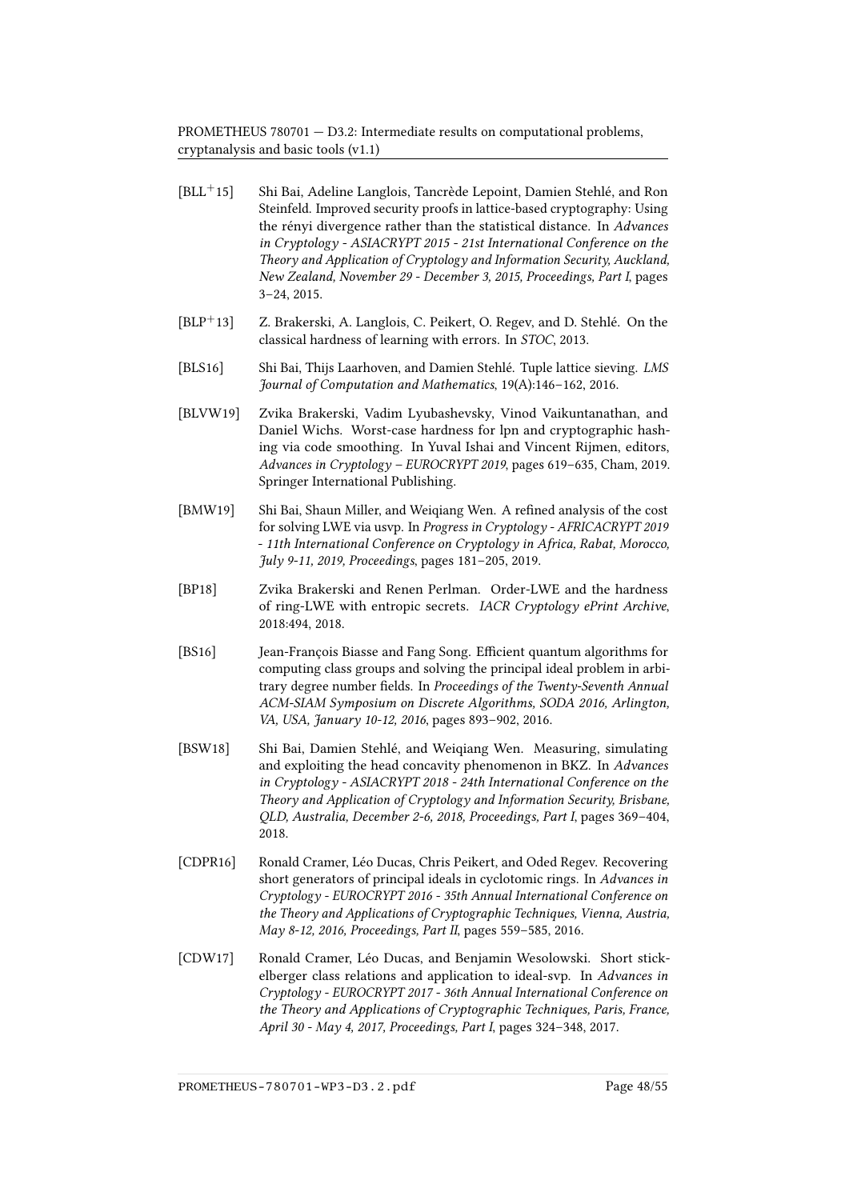[BLL+15] Shi Bai, Adeline Langlois, Tancrède Lepoint, Damien Stehlé, and Ron Steinfeld. Improved security proofs in lattice-based cryptography: Using the rényi divergence rather than the statistical distance. In *Advances in Cryptology - ASIACRYPT 2015 - 21st International Conference on the Theory and Application of Cryptology and Information Security, Auckland, New Zealand, November 29 - December 3, 2015, Proceedings, Part I*, pages 3–24, 2015.

[BLP+13] Z. Brakerski, A. Langlois, C. Peikert, O. Regev, and D. Stehlé. On the classical hardness of learning with errors. In *STOC*, 2013.

[BLS16] Shi Bai, Thijs Laarhoven, and Damien Stehlé. Tuple lattice sieving. *LMS Journal of Computation and Mathematics*, 19(A):146–162, 2016.

[BLVW19] Zvika Brakerski, Vadim Lyubashevsky, Vinod Vaikuntanathan, and Daniel Wichs. Worst-case hardness for lpn and cryptographic hashing via code smoothing. In Yuval Ishai and Vincent Rijmen, editors, *Advances in Cryptology – EUROCRYPT 2019*, pages 619–635, Cham, 2019. Springer International Publishing.

[BMW19] Shi Bai, Shaun Miller, and Weiqiang Wen. A refined analysis of the cost for solving LWE via usvp. In *Progress in Cryptology - AFRICACRYPT 2019 - 11th International Conference on Cryptology in Africa, Rabat, Morocco, July 9-11, 2019, Proceedings*, pages 181–205, 2019.

[BP18] Zvika Brakerski and Renen Perlman. Order-LWE and the hardness of ring-LWE with entropic secrets. *IACR Cryptology ePrint Archive*, 2018:494, 2018.

[BS16] Jean-François Biasse and Fang Song. Efficient quantum algorithms for computing class groups and solving the principal ideal problem in arbitrary degree number fields. In *Proceedings of the Twenty-Seventh Annual ACM-SIAM Symposium on Discrete Algorithms, SODA 2016, Arlington, VA, USA, January 10-12, 2016*, pages 893–902, 2016.

[BSW18] Shi Bai, Damien Stehlé, and Weiqiang Wen. Measuring, simulating and exploiting the head concavity phenomenon in BKZ. In *Advances in Cryptology - ASIACRYPT 2018 - 24th International Conference on the Theory and Application of Cryptology and Information Security, Brisbane, QLD, Australia, December 2-6, 2018, Proceedings, Part I*, pages 369–404, 2018.

[CDPR16] Ronald Cramer, Léo Ducas, Chris Peikert, and Oded Regev. Recovering short generators of principal ideals in cyclotomic rings. In *Advances in Cryptology - EUROCRYPT 2016 - 35th Annual International Conference on the Theory and Applications of Cryptographic Techniques, Vienna, Austria, May 8-12, 2016, Proceedings, Part II*, pages 559–585, 2016.

[CDW17] Ronald Cramer, Léo Ducas, and Benjamin Wesolowski. Short stickelberger class relations and application to ideal-svp. In *Advances in Cryptology - EUROCRYPT 2017 - 36th Annual International Conference on the Theory and Applications of Cryptographic Techniques, Paris, France, April 30 - May 4, 2017, Proceedings, Part I*, pages 324–348, 2017.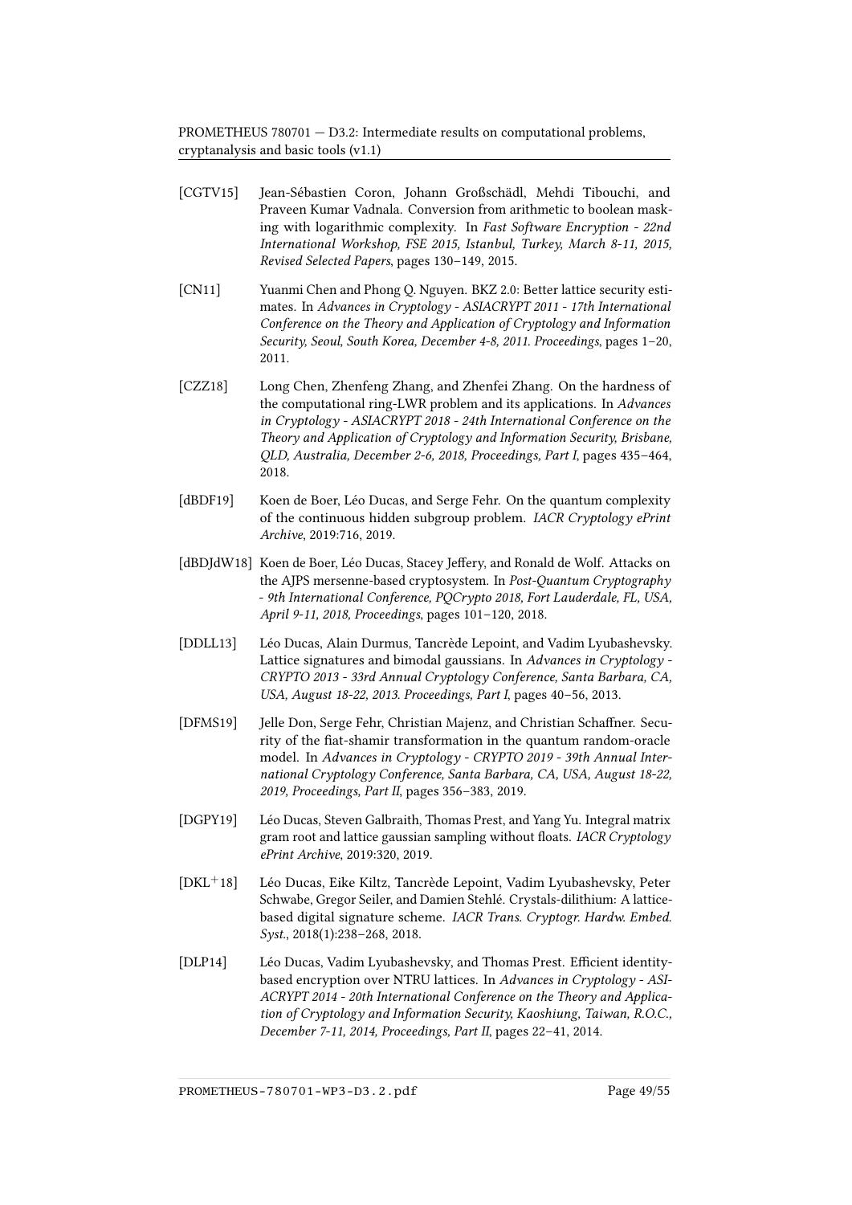[CGTV15] Jean-Sébastien Coron, Johann Großschädl, Mehdi Tibouchi, and Praveen Kumar Vadnala. Conversion from arithmetic to boolean masking with logarithmic complexity. In *Fast Software Encryption - 22nd International Workshop, FSE 2015, Istanbul, Turkey, March 8-11, 2015, Revised Selected Papers*, pages 130–149, 2015.

[CN11] Yuanmi Chen and Phong Q. Nguyen. BKZ 2.0: Better lattice security estimates. In *Advances in Cryptology - ASIACRYPT 2011 - 17th International Conference on the Theory and Application of Cryptology and Information Security, Seoul, South Korea, December 4-8, 2011. Proceedings*, pages 1–20, 2011.

[CZZ18] Long Chen, Zhenfeng Zhang, and Zhenfei Zhang. On the hardness of the computational ring-LWR problem and its applications. In *Advances in Cryptology - ASIACRYPT 2018 - 24th International Conference on the Theory and Application of Cryptology and Information Security, Brisbane, QLD, Australia, December 2-6, 2018, Proceedings, Part I*, pages 435–464, 2018.

[dBDF19] Koen de Boer, Léo Ducas, and Serge Fehr. On the quantum complexity of the continuous hidden subgroup problem. *IACR Cryptology ePrint Archive*, 2019:716, 2019.

[dBDJdW18] Koen de Boer, Léo Ducas, Stacey Jeffery, and Ronald de Wolf. Attacks on the AJPS mersenne-based cryptosystem. In *Post-Quantum Cryptography - 9th International Conference, PQCrypto 2018, Fort Lauderdale, FL, USA, April 9-11, 2018, Proceedings*, pages 101–120, 2018.

[DDLL13] Léo Ducas, Alain Durmus, Tancrède Lepoint, and Vadim Lyubashevsky. Lattice signatures and bimodal gaussians. In *Advances in Cryptology - CRYPTO 2013 - 33rd Annual Cryptology Conference, Santa Barbara, CA, USA, August 18-22, 2013. Proceedings, Part I*, pages 40–56, 2013.

[DFMS19] Jelle Don, Serge Fehr, Christian Majenz, and Christian Schaffner. Security of the fiat-shamir transformation in the quantum random-oracle model. In *Advances in Cryptology - CRYPTO 2019 - 39th Annual International Cryptology Conference, Santa Barbara, CA, USA, August 18-22, 2019, Proceedings, Part II*, pages 356–383, 2019.

[DGPY19] Léo Ducas, Steven Galbraith, Thomas Prest, and Yang Yu. Integral matrix gram root and lattice gaussian sampling without floats. *IACR Cryptology ePrint Archive*, 2019:320, 2019.

[DKL+18] Léo Ducas, Eike Kiltz, Tancrède Lepoint, Vadim Lyubashevsky, Peter Schwabe, Gregor Seiler, and Damien Stehlé. Crystals-dilithium: A lattice-based digital signature scheme. *IACR Trans. Cryptogr. Hardw. Embed. Syst.*, 2018(1):238–268, 2018.

[DLP14] Léo Ducas, Vadim Lyubashevsky, and Thomas Prest. Efficient identity-based encryption over NTRU lattices. In *Advances in Cryptology - ASIACRYPT 2014 - 20th International Conference on the Theory and Application of Cryptology and Information Security, Kaoshiung, Taiwan, R.O.C., December 7-11, 2014, Proceedings, Part II*, pages 22–41, 2014.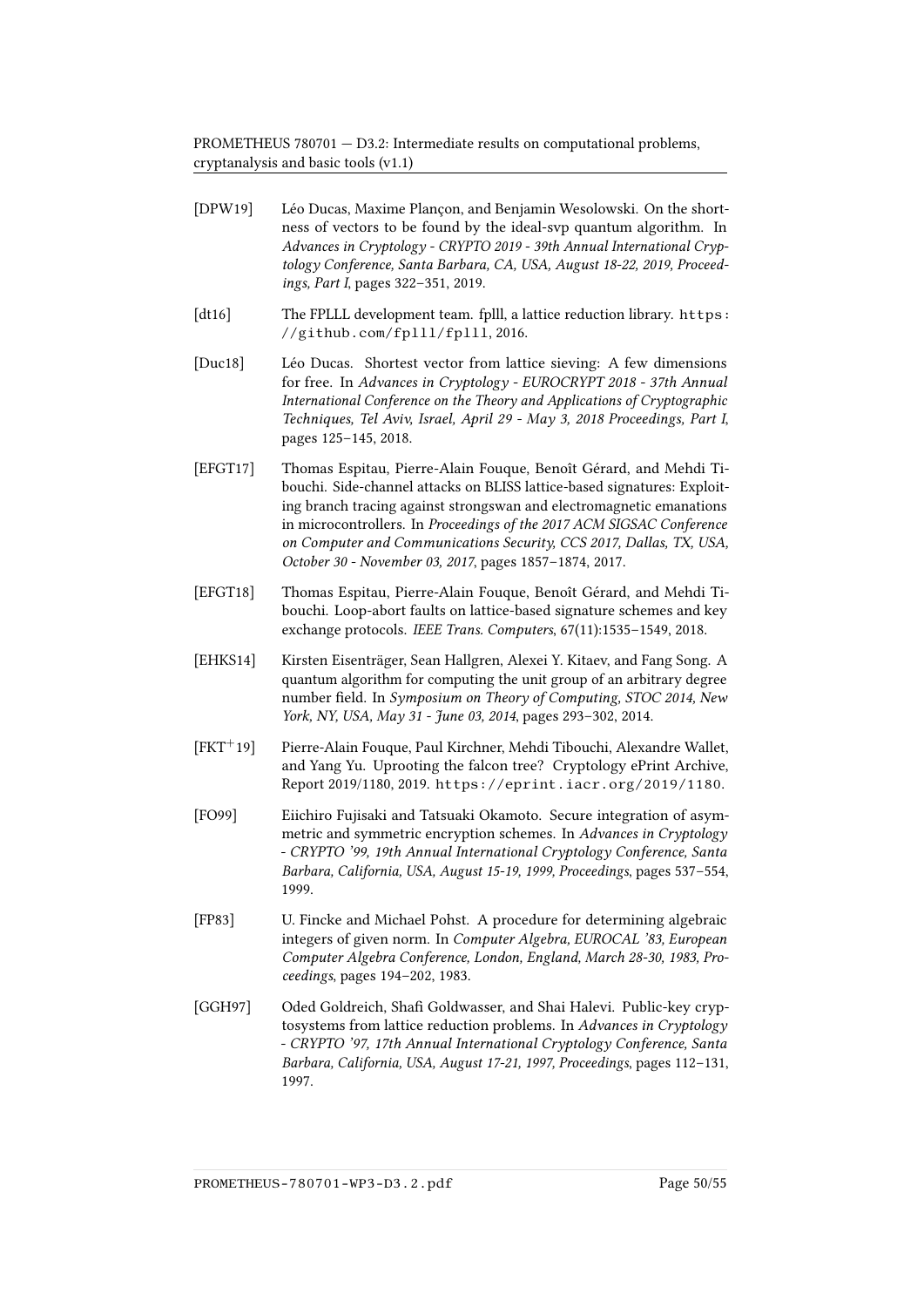[DPW19] Léo Ducas, Maxime Plançon, and Benjamin Wesolowski. On the shortness of vectors to be found by the ideal-svp quantum algorithm. In *Advances in Cryptology - CRYPTO 2019 - 39th Annual International Cryptology Conference, Santa Barbara, CA, USA, August 18-22, 2019, Proceedings, Part I*, pages 322–351, 2019.

[dt16] The FPLLL development team. fplll, a lattice reduction library. https://github.com/fplll/fplll, 2016.

[Duc18] Léo Ducas. Shortest vector from lattice sieving: A few dimensions for free. In *Advances in Cryptology - EUROCRYPT 2018 - 37th Annual International Conference on the Theory and Applications of Cryptographic Techniques, Tel Aviv, Israel, April 29 - May 3, 2018 Proceedings, Part I*, pages 125–145, 2018.

[EFGT17] Thomas Espitau, Pierre-Alain Fouque, Benoît Gérard, and Mehdi Tibouchi. Side-channel attacks on BLISS lattice-based signatures: Exploiting branch tracing against strongswan and electromagnetic emanations in microcontrollers. In *Proceedings of the 2017 ACM SIGSAC Conference on Computer and Communications Security, CCS 2017, Dallas, TX, USA, October 30 - November 03, 2017*, pages 1857–1874, 2017.

[EFGT18] Thomas Espitau, Pierre-Alain Fouque, Benoît Gérard, and Mehdi Tibouchi. Loop-abort faults on lattice-based signature schemes and key exchange protocols. *IEEE Trans. Computers*, 67(11):1535–1549, 2018.

[EHKS14] Kirsten Eisenträger, Sean Hallgren, Alexei Y. Kitaev, and Fang Song. A quantum algorithm for computing the unit group of an arbitrary degree number field. In *Symposium on Theory of Computing, STOC 2014, New York, NY, USA, May 31 - June 03, 2014*, pages 293–302, 2014.

[FKT+19] Pierre-Alain Fouque, Paul Kirchner, Mehdi Tibouchi, Alexandre Wallet, and Yang Yu. Uprooting the falcon tree? Cryptology ePrint Archive, Report 2019/1180, 2019. https://eprint.iacr.org/2019/1180.

[FO99] Eiichiro Fujisaki and Tatsuaki Okamoto. Secure integration of asymmetric and symmetric encryption schemes. In *Advances in Cryptology - CRYPTO '99, 19th Annual International Cryptology Conference, Santa Barbara, California, USA, August 15-19, 1999, Proceedings*, pages 537–554, 1999.

[FP83] U. Fincke and Michael Pohst. A procedure for determining algebraic integers of given norm. In *Computer Algebra, EUROCAL '83, European Computer Algebra Conference, London, England, March 28-30, 1983, Proceedings*, pages 194–202, 1983.

[GGH97] Oded Goldreich, Shafi Goldwasser, and Shai Halevi. Public-key cryptosystems from lattice reduction problems. In *Advances in Cryptology - CRYPTO '97, 17th Annual International Cryptology Conference, Santa Barbara, California, USA, August 17-21, 1997, Proceedings*, pages 112–131, 1997.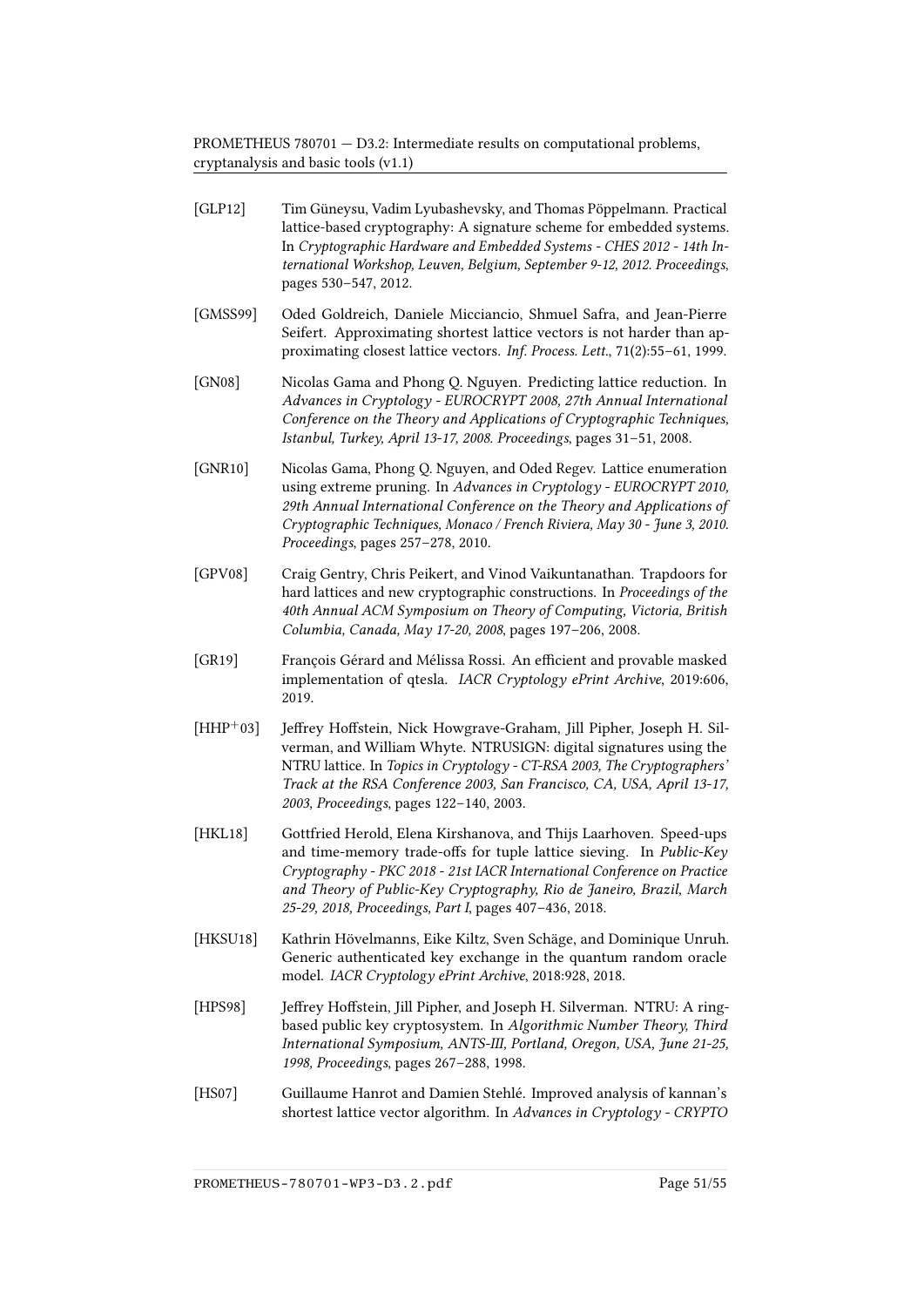[GLP12] Tim Güneysu, Vadim Lyubashevsky, and Thomas Pöppelmann. Practical lattice-based cryptography: A signature scheme for embedded systems. In *Cryptographic Hardware and Embedded Systems - CHES 2012 - 14th International Workshop, Leuven, Belgium, September 9-12, 2012. Proceedings*, pages 530–547, 2012.

[GMSS99] Oded Goldreich, Daniele Micciancio, Shmuel Safra, and Jean-Pierre Seifert. Approximating shortest lattice vectors is not harder than approximating closest lattice vectors. *Inf. Process. Lett.*, 71(2):55–61, 1999.

[GN08] Nicolas Gama and Phong Q. Nguyen. Predicting lattice reduction. In *Advances in Cryptology - EUROCRYPT 2008, 27th Annual International Conference on the Theory and Applications of Cryptographic Techniques, Istanbul, Turkey, April 13-17, 2008. Proceedings*, pages 31–51, 2008.

[GNR10] Nicolas Gama, Phong Q. Nguyen, and Oded Regev. Lattice enumeration using extreme pruning. In *Advances in Cryptology - EUROCRYPT 2010, 29th Annual International Conference on the Theory and Applications of Cryptographic Techniques, Monaco / French Riviera, May 30 - June 3, 2010. Proceedings*, pages 257–278, 2010.

[GPV08] Craig Gentry, Chris Peikert, and Vinod Vaikuntanathan. Trapdoors for hard lattices and new cryptographic constructions. In *Proceedings of the 40th Annual ACM Symposium on Theory of Computing, Victoria, British Columbia, Canada, May 17-20, 2008*, pages 197–206, 2008.

[GR19] François Gérard and Mélissa Rossi. An efficient and provable masked implementation of qtesla. *IACR Cryptology ePrint Archive*, 2019:606, 2019.

[HHP+03] Jeffrey Hoffstein, Nick Howgrave-Graham, Jill Pipher, Joseph H. Silverman, and William Whyte. NTRUSIGN: digital signatures using the NTRU lattice. In *Topics in Cryptology - CT-RSA 2003, The Cryptographers' Track at the RSA Conference 2003, San Francisco, CA, USA, April 13-17, 2003, Proceedings*, pages 122–140, 2003.

[HKL18] Gottfried Herold, Elena Kirshanova, and Thijs Laarhoven. Speed-ups and time-memory trade-offs for tuple lattice sieving. In *Public-Key Cryptography - PKC 2018 - 21st IACR International Conference on Practice and Theory of Public-Key Cryptography, Rio de Janeiro, Brazil, March 25-29, 2018, Proceedings, Part I*, pages 407–436, 2018.

[HKSU18] Kathrin Hövelmanns, Eike Kiltz, Sven Schäge, and Dominique Unruh. Generic authenticated key exchange in the quantum random oracle model. *IACR Cryptology ePrint Archive*, 2018:928, 2018.

[HPS98] Jeffrey Hoffstein, Jill Pipher, and Joseph H. Silverman. NTRU: A ring-based public key cryptosystem. In *Algorithmic Number Theory, Third International Symposium, ANTS-III, Portland, Oregon, USA, June 21-25, 1998, Proceedings*, pages 267–288, 1998.

[HS07] Guillaume Hanrot and Damien Stehlé. Improved analysis of kannan's shortest lattice vector algorithm. In *Advances in Cryptology - CRYPTO*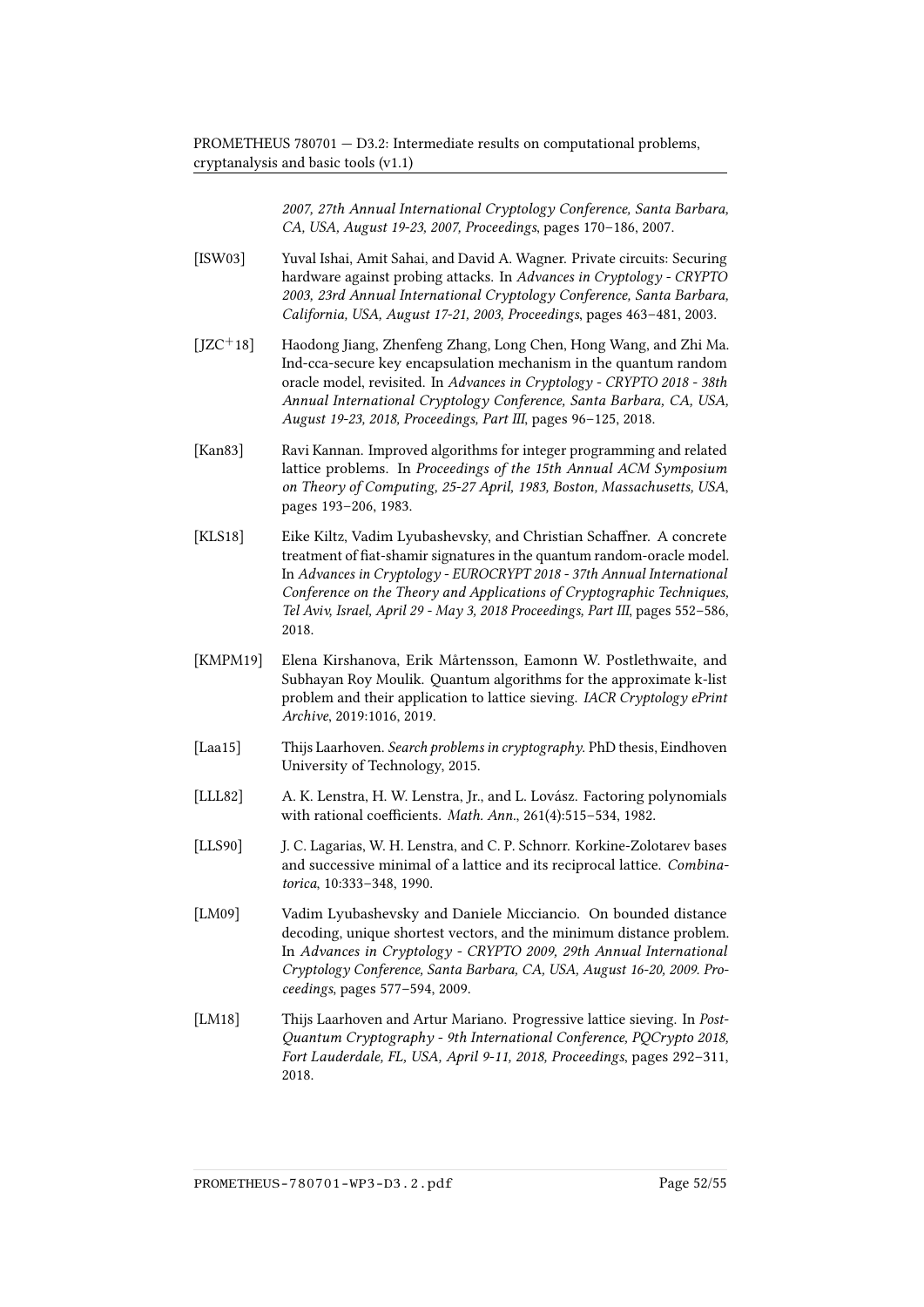*2007, 27th Annual International Cryptology Conference, Santa Barbara, CA, USA, August 19-23, 2007, Proceedings*, pages 170–186, 2007.

[ISW03] Yuval Ishai, Amit Sahai, and David A. Wagner. Private circuits: Securing hardware against probing attacks. In *Advances in Cryptology - CRYPTO 2003, 23rd Annual International Cryptology Conference, Santa Barbara, California, USA, August 17-21, 2003, Proceedings*, pages 463–481, 2003.

[JZC+18] Haodong Jiang, Zhenfeng Zhang, Long Chen, Hong Wang, and Zhi Ma. Ind-cca-secure key encapsulation mechanism in the quantum random oracle model, revisited. In *Advances in Cryptology - CRYPTO 2018 - 38th Annual International Cryptology Conference, Santa Barbara, CA, USA, August 19-23, 2018, Proceedings, Part III*, pages 96–125, 2018.

[Kan83] Ravi Kannan. Improved algorithms for integer programming and related lattice problems. In *Proceedings of the 15th Annual ACM Symposium on Theory of Computing, 25-27 April, 1983, Boston, Massachusetts, USA*, pages 193–206, 1983.

[KLS18] Eike Kiltz, Vadim Lyubashevsky, and Christian Schaffner. A concrete treatment of fiat-shamir signatures in the quantum random-oracle model. In *Advances in Cryptology - EUROCRYPT 2018 - 37th Annual International Conference on the Theory and Applications of Cryptographic Techniques, Tel Aviv, Israel, April 29 - May 3, 2018 Proceedings, Part III*, pages 552–586, 2018.

[KMPM19] Elena Kirshanova, Erik Mårtensson, Eamonn W. Postlethwaite, and Subhayan Roy Moulik. Quantum algorithms for the approximate k-list problem and their application to lattice sieving. *IACR Cryptology ePrint Archive*, 2019:1016, 2019.

[Laa15] Thijs Laarhoven. *Search problems in cryptography*. PhD thesis, Eindhoven University of Technology, 2015.

[LLL82] A. K. Lenstra, H. W. Lenstra, Jr., and L. Lovász. Factoring polynomials with rational coefficients. *Math. Ann.*, 261(4):515–534, 1982.

[LLS90] J. C. Lagarias, W. H. Lenstra, and C. P. Schnorr. Korkine-Zolotarev bases and successive minimal of a lattice and its reciprocal lattice. *Combinatorica*, 10:333–348, 1990.

[LM09] Vadim Lyubashevsky and Daniele Micciancio. On bounded distance decoding, unique shortest vectors, and the minimum distance problem. In *Advances in Cryptology - CRYPTO 2009, 29th Annual International Cryptology Conference, Santa Barbara, CA, USA, August 16-20, 2009. Proceedings*, pages 577–594, 2009.

[LM18] Thijs Laarhoven and Artur Mariano. Progressive lattice sieving. In *Post-Quantum Cryptography - 9th International Conference, PQCrypto 2018, Fort Lauderdale, FL, USA, April 9-11, 2018, Proceedings*, pages 292–311, 2018.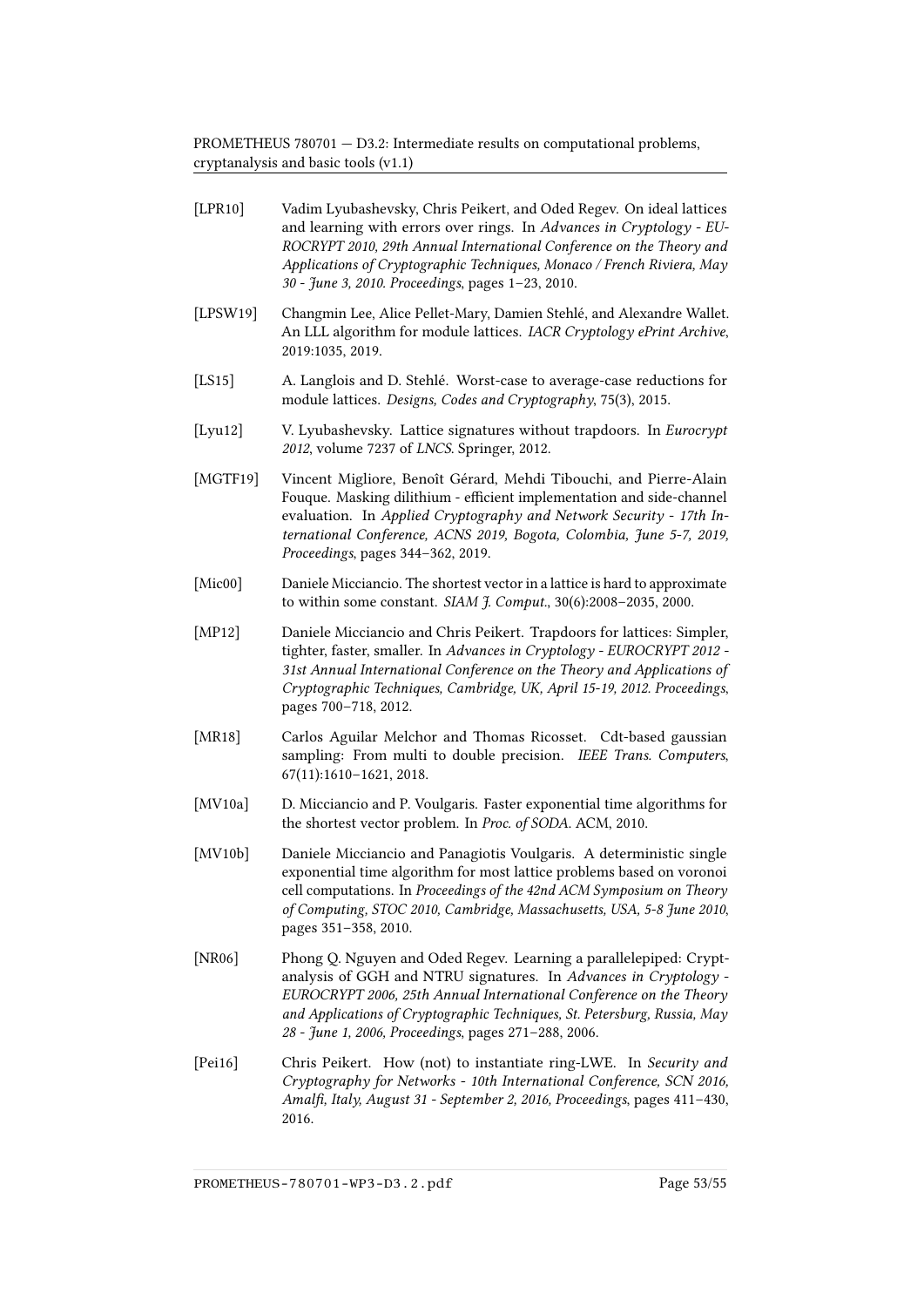[LPR10] Vadim Lyubashevsky, Chris Peikert, and Oded Regev. On ideal lattices and learning with errors over rings. In *Advances in Cryptology - EUROCRYPT 2010, 29th Annual International Conference on the Theory and Applications of Cryptographic Techniques, Monaco / French Riviera, May 30 - June 3, 2010. Proceedings*, pages 1–23, 2010.

[LPSW19] Changmin Lee, Alice Pellet-Mary, Damien Stehlé, and Alexandre Wallet. An LLL algorithm for module lattices. *IACR Cryptology ePrint Archive*, 2019:1035, 2019.

[LS15] A. Langlois and D. Stehlé. Worst-case to average-case reductions for module lattices. *Designs, Codes and Cryptography*, 75(3), 2015.

[Lyu12] V. Lyubashevsky. Lattice signatures without trapdoors. In *Eurocrypt 2012*, volume 7237 of *LNCS*. Springer, 2012.

[MGTF19] Vincent Migliore, Benoît Gérard, Mehdi Tibouchi, and Pierre-Alain Fouque. Masking dilithium - efficient implementation and side-channel evaluation. In *Applied Cryptography and Network Security - 17th International Conference, ACNS 2019, Bogota, Colombia, June 5-7, 2019, Proceedings*, pages 344–362, 2019.

[Mic00] Daniele Micciancio. The shortest vector in a lattice is hard to approximate to within some constant. *SIAM J. Comput.*, 30(6):2008–2035, 2000.

[MP12] Daniele Micciancio and Chris Peikert. Trapdoors for lattices: Simpler, tighter, faster, smaller. In *Advances in Cryptology - EUROCRYPT 2012 - 31st Annual International Conference on the Theory and Applications of Cryptographic Techniques, Cambridge, UK, April 15-19, 2012. Proceedings*, pages 700–718, 2012.

[MR18] Carlos Aguilar Melchor and Thomas Ricosset. Cdt-based gaussian sampling: From multi to double precision. *IEEE Trans. Computers*, 67(11):1610–1621, 2018.

[MV10a] D. Micciancio and P. Voulgaris. Faster exponential time algorithms for the shortest vector problem. In *Proc. of SODA*. ACM, 2010.

[MV10b] Daniele Micciancio and Panagiotis Voulgaris. A deterministic single exponential time algorithm for most lattice problems based on voronoi cell computations. In *Proceedings of the 42nd ACM Symposium on Theory of Computing, STOC 2010, Cambridge, Massachusetts, USA, 5-8 June 2010*, pages 351–358, 2010.

[NR06] Phong Q. Nguyen and Oded Regev. Learning a parallelepiped: Cryptanalysis of GGH and NTRU signatures. In *Advances in Cryptology - EUROCRYPT 2006, 25th Annual International Conference on the Theory and Applications of Cryptographic Techniques, St. Petersburg, Russia, May 28 - June 1, 2006, Proceedings*, pages 271–288, 2006.

[Pei16] Chris Peikert. How (not) to instantiate ring-LWE. In *Security and Cryptography for Networks - 10th International Conference, SCN 2016, Amalfi, Italy, August 31 - September 2, 2016, Proceedings*, pages 411–430, 2016.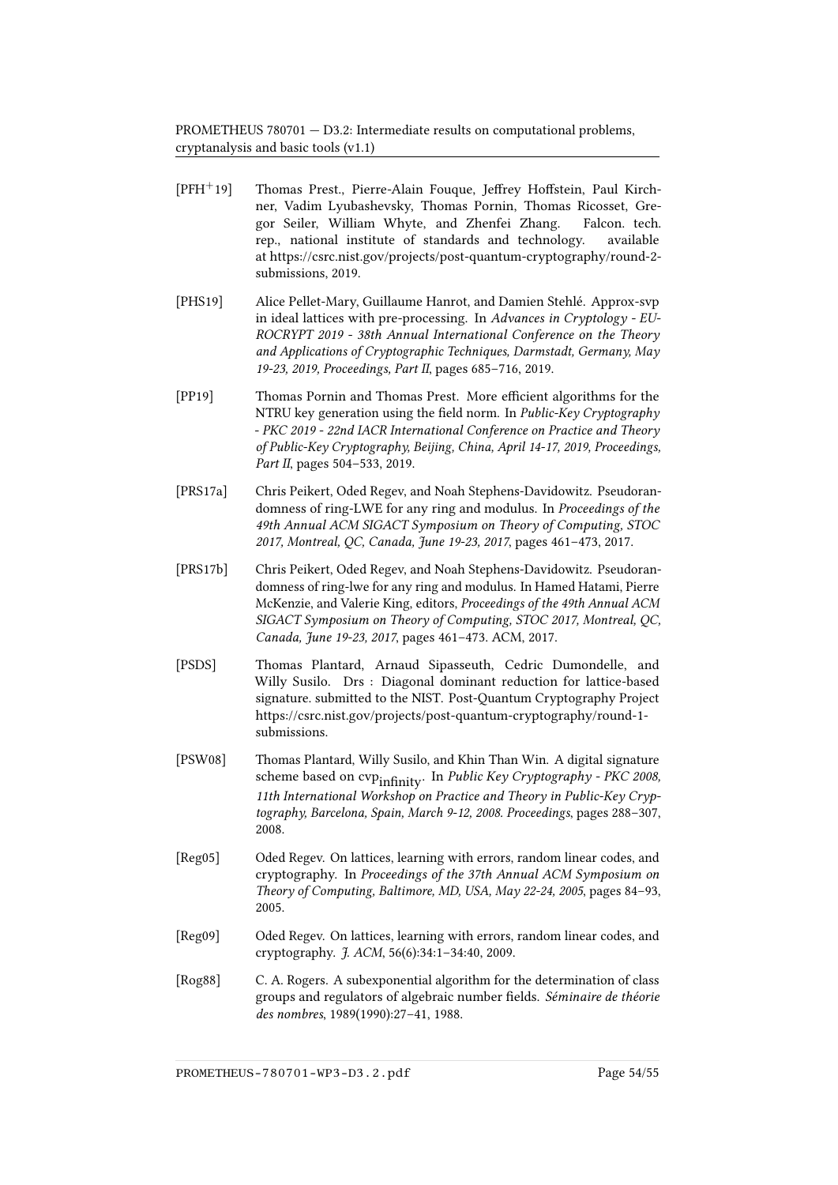[PFH+19] Thomas Prest., Pierre-Alain Fouque, Jeffrey Hoffstein, Paul Kirchner, Vadim Lyubashevsky, Thomas Pornin, Thomas Ricosset, Gregor Seiler, William Whyte, and Zhenfei Zhang. Falcon. tech. rep., national institute of standards and technology. available at https://csrc.nist.gov/projects/post-quantum-cryptography/round-2-submissions, 2019.

[PHS19] Alice Pellet-Mary, Guillaume Hanrot, and Damien Stehlé. Approx-svp in ideal lattices with pre-processing. In *Advances in Cryptology - EUROCRYPT 2019 - 38th Annual International Conference on the Theory and Applications of Cryptographic Techniques, Darmstadt, Germany, May 19-23, 2019, Proceedings, Part II*, pages 685–716, 2019.

[PP19] Thomas Pornin and Thomas Prest. More efficient algorithms for the NTRU key generation using the field norm. In *Public-Key Cryptography - PKC 2019 - 22nd IACR International Conference on Practice and Theory of Public-Key Cryptography, Beijing, China, April 14-17, 2019, Proceedings, Part II*, pages 504–533, 2019.

[PRS17a] Chris Peikert, Oded Regev, and Noah Stephens-Davidowitz. Pseudorandomness of ring-LWE for any ring and modulus. In *Proceedings of the 49th Annual ACM SIGACT Symposium on Theory of Computing, STOC 2017, Montreal, QC, Canada, June 19-23, 2017*, pages 461–473, 2017.

[PRS17b] Chris Peikert, Oded Regev, and Noah Stephens-Davidowitz. Pseudorandomness of ring-lwe for any ring and modulus. In Hamed Hatami, Pierre McKenzie, and Valerie King, editors, *Proceedings of the 49th Annual ACM SIGACT Symposium on Theory of Computing, STOC 2017, Montreal, QC, Canada, June 19-23, 2017*, pages 461–473. ACM, 2017.

[PSDS] Thomas Plantard, Arnaud Sipasseuth, Cedric Dumondelle, and Willy Susilo. Drs : Diagonal dominant reduction for lattice-based signature. submitted to the NIST. Post-Quantum Cryptography Project https://csrc.nist.gov/projects/post-quantum-cryptography/round-1-submissions.

[PSW08] Thomas Plantard, Willy Susilo, and Khin Than Win. A digital signature scheme based on $\text{cvp}_{\text{infinity}}$. In *Public Key Cryptography - PKC 2008, 11th International Workshop on Practice and Theory in Public-Key Cryptography, Barcelona, Spain, March 9-12, 2008. Proceedings*, pages 288–307, 2008.

[Reg05] Oded Regev. On lattices, learning with errors, random linear codes, and cryptography. In *Proceedings of the 37th Annual ACM Symposium on Theory of Computing, Baltimore, MD, USA, May 22-24, 2005*, pages 84–93, 2005.

[Reg09] Oded Regev. On lattices, learning with errors, random linear codes, and cryptography. *J. ACM*, 56(6):34:1–34:40, 2009.

[Rog88] C. A. Rogers. A subexponential algorithm for the determination of class groups and regulators of algebraic number fields. *Séminaire de théorie des nombres*, 1989(1990):27–41, 1988.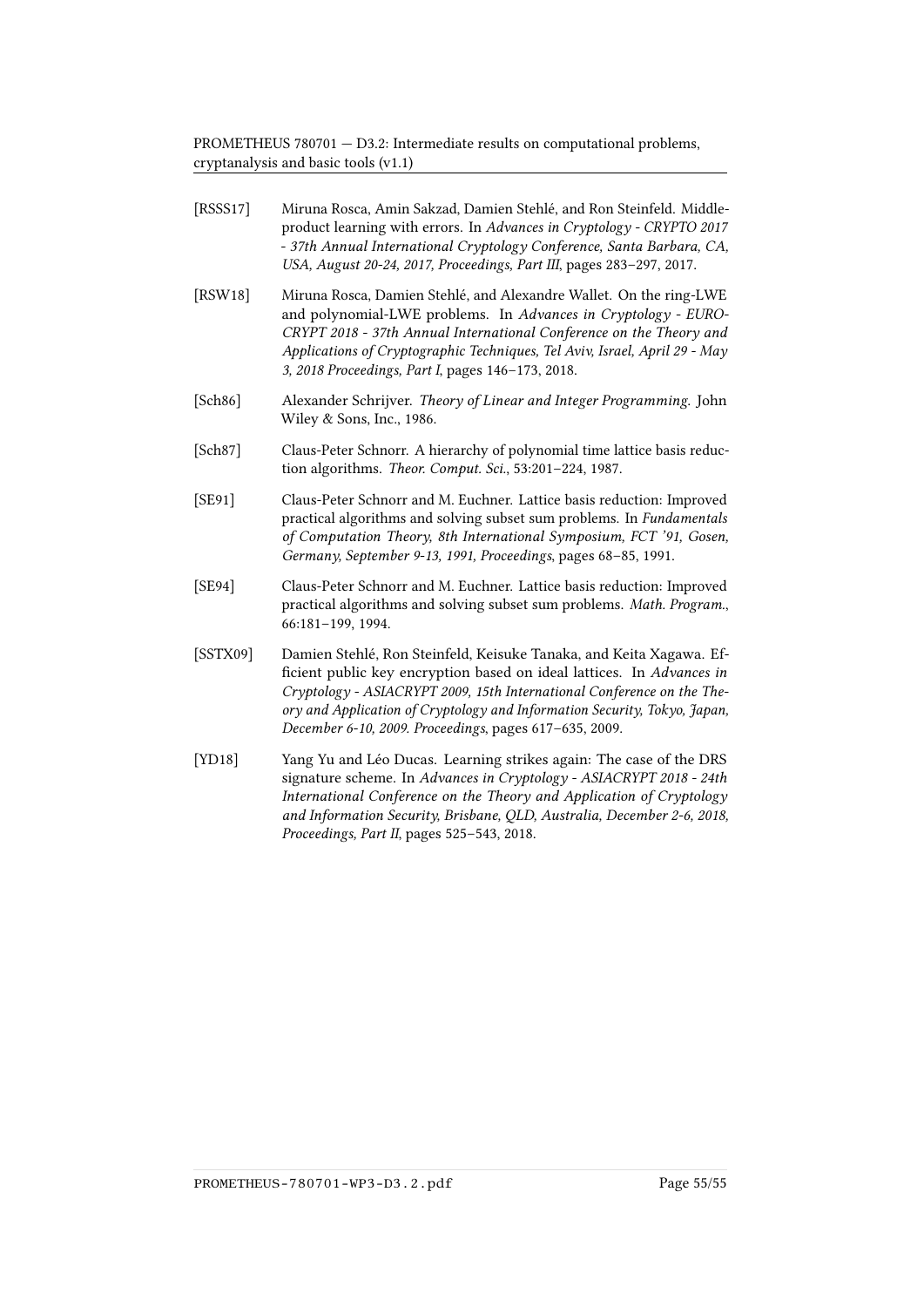[RSSS17] Miruna Rosca, Amin Sakzad, Damien Stehlé, and Ron Steinfeld. Middle-product learning with errors. In *Advances in Cryptology - CRYPTO 2017 - 37th Annual International Cryptology Conference, Santa Barbara, CA, USA, August 20-24, 2017, Proceedings, Part III*, pages 283–297, 2017.

[RSW18] Miruna Rosca, Damien Stehlé, and Alexandre Wallet. On the ring-LWE and polynomial-LWE problems. In *Advances in Cryptology - EUROCRYPT 2018 - 37th Annual International Conference on the Theory and Applications of Cryptographic Techniques, Tel Aviv, Israel, April 29 - May 3, 2018 Proceedings, Part I*, pages 146–173, 2018.

[Sch86] Alexander Schrijver. *Theory of Linear and Integer Programming*. John Wiley & Sons, Inc., 1986.

[Sch87] Claus-Peter Schnorr. A hierarchy of polynomial time lattice basis reduction algorithms. *Theor. Comput. Sci.*, 53:201–224, 1987.

[SE91] Claus-Peter Schnorr and M. Euchner. Lattice basis reduction: Improved practical algorithms and solving subset sum problems. In *Fundamentals of Computation Theory, 8th International Symposium, FCT '91, Gosen, Germany, September 9-13, 1991, Proceedings*, pages 68–85, 1991.

[SE94] Claus-Peter Schnorr and M. Euchner. Lattice basis reduction: Improved practical algorithms and solving subset sum problems. *Math. Program.*, 66:181–199, 1994.

[SSTX09] Damien Stehlé, Ron Steinfeld, Keisuke Tanaka, and Keita Xagawa. Efficient public key encryption based on ideal lattices. In *Advances in Cryptology - ASIACRYPT 2009, 15th International Conference on the Theory and Application of Cryptology and Information Security, Tokyo, Japan, December 6-10, 2009. Proceedings*, pages 617–635, 2009.

[YD18] Yang Yu and Léo Ducas. Learning strikes again: The case of the DRS signature scheme. In *Advances in Cryptology - ASIACRYPT 2018 - 24th International Conference on the Theory and Application of Cryptology and Information Security, Brisbane, QLD, Australia, December 2-6, 2018, Proceedings, Part II*, pages 525–543, 2018.